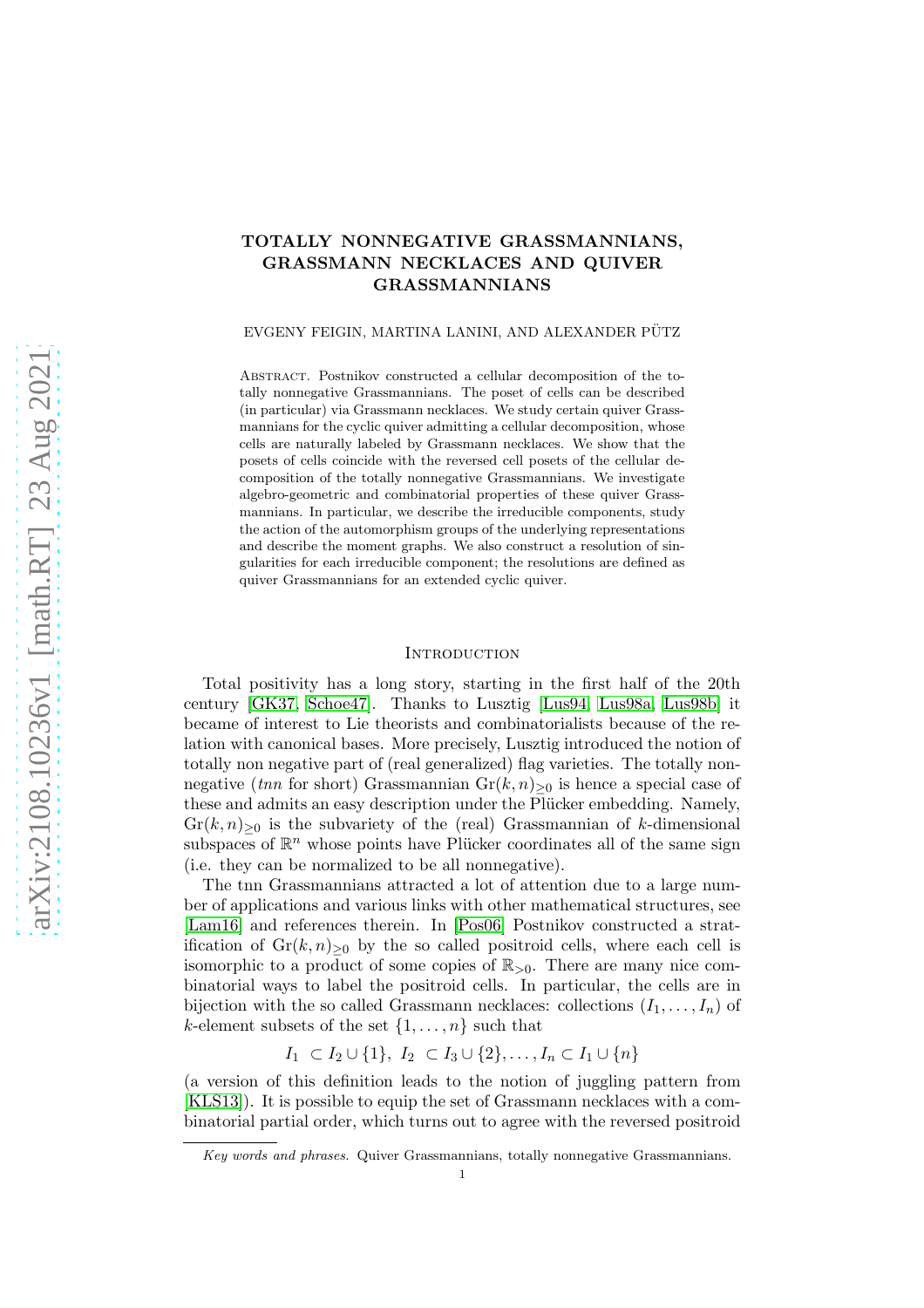# TOTALLY NONNEGATIVE GRASSMANNIANS, GRASSMANN NECKLACES AND QUIVER GRASSMANNIANS

EVGENY FEIGIN, MARTINA LANINI, AND ALEXANDER PÜTZ

Abstract. Postnikov constructed a cellular decomposition of the totally nonnegative Grassmannians. The poset of cells can be described (in particular) via Grassmann necklaces. We study certain quiver Grassmannians for the cyclic quiver admitting a cellular decomposition, whose cells are naturally labeled by Grassmann necklaces. We show that the posets of cells coincide with the reversed cell posets of the cellular decomposition of the totally nonnegative Grassmannians. We investigate algebro-geometric and combinatorial properties of these quiver Grassmannians. In particular, we describe the irreducible components, study the action of the automorphism groups of the underlying representations and describe the moment graphs. We also construct a resolution of singularities for each irreducible component; the resolutions are defined as quiver Grassmannians for an extended cyclic quiver.

## Introduction

Total positivity has a long story, starting in the first half of the 20th century [GK37, Schoe47]. Thanks to Lusztig [Lus94, Lus98a, Lus98b] it became of interest to Lie theorists and combinatorialists because of the relation with canonical bases. More precisely, Lusztig introduced the notion of totally non negative part of (real generalized) flag varieties. The totally nonnegative (*tnn* for short) Grassmannian $\mathrm{Gr}(k,n)_{\geq 0}$ is hence a special case of these and admits an easy description under the Plücker embedding. Namely, $\mathrm{Gr}(k,n)_{\geq 0}$ is the subvariety of the (real) Grassmannian of $k$-dimensional subspaces of $\mathbb{R}^n$ whose points have Plücker coordinates all of the same sign (i.e. they can be normalized to be all nonnegative).

The tnn Grassmannians attracted a lot of attention due to a large number of applications and various links with other mathematical structures, see [Lam16] and references therein. In [Pos06] Postnikov constructed a stratification of $\mathrm{Gr}(k,n)_{\geq 0}$ by the so called positroid cells, where each cell is isomorphic to a product of some copies of $\mathbb{R}_{>0}$. There are many nice combinatorial ways to label the positroid cells. In particular, the cells are in bijection with the so called Grassmann necklaces: collections $(I_1,\dots,I_n)$ of $k$-element subsets of the set $\{1,\dots,n\}$ such that

$$I_1 \subset I_2 \cup \{1\},\ I_2 \subset I_3 \cup \{2\}, \dots, I_n \subset I_1 \cup \{n\}$$

(a version of this definition leads to the notion of juggling pattern from [KLS13]). It is possible to equip the set of Grassmann necklaces with a combinatorial partial order, which turns out to agree with the reversed positroid

*Key words and phrases.* Quiver Grassmannians, totally nonnegative Grassmannians.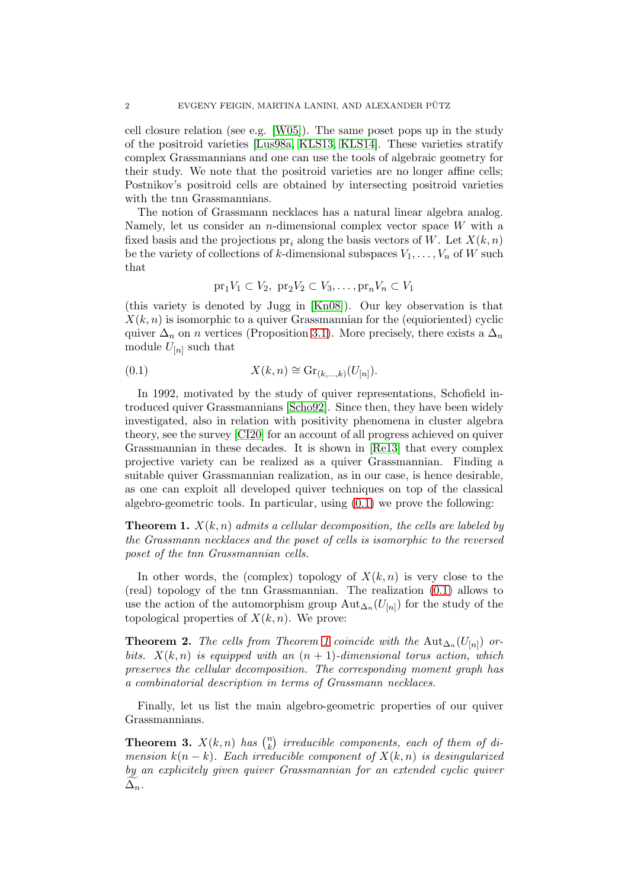cell closure relation (see e.g. [W05]). The same poset pops up in the study of the positroid varieties [Lus98a, KLS13, KLS14]. These varieties stratify complex Grassmannians and one can use the tools of algebraic geometry for their study. We note that the positroid varieties are no longer affine cells; Postnikov's positroid cells are obtained by intersecting positroid varieties with the tnn Grassmannians.

The notion of Grassmann necklaces has a natural linear algebra analog. Namely, let us consider an $n$-dimensional complex vector space $W$ with a fixed basis and the projections $\mathrm{pr}_i$ along the basis vectors of $W$. Let $X(k,n)$ be the variety of collections of $k$-dimensional subspaces $V_1,\dots,V_n$ of $W$ such that

$$\mathrm{pr}_1 V_1 \subset V_2,\ \mathrm{pr}_2 V_2 \subset V_3, \dots, \mathrm{pr}_n V_n \subset V_1$$

(this variety is denoted by Jugg in [Kn08]). Our key observation is that $X(k,n)$ is isomorphic to a quiver Grassmannian for the (equioriented) cyclic quiver $\Delta_n$ on $n$ vertices (Proposition 3.1). More precisely, there exists a $\Delta_n$ module $U_{[n]}$ such that

$$X(k,n) \cong \mathrm{Gr}_{(k,\dots,k)}(U_{[n]}). \tag{0.1}$$

In 1992, motivated by the study of quiver representations, Schofield introduced quiver Grassmannians [Scho92]. Since then, they have been widely investigated, also in relation with positivity phenomena in cluster algebra theory, see the survey [CI20] for an account of all progress achieved on quiver Grassmannian in these decades. It is shown in [Re13] that every complex projective variety can be realized as a quiver Grassmannian. Finding a suitable quiver Grassmannian realization, as in our case, is hence desirable, as one can exploit all developed quiver techniques on top of the classical algebro-geometric tools. In particular, using (0.1) we prove the following:

**Theorem 1.** *$X(k,n)$ admits a cellular decomposition, the cells are labeled by the Grassmann necklaces and the poset of cells is isomorphic to the reversed poset of the tnn Grassmannian cells.*

In other words, the (complex) topology of $X(k,n)$ is very close to the (real) topology of the tnn Grassmannian. The realization (0.1) allows to use the action of the automorphism group $\mathrm{Aut}_{\Delta_n}(U_{[n]})$ for the study of the topological properties of $X(k,n)$. We prove:

**Theorem 2.** *The cells from Theorem 1 coincide with the $\mathrm{Aut}_{\Delta_n}(U_{[n]})$ orbits. $X(k,n)$ is equipped with an $(n+1)$-dimensional torus action, which preserves the cellular decomposition. The corresponding moment graph has a combinatorial description in terms of Grassmann necklaces.*

Finally, let us list the main algebro-geometric properties of our quiver Grassmannians.

**Theorem 3.** *$X(k,n)$ has $\binom{n}{k}$ irreducible components, each of them of dimension $k(n-k)$. Each irreducible component of $X(k,n)$ is desingularized by an explicitely given quiver Grassmannian for an extended cyclic quiver $\widetilde{\Delta}_n$.*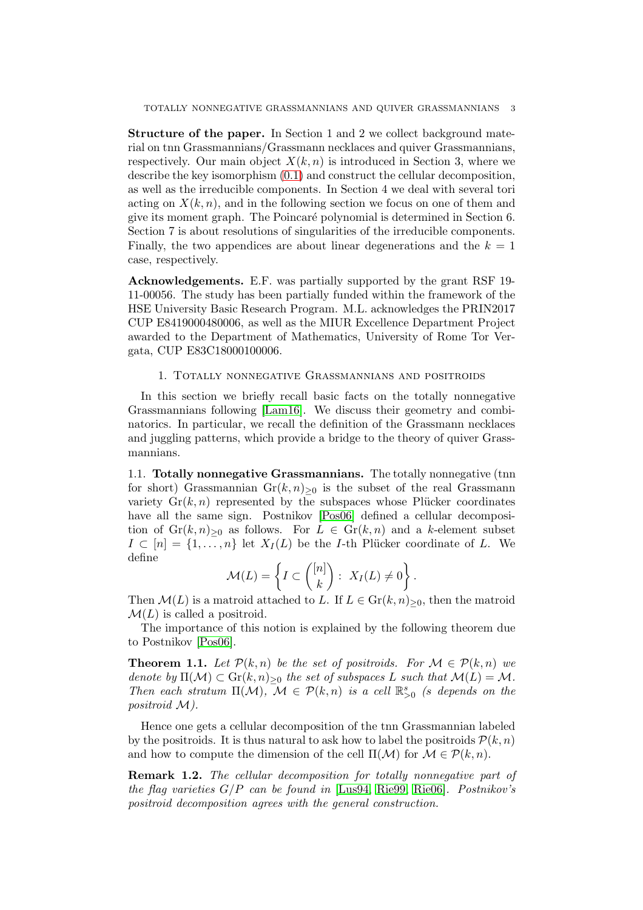**Structure of the paper.** In Section 1 and 2 we collect background material on tnn Grassmannians/Grassmann necklaces and quiver Grassmannians, respectively. Our main object $X(k,n)$ is introduced in Section 3, where we describe the key isomorphism (0.1) and construct the cellular decomposition, as well as the irreducible components. In Section 4 we deal with several tori acting on $X(k,n)$, and in the following section we focus on one of them and give its moment graph. The Poincaré polynomial is determined in Section 6. Section 7 is about resolutions of singularities of the irreducible components. Finally, the two appendices are about linear degenerations and the $k=1$ case, respectively.

**Acknowledgements.** E.F. was partially supported by the grant RSF 19-11-00056. The study has been partially funded within the framework of the HSE University Basic Research Program. M.L. acknowledges the PRIN2017 CUP E8419000480006, as well as the MIUR Excellence Department Project awarded to the Department of Mathematics, University of Rome Tor Vergata, CUP E83C18000100006.

## 1. Totally nonnegative Grassmannians and positroids

In this section we briefly recall basic facts on the totally nonnegative Grassmannians following [Lam16]. We discuss their geometry and combinatorics. In particular, we recall the definition of the Grassmann necklaces and juggling patterns, which provide a bridge to the theory of quiver Grassmannians.

### 1.1. Totally nonnegative Grassmannians.

The totally nonnegative (tnn for short) Grassmannian $\mathrm{Gr}(k,n)_{\geq 0}$ is the subset of the real Grassmann variety $\mathrm{Gr}(k,n)$ represented by the subspaces whose Plücker coordinates have all the same sign. Postnikov [Pos06] defined a cellular decomposition of $\mathrm{Gr}(k,n)_{\geq 0}$ as follows. For $L \in \mathrm{Gr}(k,n)$ and a $k$-element subset $I \subset [n] = \{1,\dots,n\}$ let $X_I(L)$ be the $I$-th Plücker coordinate of $L$. We define

$$\mathcal{M}(L) = \left\{ I \subset \binom{[n]}{k} : \ X_I(L) \neq 0 \right\}.$$

Then $\mathcal{M}(L)$ is a matroid attached to $L$. If $L \in \mathrm{Gr}(k,n)_{\geq 0}$, then the matroid $\mathcal{M}(L)$ is called a positroid.

The importance of this notion is explained by the following theorem due to Postnikov [Pos06].

**Theorem 1.1.** *Let $\mathcal{P}(k,n)$ be the set of positroids. For $\mathcal{M} \in \mathcal{P}(k,n)$ we denote by $\Pi(\mathcal{M}) \subset \mathrm{Gr}(k,n)_{\geq 0}$ the set of subspaces $L$ such that $\mathcal{M}(L) = \mathcal{M}$. Then each stratum $\Pi(\mathcal{M})$, $\mathcal{M} \in \mathcal{P}(k,n)$ is a cell $\mathbb{R}^s_{>0}$ ($s$ depends on the positroid $\mathcal{M}$).*

Hence one gets a cellular decomposition of the tnn Grassmannian labeled by the positroids. It is thus natural to ask how to label the positroids $\mathcal{P}(k,n)$ and how to compute the dimension of the cell $\Pi(\mathcal{M})$ for $\mathcal{M} \in \mathcal{P}(k,n)$.

**Remark 1.2.** *The cellular decomposition for totally nonnegative part of the flag varieties $G/P$ can be found in [Lus94, Rie99, Rie06]. Postnikov's positroid decomposition agrees with the general construction.*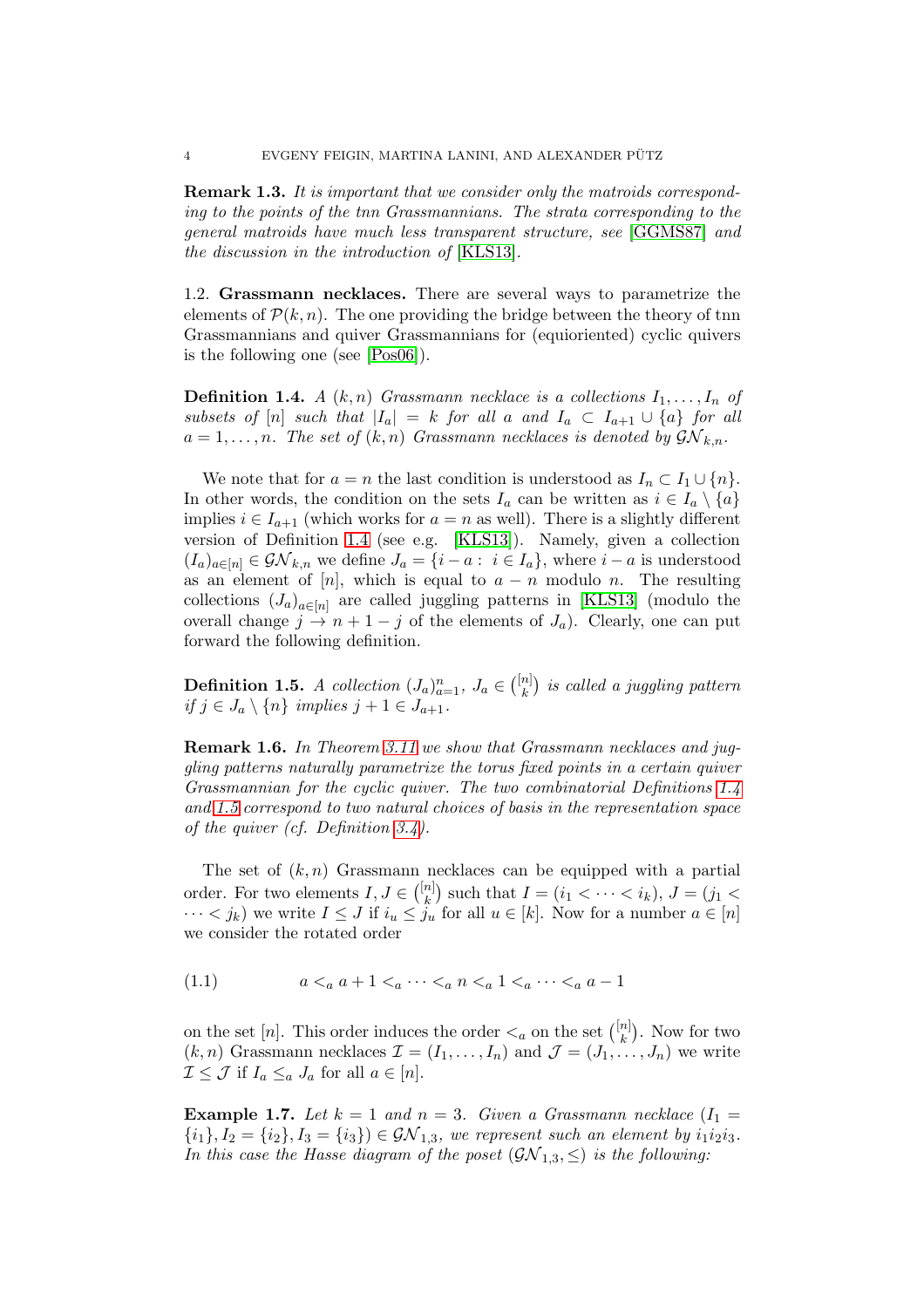**Remark 1.3.** *It is important that we consider only the matroids corresponding to the points of the tnn Grassmannians. The strata corresponding to the general matroids have much less transparent structure, see [GGMS87] and the discussion in the introduction of [KLS13].*

1.2. **Grassmann necklaces.** There are several ways to parametrize the elements of $\mathcal{P}(k,n)$. The one providing the bridge between the theory of tnn Grassmannians and quiver Grassmannians for (equioriented) cyclic quivers is the following one (see [Pos06]).

**Definition 1.4.** *A $(k,n)$ Grassmann necklace is a collections $I_1,\dots,I_n$ of subsets of $[n]$ such that $|I_a| = k$ for all $a$ and $I_a \subset I_{a+1} \cup \{a\}$ for all $a = 1,\dots,n$. The set of $(k,n)$ Grassmann necklaces is denoted by $\mathcal{GN}_{k,n}$.*

We note that for $a = n$ the last condition is understood as $I_n \subset I_1 \cup \{n\}$. In other words, the condition on the sets $I_a$ can be written as $i \in I_a \setminus \{a\}$ implies $i \in I_{a+1}$ (which works for $a = n$ as well). There is a slightly different version of Definition 1.4 (see e.g. [KLS13]). Namely, given a collection $(I_a)_{a\in[n]} \in \mathcal{GN}_{k,n}$ we define $J_a = \{i - a : i \in I_a\}$, where $i - a$ is understood as an element of $[n]$, which is equal to $a - n$ modulo $n$. The resulting collections $(J_a)_{a\in[n]}$ are called juggling patterns in [KLS13] (modulo the overall change $j \to n + 1 - j$ of the elements of $J_a$). Clearly, one can put forward the following definition.

**Definition 1.5.** *A collection $(J_a)_{a=1}^n$, $J_a \in \binom{[n]}{k}$ is called a juggling pattern if $j \in J_a \setminus \{n\}$ implies $j + 1 \in J_{a+1}$.*

**Remark 1.6.** *In Theorem 3.11 we show that Grassmann necklaces and juggling patterns naturally parametrize the torus fixed points in a certain quiver Grassmannian for the cyclic quiver. The two combinatorial Definitions 1.4 and 1.5 correspond to two natural choices of basis in the representation space of the quiver (cf. Definition 3.4).*

The set of $(k,n)$ Grassmann necklaces can be equipped with a partial order. For two elements $I, J \in \binom{[n]}{k}$ such that $I = (i_1 < \dots < i_k)$, $J = (j_1 < \dots < j_k)$ we write $I \le J$ if $i_u \le j_u$ for all $u \in [k]$. Now for a number $a \in [n]$ we consider the rotated order

$$a <_a a + 1 <_a \dots <_a n <_a 1 <_a \dots <_a a - 1 \tag{1.1}$$

on the set $[n]$. This order induces the order $<_a$ on the set $\binom{[n]}{k}$. Now for two $(k,n)$ Grassmann necklaces $\mathcal{I} = (I_1,\dots,I_n)$ and $\mathcal{J} = (J_1,\dots,J_n)$ we write $\mathcal{I} \le \mathcal{J}$ if $I_a \le_a J_a$ for all $a \in [n]$.

**Example 1.7.** *Let $k = 1$ and $n = 3$. Given a Grassmann necklace $(I_1 = \{i_1\}, I_2 = \{i_2\}, I_3 = \{i_3\}) \in \mathcal{GN}_{1,3}$, we represent such an element by $i_1i_2i_3$. In this case the Hasse diagram of the poset $(\mathcal{GN}_{1,3}, \le)$ is the following:*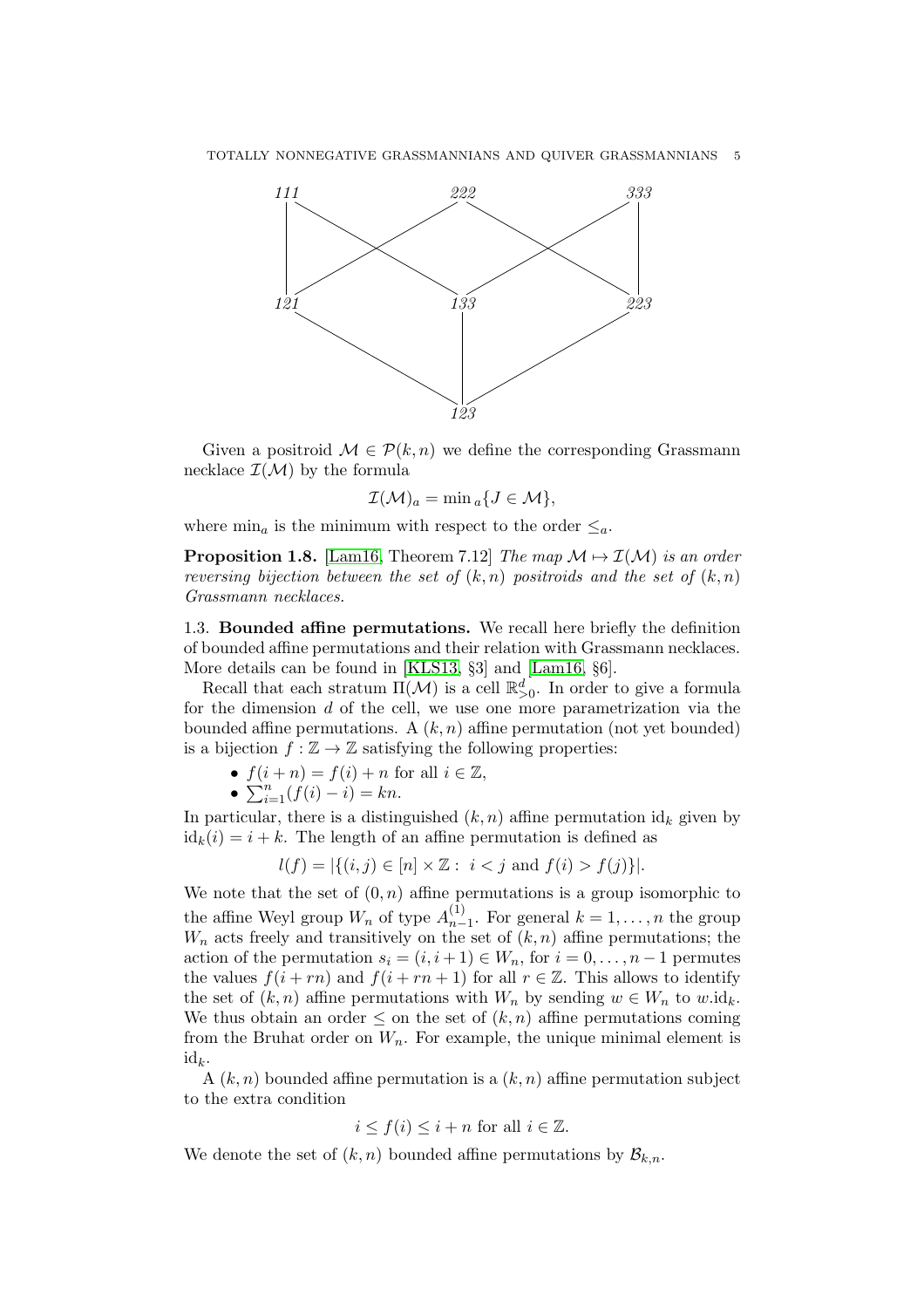Given a positroid $\mathcal{M} \in \mathcal{P}(k,n)$ we define the corresponding Grassmann necklace $\mathcal{I}(\mathcal{M})$ by the formula

$$\mathcal{I}(\mathcal{M})_a = \min{}_a\{J \in \mathcal{M}\},$$

where $\min_a$ is the minimum with respect to the order $\leq_a$.

**Proposition 1.8.** [Lam16, Theorem 7.12] *The map $\mathcal{M} \mapsto \mathcal{I}(\mathcal{M})$ is an order reversing bijection between the set of $(k,n)$ positroids and the set of $(k,n)$ Grassmann necklaces.*

### 1.3. Bounded affine permutations.

We recall here briefly the definition of bounded affine permutations and their relation with Grassmann necklaces. More details can be found in [KLS13, §3] and [Lam16, §6].

Recall that each stratum $\Pi(\mathcal{M})$ is a cell $\mathbb{R}^d_{>0}$. In order to give a formula for the dimension $d$ of the cell, we use one more parametrization via the bounded affine permutations. A $(k,n)$ affine permutation (not yet bounded) is a bijection $f : \mathbb{Z} \to \mathbb{Z}$ satisfying the following properties:

- $f(i+n) = f(i) + n$ for all $i \in \mathbb{Z}$,
- $\sum_{i=1}^{n}(f(i) - i) = kn$.

In particular, there is a distinguished $(k,n)$ affine permutation $\mathrm{id}_k$ given by $\mathrm{id}_k(i) = i + k$. The length of an affine permutation is defined as

$$l(f) = |\{(i,j) \in [n] \times \mathbb{Z} : \; i < j \text{ and } f(i) > f(j)\}|.$$

We note that the set of $(0,n)$ affine permutations is a group isomorphic to the affine Weyl group $W_n$ of type $A^{(1)}_{n-1}$. For general $k = 1, \ldots, n$ the group $W_n$ acts freely and transitively on the set of $(k,n)$ affine permutations; the action of the permutation $s_i = (i, i+1) \in W_n$, for $i = 0, \ldots, n-1$ permutes the values $f(i + rn)$ and $f(i + rn + 1)$ for all $r \in \mathbb{Z}$. This allows to identify the set of $(k,n)$ affine permutations with $W_n$ by sending $w \in W_n$ to $w.\mathrm{id}_k$. We thus obtain an order $\leq$ on the set of $(k,n)$ affine permutations coming from the Bruhat order on $W_n$. For example, the unique minimal element is $\mathrm{id}_k$.

A $(k,n)$ bounded affine permutation is a $(k,n)$ affine permutation subject to the extra condition

$$i \leq f(i) \leq i + n \text{ for all } i \in \mathbb{Z}.$$

We denote the set of $(k,n)$ bounded affine permutations by $\mathcal{B}_{k,n}$.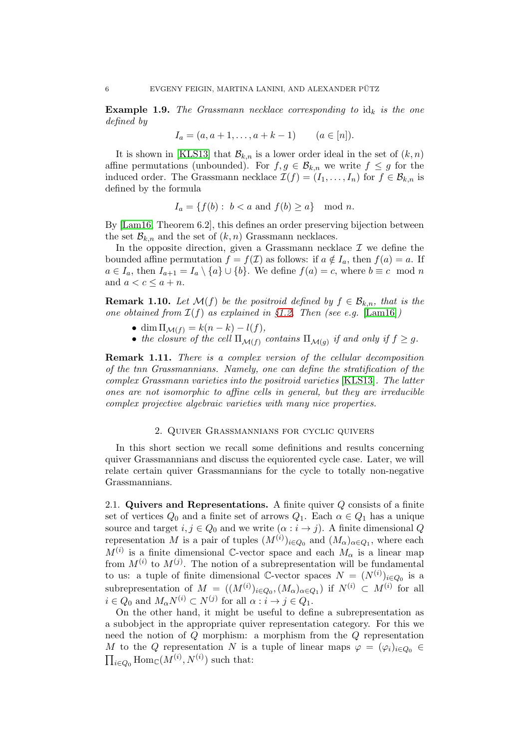**Example 1.9.** *The Grassmann necklace corresponding to* $\mathrm{id}_k$ *is the one defined by*

$$I_a = (a, a+1, \ldots, a+k-1) \qquad (a \in [n]).$$

It is shown in [KLS13] that $\mathcal{B}_{k,n}$ is a lower order ideal in the set of $(k,n)$ affine permutations (unbounded). For $f, g \in \mathcal{B}_{k,n}$ we write $f \le g$ for the induced order. The Grassmann necklace $\mathcal{I}(f) = (I_1, \ldots, I_n)$ for $f \in \mathcal{B}_{k,n}$ is defined by the formula

$$I_a = \{f(b) :\ b < a \text{ and } f(b) \ge a\} \mod n.$$

By [Lam16, Theorem 6.2], this defines an order preserving bijection between the set $\mathcal{B}_{k,n}$ and the set of $(k,n)$ Grassmann necklaces.

In the opposite direction, given a Grassmann necklace $\mathcal{I}$ we define the bounded affine permutation $f = f(\mathcal{I})$ as follows: if $a \notin I_a$, then $f(a) = a$. If $a \in I_a$, then $I_{a+1} = I_a \setminus \{a\} \cup \{b\}$. We define $f(a) = c$, where $b \equiv c \mod n$ and $a < c \le a + n$.

**Remark 1.10.** *Let* $\mathcal{M}(f)$ *be the positroid defined by* $f \in \mathcal{B}_{k,n}$*, that is the one obtained from* $\mathcal{I}(f)$ *as explained in §1.2. Then (see e.g. [Lam16])*

- $\dim \Pi_{\mathcal{M}(f)} = k(n-k) - l(f)$,
- *the closure of the cell* $\Pi_{\mathcal{M}(f)}$ *contains* $\Pi_{\mathcal{M}(g)}$ *if and only if* $f \ge g$.

**Remark 1.11.** *There is a complex version of the cellular decomposition of the tnn Grassmannians. Namely, one can define the stratification of the complex Grassmann varieties into the positroid varieties [KLS13]. The latter ones are not isomorphic to affine cells in general, but they are irreducible complex projective algebraic varieties with many nice properties.*

## 2. Quiver Grassmannians for cyclic quivers

In this short section we recall some definitions and results concerning quiver Grassmannians and discuss the equioriented cycle case. Later, we will relate certain quiver Grassmannians for the cycle to totally non-negative Grassmannians.

### 2.1. Quivers and Representations.

A finite quiver $Q$ consists of a finite set of vertices $Q_0$ and a finite set of arrows $Q_1$. Each $\alpha \in Q_1$ has a unique source and target $i, j \in Q_0$ and we write $(\alpha : i \to j)$. A finite dimensional $Q$ representation $M$ is a pair of tuples $(M^{(i)})_{i \in Q_0}$ and $(M_\alpha)_{\alpha \in Q_1}$, where each $M^{(i)}$ is a finite dimensional $\mathbb{C}$-vector space and each $M_\alpha$ is a linear map from $M^{(i)}$ to $M^{(j)}$. The notion of a subrepresentation will be fundamental to us: a tuple of finite dimensional $\mathbb{C}$-vector spaces $N = (N^{(i)})_{i \in Q_0}$ is a subrepresentation of $M = ((M^{(i)})_{i \in Q_0}, (M_\alpha)_{\alpha \in Q_1})$ if $N^{(i)} \subset M^{(i)}$ for all $i \in Q_0$ and $M_\alpha N^{(i)} \subset N^{(j)}$ for all $\alpha : i \to j \in Q_1$.

On the other hand, it might be useful to define a subrepresentation as a subobject in the appropriate quiver representation category. For this we need the notion of $Q$ morphism: a morphism from the $Q$ representation $M$ to the $Q$ representation $N$ is a tuple of linear maps $\varphi = (\varphi_i)_{i \in Q_0} \in \prod_{i \in Q_0} \mathrm{Hom}_{\mathbb{C}}(M^{(i)}, N^{(i)})$ such that: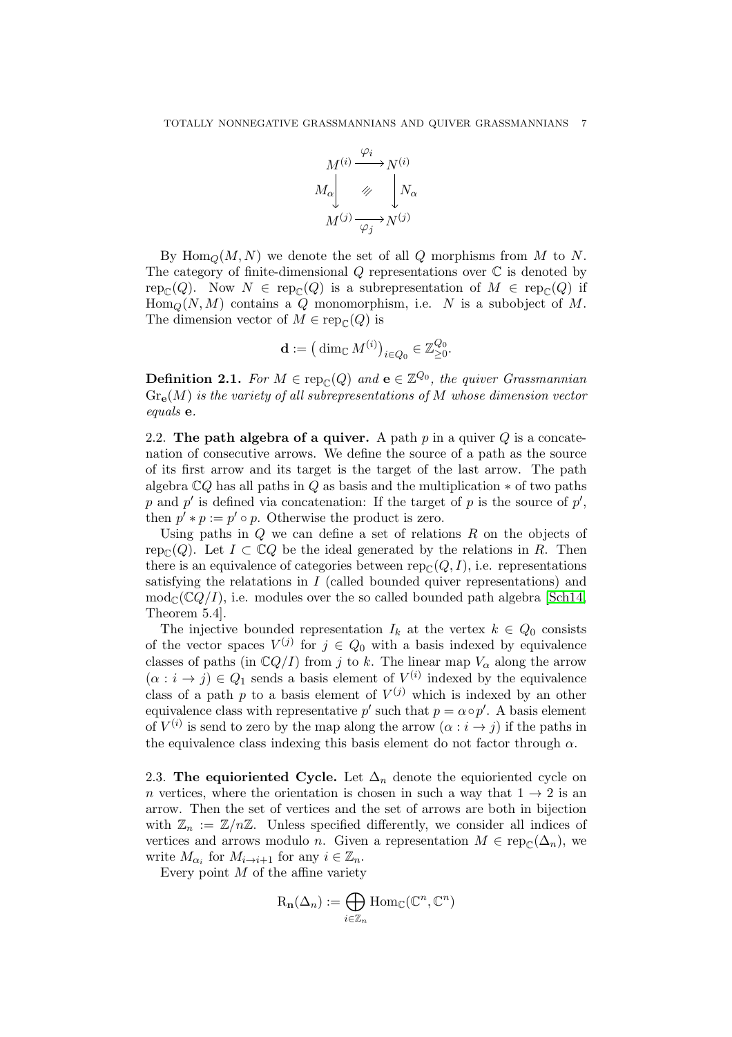$$\begin{array}{ccc} M^{(i)} & \xrightarrow{\varphi_i} & N^{(i)} \\ M_\alpha \downarrow & /\!\!/\!\!/ & \downarrow N_\alpha \\ M^{(j)} & \xrightarrow[\varphi_j]{} & N^{(j)} \end{array}$$

By $\mathrm{Hom}_Q(M,N)$ we denote the set of all $Q$ morphisms from $M$ to $N$. The category of finite-dimensional $Q$ representations over $\mathbb{C}$ is denoted by $\mathrm{rep}_{\mathbb{C}}(Q)$. Now $N \in \mathrm{rep}_{\mathbb{C}}(Q)$ is a subrepresentation of $M \in \mathrm{rep}_{\mathbb{C}}(Q)$ if $\mathrm{Hom}_Q(N,M)$ contains a $Q$ monomorphism, i.e. $N$ is a subobject of $M$. The dimension vector of $M \in \mathrm{rep}_{\mathbb{C}}(Q)$ is

$$\mathbf{d} := \big(\dim_{\mathbb{C}} M^{(i)}\big)_{i\in Q_0} \in \mathbb{Z}_{\geq 0}^{Q_0}.$$

**Definition 2.1.** *For $M \in \mathrm{rep}_{\mathbb{C}}(Q)$ and $\mathbf{e} \in \mathbb{Z}^{Q_0}$, the quiver Grassmannian $\mathrm{Gr}_{\mathbf{e}}(M)$ is the variety of all subrepresentations of $M$ whose dimension vector equals $\mathbf{e}$.*

2.2. **The path algebra of a quiver.** A path $p$ in a quiver $Q$ is a concatenation of consecutive arrows. We define the source of a path as the source of its first arrow and its target is the target of the last arrow. The path algebra $\mathbb{C}Q$ has all paths in $Q$ as basis and the multiplication $*$ of two paths $p$ and $p'$ is defined via concatenation: If the target of $p$ is the source of $p'$, then $p' * p := p' \circ p$. Otherwise the product is zero.

Using paths in $Q$ we can define a set of relations $R$ on the objects of $\mathrm{rep}_{\mathbb{C}}(Q)$. Let $I \subset \mathbb{C}Q$ be the ideal generated by the relations in $R$. Then there is an equivalence of categories between $\mathrm{rep}_{\mathbb{C}}(Q,I)$, i.e. representations satisfying the relatations in $I$ (called bounded quiver representations) and $\mathrm{mod}_{\mathbb{C}}(\mathbb{C}Q/I)$, i.e. modules over the so called bounded path algebra [Sch14, Theorem 5.4].

The injective bounded representation $I_k$ at the vertex $k \in Q_0$ consists of the vector spaces $V^{(j)}$ for $j \in Q_0$ with a basis indexed by equivalence classes of paths (in $\mathbb{C}Q/I$) from $j$ to $k$. The linear map $V_\alpha$ along the arrow $(\alpha : i \to j) \in Q_1$ sends a basis element of $V^{(i)}$ indexed by the equivalence class of a path $p$ to a basis element of $V^{(j)}$ which is indexed by an other equivalence class with representative $p'$ such that $p = \alpha \circ p'$. A basis element of $V^{(i)}$ is send to zero by the map along the arrow $(\alpha : i \to j)$ if the paths in the equivalence class indexing this basis element do not factor through $\alpha$.

2.3. **The equioriented Cycle.** Let $\Delta_n$ denote the equioriented cycle on $n$ vertices, where the orientation is chosen in such a way that $1 \to 2$ is an arrow. Then the set of vertices and the set of arrows are both in bijection with $\mathbb{Z}_n := \mathbb{Z}/n\mathbb{Z}$. Unless specified differently, we consider all indices of vertices and arrows modulo $n$. Given a representation $M \in \mathrm{rep}_{\mathbb{C}}(\Delta_n)$, we write $M_{\alpha_i}$ for $M_{i\to i+1}$ for any $i \in \mathbb{Z}_n$.

Every point $M$ of the affine variety

$$\mathrm{R}_{\mathbf{n}}(\Delta_n) := \bigoplus_{i\in\mathbb{Z}_n} \mathrm{Hom}_{\mathbb{C}}(\mathbb{C}^n, \mathbb{C}^n)$$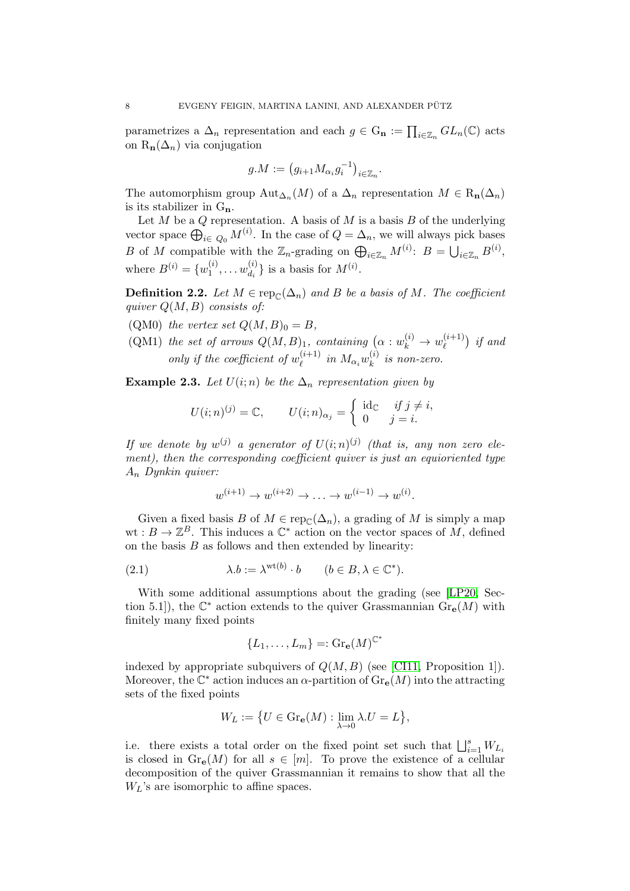parametrizes a $\Delta_n$ representation and each $g \in \mathrm{G}_{\mathbf{n}} := \prod_{i \in \mathbb{Z}_n} GL_n(\mathbb{C})$ acts on $\mathrm{R}_{\mathbf{n}}(\Delta_n)$ via conjugation

$$g.M := \left(g_{i+1} M_{\alpha_i} g_i^{-1}\right)_{i \in \mathbb{Z}_n}.$$

The automorphism group $\mathrm{Aut}_{\Delta_n}(M)$ of a $\Delta_n$ representation $M \in \mathrm{R}_{\mathbf{n}}(\Delta_n)$ is its stabilizer in $\mathrm{G}_{\mathbf{n}}$.

Let $M$ be a $Q$ representation. A basis of $M$ is a basis $B$ of the underlying vector space $\bigoplus_{i \in Q_0} M^{(i)}$. In the case of $Q = \Delta_n$, we will always pick bases $B$ of $M$ compatible with the $\mathbb{Z}_n$-grading on $\bigoplus_{i \in \mathbb{Z}_n} M^{(i)}$: $B = \bigcup_{i \in \mathbb{Z}_n} B^{(i)}$, where $B^{(i)} = \{w_1^{(i)}, \dots w_{d_i}^{(i)}\}$ is a basis for $M^{(i)}$.

**Definition 2.2.** *Let $M \in \mathrm{rep}_{\mathbb{C}}(\Delta_n)$ and $B$ be a basis of $M$. The coefficient quiver $Q(M, B)$ consists of:*

- (QM0) *the vertex set $Q(M, B)_0 = B$,*
- (QM1) *the set of arrows $Q(M, B)_1$, containing $\left(\alpha : w_k^{(i)} \to w_\ell^{(i+1)}\right)$ if and only if the coefficient of $w_\ell^{(i+1)}$ in $M_{\alpha_i} w_k^{(i)}$ is non-zero.*

**Example 2.3.** *Let $U(i; n)$ be the $\Delta_n$ representation given by*

$$U(i;n)^{(j)} = \mathbb{C}, \qquad U(i;n)_{\alpha_j} = \begin{cases} \mathrm{id}_{\mathbb{C}} & \text{if } j \neq i, \\ 0 & j = i. \end{cases}$$

*If we denote by $w^{(j)}$ a generator of $U(i;n)^{(j)}$ (that is, any non zero element), then the corresponding coefficient quiver is just an equioriented type $A_n$ Dynkin quiver:*

$$w^{(i+1)} \to w^{(i+2)} \to \ldots \to w^{(i-1)} \to w^{(i)}.$$

Given a fixed basis $B$ of $M \in \mathrm{rep}_{\mathbb{C}}(\Delta_n)$, a grading of $M$ is simply a map $\mathrm{wt} : B \to \mathbb{Z}^B$. This induces a $\mathbb{C}^*$ action on the vector spaces of $M$, defined on the basis $B$ as follows and then extended by linearity:

$$\lambda.b := \lambda^{\mathrm{wt}(b)} \cdot b \qquad (b \in B, \lambda \in \mathbb{C}^*). \tag{2.1}$$

With some additional assumptions about the grading (see [LP20, Section 5.1]), the $\mathbb{C}^*$ action extends to the quiver Grassmannian $\mathrm{Gr}_{\mathbf{e}}(M)$ with finitely many fixed points

$$\{L_1, \dots, L_m\} =: \mathrm{Gr}_{\mathbf{e}}(M)^{\mathbb{C}^*}$$

indexed by appropriate subquivers of $Q(M, B)$ (see [CI11, Proposition 1]). Moreover, the $\mathbb{C}^*$ action induces an $\alpha$-partition of $\mathrm{Gr}_{\mathbf{e}}(M)$ into the attracting sets of the fixed points

$$W_L := \left\{U \in \mathrm{Gr}_{\mathbf{e}}(M) : \lim_{\lambda \to 0} \lambda.U = L\right\},$$

i.e. there exists a total order on the fixed point set such that $\bigsqcup_{i=1}^s W_{L_i}$ is closed in $\mathrm{Gr}_{\mathbf{e}}(M)$ for all $s \in [m]$. To prove the existence of a cellular decomposition of the quiver Grassmannian it remains to show that all the $W_L$'s are isomorphic to affine spaces.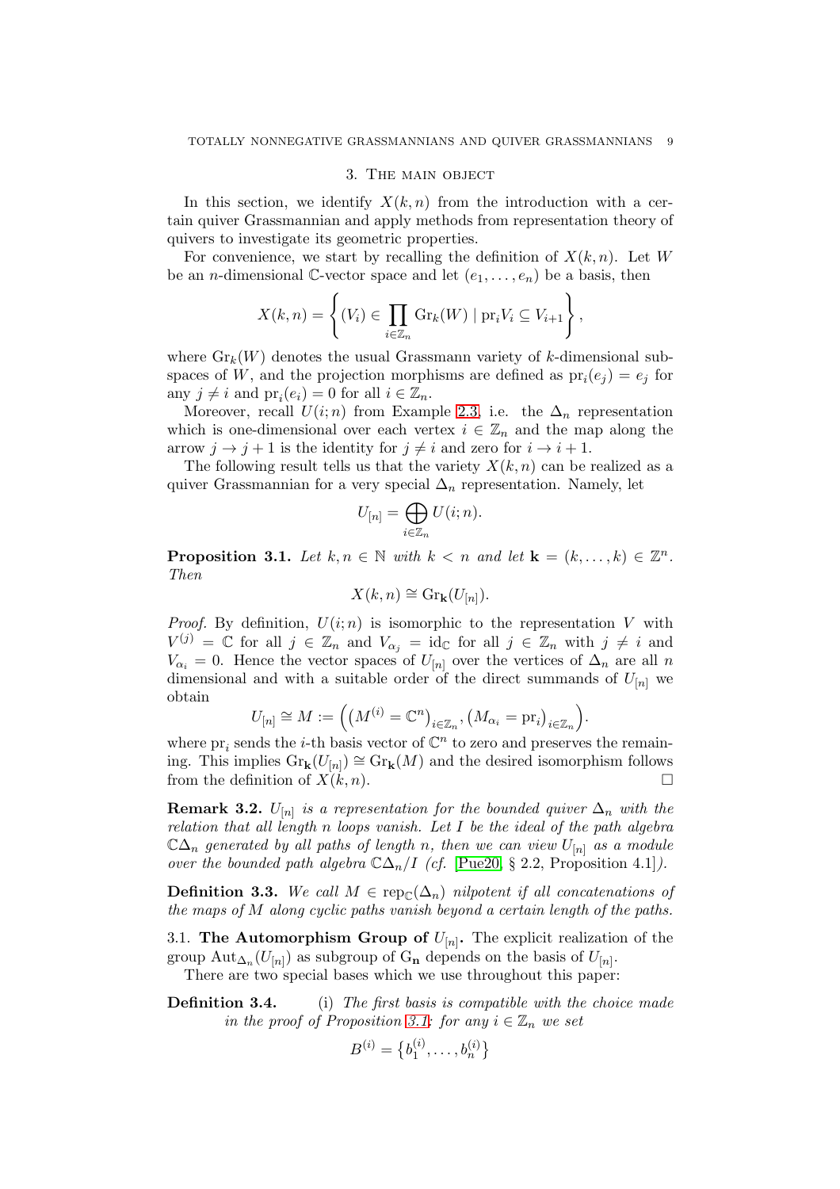## 3. The main object

In this section, we identify $X(k,n)$ from the introduction with a certain quiver Grassmannian and apply methods from representation theory of quivers to investigate its geometric properties.

For convenience, we start by recalling the definition of $X(k,n)$. Let $W$ be an $n$-dimensional $\mathbb{C}$-vector space and let $(e_1,\dots,e_n)$ be a basis, then

$$X(k,n) = \left\{ (V_i) \in \prod_{i\in\mathbb{Z}_n} \mathrm{Gr}_k(W) \mid \mathrm{pr}_i V_i \subseteq V_{i+1} \right\},$$

where $\mathrm{Gr}_k(W)$ denotes the usual Grassmann variety of $k$-dimensional subspaces of $W$, and the projection morphisms are defined as $\mathrm{pr}_i(e_j) = e_j$ for any $j \neq i$ and $\mathrm{pr}_i(e_i) = 0$ for all $i \in \mathbb{Z}_n$.

Moreover, recall $U(i;n)$ from Example 2.3, i.e. the $\Delta_n$ representation which is one-dimensional over each vertex $i \in \mathbb{Z}_n$ and the map along the arrow $j \to j+1$ is the identity for $j \neq i$ and zero for $i \to i+1$.

The following result tells us that the variety $X(k,n)$ can be realized as a quiver Grassmannian for a very special $\Delta_n$ representation. Namely, let

$$U_{[n]} = \bigoplus_{i\in\mathbb{Z}_n} U(i;n).$$

**Proposition 3.1.** *Let $k,n \in \mathbb{N}$ with $k < n$ and let $\mathbf{k} = (k,\dots,k) \in \mathbb{Z}^n$. Then*

$$X(k,n) \cong \mathrm{Gr}_{\mathbf{k}}(U_{[n]}).$$

*Proof.* By definition, $U(i;n)$ is isomorphic to the representation $V$ with $V^{(j)} = \mathbb{C}$ for all $j \in \mathbb{Z}_n$ and $V_{\alpha_j} = \mathrm{id}_{\mathbb{C}}$ for all $j \in \mathbb{Z}_n$ with $j \neq i$ and $V_{\alpha_i} = 0$. Hence the vector spaces of $U_{[n]}$ over the vertices of $\Delta_n$ are all $n$ dimensional and with a suitable order of the direct summands of $U_{[n]}$ we obtain

$$U_{[n]} \cong M := \Big( \big(M^{(i)} = \mathbb{C}^n\big)_{i\in\mathbb{Z}_n}, \big(M_{\alpha_i} = \mathrm{pr}_i\big)_{i\in\mathbb{Z}_n} \Big).$$

where $\mathrm{pr}_i$ sends the $i$-th basis vector of $\mathbb{C}^n$ to zero and preserves the remaining. This implies $\mathrm{Gr}_{\mathbf{k}}(U_{[n]}) \cong \mathrm{Gr}_{\mathbf{k}}(M)$ and the desired isomorphism follows from the definition of $X(k,n)$. □

**Remark 3.2.** *$U_{[n]}$ is a representation for the bounded quiver $\Delta_n$ with the relation that all length $n$ loops vanish. Let $I$ be the ideal of the path algebra $\mathbb{C}\Delta_n$ generated by all paths of length $n$, then we can view $U_{[n]}$ as a module over the bounded path algebra $\mathbb{C}\Delta_n/I$ (cf. [Pue20, § 2.2, Proposition 4.1]).*

**Definition 3.3.** *We call $M \in \mathrm{rep}_{\mathbb{C}}(\Delta_n)$ nilpotent if all concatenations of the maps of $M$ along cyclic paths vanish beyond a certain length of the paths.*

### 3.1. The Automorphism Group of $U_{[n]}$.

The explicit realization of the group $\mathrm{Aut}_{\Delta_n}(U_{[n]})$ as subgroup of $\mathrm{G}_{\mathbf{n}}$ depends on the basis of $U_{[n]}$.

There are two special bases which we use throughout this paper:

**Definition 3.4.** (i) *The first basis is compatible with the choice made in the proof of Proposition 3.1: for any $i \in \mathbb{Z}_n$ we set*

$$B^{(i)} = \big\{ b_1^{(i)}, \dots, b_n^{(i)} \big\}$$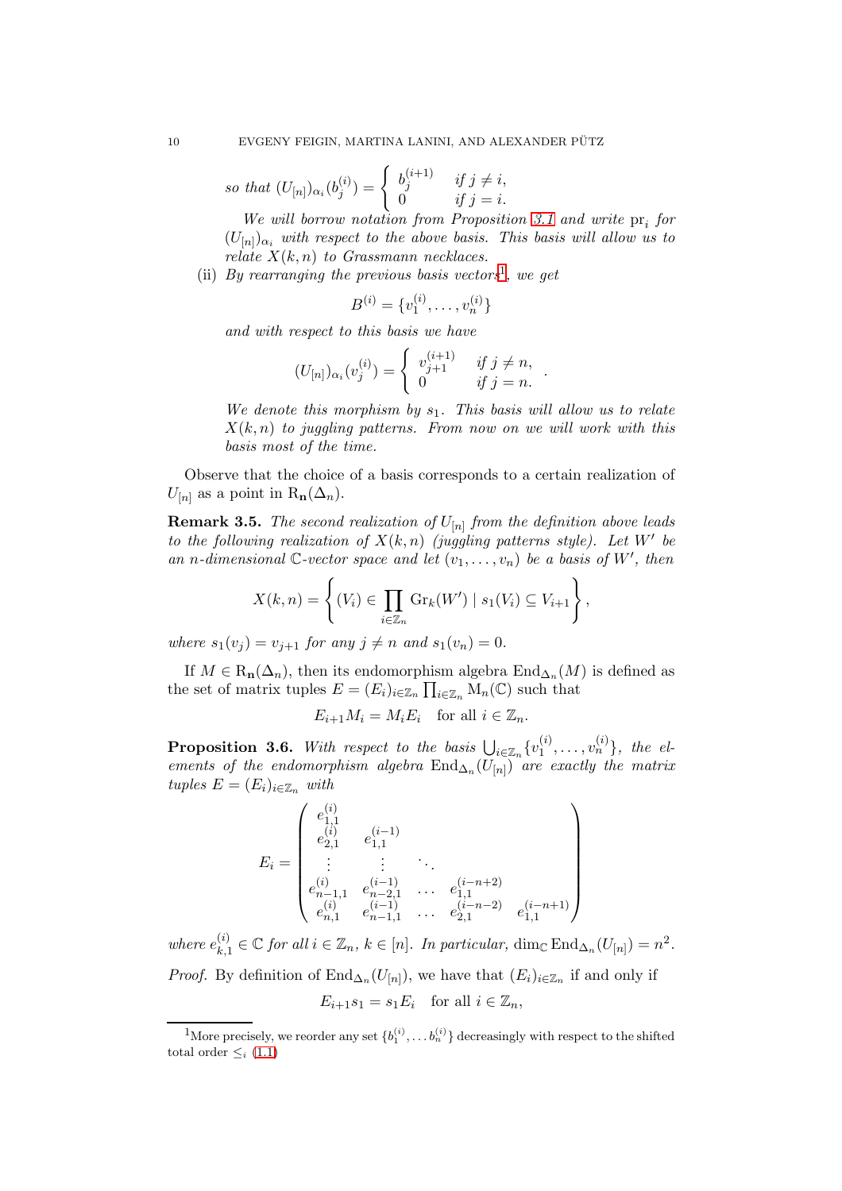*so that* $(U_{[n]})_{\alpha_i}(b_j^{(i)}) = \begin{cases} b_j^{(i+1)} & \text{if } j \neq i, \\ 0 & \text{if } j = i. \end{cases}$

*We will borrow notation from Proposition 3.1 and write* $\mathrm{pr}_i$ *for* $(U_{[n]})_{\alpha_i}$ *with respect to the above basis. This basis will allow us to relate* $X(k,n)$ *to Grassmann necklaces.*

(ii) *By rearranging the previous basis vectors*[1], *we get*

$$B^{(i)} = \{v_1^{(i)}, \ldots, v_n^{(i)}\}$$

*and with respect to this basis we have*

$$(U_{[n]})_{\alpha_i}(v_j^{(i)}) = \begin{cases} v_{j+1}^{(i+1)} & \text{if } j \neq n, \\ 0 & \text{if } j = n. \end{cases}.$$

*We denote this morphism by* $s_1$. *This basis will allow us to relate* $X(k,n)$ *to juggling patterns. From now on we will work with this basis most of the time.*

Observe that the choice of a basis corresponds to a certain realization of $U_{[n]}$ as a point in $\mathrm{R}_{\mathbf{n}}(\Delta_n)$.

**Remark 3.5.** *The second realization of* $U_{[n]}$ *from the definition above leads to the following realization of* $X(k,n)$ *(juggling patterns style). Let* $W'$ *be an* $n$*-dimensional* $\mathbb{C}$*-vector space and let* $(v_1, \ldots, v_n)$ *be a basis of* $W'$, *then*

$$X(k,n) = \left\{ (V_i) \in \prod_{i \in \mathbb{Z}_n} \mathrm{Gr}_k(W') \mid s_1(V_i) \subseteq V_{i+1} \right\},$$

*where* $s_1(v_j) = v_{j+1}$ *for any* $j \neq n$ *and* $s_1(v_n) = 0$.

If $M \in \mathrm{R}_{\mathbf{n}}(\Delta_n)$, then its endomorphism algebra $\mathrm{End}_{\Delta_n}(M)$ is defined as the set of matrix tuples $E = (E_i)_{i \in \mathbb{Z}_n} \prod_{i \in \mathbb{Z}_n} \mathrm{M}_n(\mathbb{C})$ such that

$$E_{i+1} M_i = M_i E_i \quad \text{for all } i \in \mathbb{Z}_n.$$

**Proposition 3.6.** *With respect to the basis* $\bigcup_{i \in \mathbb{Z}_n} \{v_1^{(i)}, \ldots, v_n^{(i)}\}$, *the elements of the endomorphism algebra* $\mathrm{End}_{\Delta_n}(U_{[n]})$ *are exactly the matrix tuples* $E = (E_i)_{i \in \mathbb{Z}_n}$ *with*

$$E_i = \begin{pmatrix} e_{1,1}^{(i)} & & & & \\ e_{2,1}^{(i)} & e_{1,1}^{(i-1)} & & & \\ \vdots & \vdots & \ddots & & \\ e_{n-1,1}^{(i)} & e_{n-2,1}^{(i-1)} & \ldots & e_{1,1}^{(i-n+2)} & \\ e_{n,1}^{(i)} & e_{n-1,1}^{(i-1)} & \ldots & e_{2,1}^{(i-n-2)} & e_{1,1}^{(i-n+1)} \end{pmatrix}$$

*where* $e_{k,1}^{(i)} \in \mathbb{C}$ *for all* $i \in \mathbb{Z}_n$, $k \in [n]$. *In particular,* $\dim_{\mathbb{C}} \mathrm{End}_{\Delta_n}(U_{[n]}) = n^2$.

*Proof.* By definition of $\mathrm{End}_{\Delta_n}(U_{[n]})$, we have that $(E_i)_{i \in \mathbb{Z}_n}$ if and only if

$$E_{i+1} s_1 = s_1 E_i \quad \text{for all } i \in \mathbb{Z}_n,$$

---

[1] More precisely, we reorder any set $\{b_1^{(i)}, \ldots b_n^{(i)}\}$ decreasingly with respect to the shifted total order $\leq_i$ (1.1)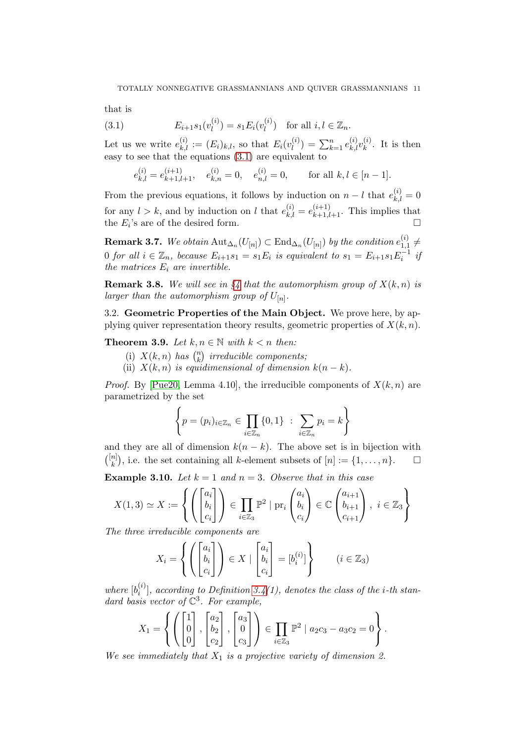that is

$$E_{i+1}s_1(v_l^{(i)}) = s_1 E_i(v_l^{(i)}) \quad \text{for all } i, l \in \mathbb{Z}_n. \tag{3.1}$$

Let us we write $e_{k,l}^{(i)} := (E_i)_{k,l}$, so that $E_i(v_l^{(i)}) = \sum_{k=1}^n e_{k,l}^{(i)} v_k^{(i)}$. It is then easy to see that the equations (3.1) are equivalent to

$$e_{k,l}^{(i)} = e_{k+1,l+1}^{(i+1)}, \quad e_{k,n}^{(i)} = 0, \quad e_{n,l}^{(i)} = 0, \qquad \text{for all } k, l \in [n-1].$$

From the previous equations, it follows by induction on $n - l$ that $e_{k,l}^{(i)} = 0$ for any $l > k$, and by induction on $l$ that $e_{k,l}^{(i)} = e_{k+1,l+1}^{(i+1)}$. This implies that the $E_i$'s are of the desired form. □

**Remark 3.7.** *We obtain* $\mathrm{Aut}_{\Delta_n}(U_{[n]}) \subset \mathrm{End}_{\Delta_n}(U_{[n]})$ *by the condition* $e_{1,1}^{(i)} \neq 0$ *for all* $i \in \mathbb{Z}_n$*, because* $E_{i+1}s_1 = s_1 E_i$ *is equivalent to* $s_1 = E_{i+1}s_1E_i^{-1}$ *if the matrices* $E_i$ *are invertible.*

**Remark 3.8.** *We will see in §4 that the automorphism group of* $X(k,n)$ *is larger than the automorphism group of* $U_{[n]}$*.*

## 3.2. Geometric Properties of the Main Object.

We prove here, by applying quiver representation theory results, geometric properties of $X(k,n)$.

**Theorem 3.9.** *Let* $k, n \in \mathbb{N}$ *with* $k < n$ *then:*

(i) $X(k,n)$ *has* $\binom{n}{k}$ *irreducible components;*
(ii) $X(k,n)$ *is equidimensional of dimension* $k(n-k)$*.*

*Proof.* By [Pue20, Lemma 4.10], the irreducible components of $X(k,n)$ are parametrized by the set

$$\left\{ p = (p_i)_{i \in \mathbb{Z}_n} \in \prod_{i \in \mathbb{Z}_n} \{0,1\} \ : \ \sum_{i \in \mathbb{Z}_n} p_i = k \right\}$$

and they are all of dimension $k(n-k)$. The above set is in bijection with $\binom{[n]}{k}$, i.e. the set containing all $k$-element subsets of $[n] := \{1, \ldots, n\}$. □

**Example 3.10.** *Let* $k = 1$ *and* $n = 3$*. Observe that in this case*

$$X(1,3) \simeq X := \left\{ \left( \begin{bmatrix} a_i \\ b_i \\ c_i \end{bmatrix} \right) \in \prod_{i \in \mathbb{Z}_3} \mathbb{P}^2 \mid \mathrm{pr}_i \begin{pmatrix} a_i \\ b_i \\ c_i \end{pmatrix} \in \mathbb{C} \begin{pmatrix} a_{i+1} \\ b_{i+1} \\ c_{i+1} \end{pmatrix}, \ i \in \mathbb{Z}_3 \right\}$$

*The three irreducible components are*

$$X_i = \left\{ \left( \begin{bmatrix} a_i \\ b_i \\ c_i \end{bmatrix} \right) \in X \mid \begin{bmatrix} a_i \\ b_i \\ c_i \end{bmatrix} = [b_i^{(i)}] \right\} \qquad (i \in \mathbb{Z}_3)$$

*where* $[b_i^{(i)}]$*, according to Definition 3.4(1), denotes the class of the* $i$*-th standard basis vector of* $\mathbb{C}^3$*. For example,*

$$X_1 = \left\{ \left( \begin{bmatrix} 1 \\ 0 \\ 0 \end{bmatrix}, \begin{bmatrix} a_2 \\ b_2 \\ c_2 \end{bmatrix}, \begin{bmatrix} a_3 \\ 0 \\ c_3 \end{bmatrix} \right) \in \prod_{i \in \mathbb{Z}_3} \mathbb{P}^2 \mid a_2 c_3 - a_3 c_2 = 0 \right\}.$$

*We see immediately that* $X_1$ *is a projective variety of dimension 2.*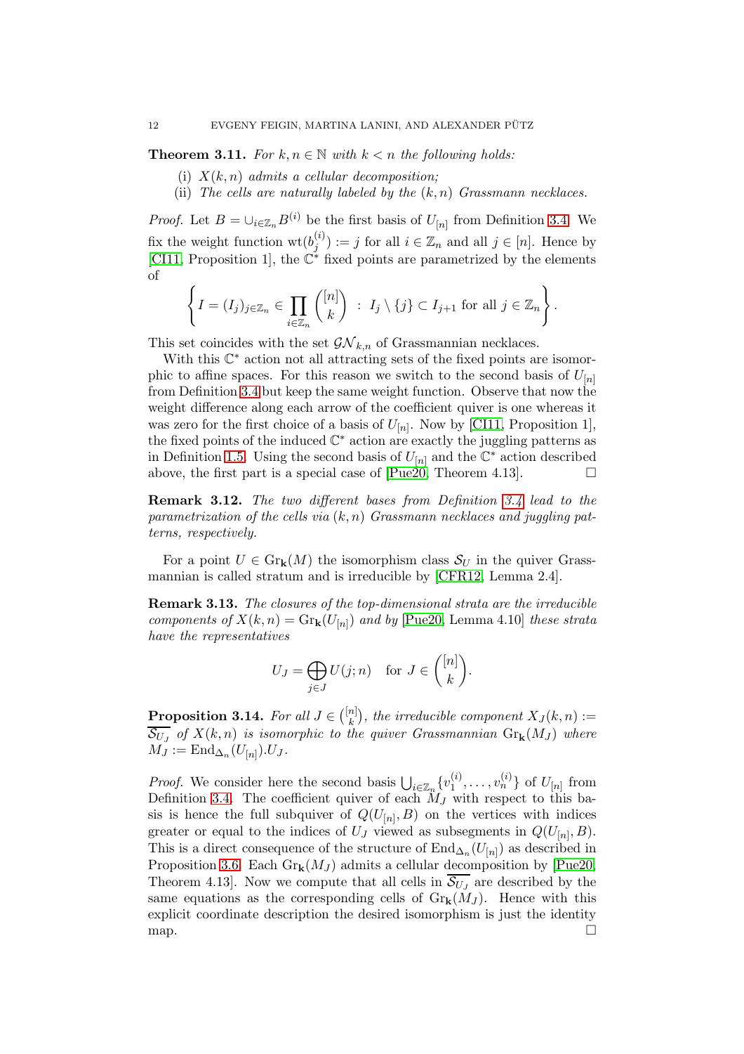**Theorem 3.11.** *For $k, n \in \mathbb{N}$ with $k < n$ the following holds:*

- (i) *$X(k,n)$ admits a cellular decomposition;*
- (ii) *The cells are naturally labeled by the $(k,n)$ Grassmann necklaces.*

*Proof.* Let $B = \cup_{i\in\mathbb{Z}_n} B^{(i)}$ be the first basis of $U_{[n]}$ from Definition 3.4. We fix the weight function $\mathrm{wt}(b_j^{(i)}) := j$ for all $i \in \mathbb{Z}_n$ and all $j \in [n]$. Hence by [CI11, Proposition 1], the $\mathbb{C}^*$ fixed points are parametrized by the elements of

$$\left\{ I = (I_j)_{j\in\mathbb{Z}_n} \in \prod_{i\in\mathbb{Z}_n} \binom{[n]}{k} \;:\; I_j \setminus \{j\} \subset I_{j+1} \text{ for all } j \in \mathbb{Z}_n \right\}.$$

This set coincides with the set $\mathcal{GN}_{k,n}$ of Grassmannian necklaces.

With this $\mathbb{C}^*$ action not all attracting sets of the fixed points are isomorphic to affine spaces. For this reason we switch to the second basis of $U_{[n]}$ from Definition 3.4 but keep the same weight function. Observe that now the weight difference along each arrow of the coefficient quiver is one whereas it was zero for the first choice of a basis of $U_{[n]}$. Now by [CI11, Proposition 1], the fixed points of the induced $\mathbb{C}^*$ action are exactly the juggling patterns as in Definition 1.5. Using the second basis of $U_{[n]}$ and the $\mathbb{C}^*$ action described above, the first part is a special case of [Pue20, Theorem 4.13]. $\square$

**Remark 3.12.** *The two different bases from Definition 3.4 lead to the parametrization of the cells via $(k,n)$ Grassmann necklaces and juggling patterns, respectively.*

For a point $U \in \mathrm{Gr}_{\mathbf{k}}(M)$ the isomorphism class $\mathcal{S}_U$ in the quiver Grassmannian is called stratum and is irreducible by [CFR12, Lemma 2.4].

**Remark 3.13.** *The closures of the top-dimensional strata are the irreducible components of $X(k,n) = \mathrm{Gr}_{\mathbf{k}}(U_{[n]})$ and by [Pue20, Lemma 4.10] these strata have the representatives*

$$U_J = \bigoplus_{j\in J} U(j;n) \quad \text{for } J \in \binom{[n]}{k}.$$

**Proposition 3.14.** *For all $J \in \binom{[n]}{k}$, the irreducible component $X_J(k,n) := \overline{\mathcal{S}_{U_J}}$ of $X(k,n)$ is isomorphic to the quiver Grassmannian $\mathrm{Gr}_{\mathbf{k}}(M_J)$ where $M_J := \mathrm{End}_{\Delta_n}(U_{[n]}).U_J$.*

*Proof.* We consider here the second basis $\bigcup_{i\in\mathbb{Z}_n}\{v_1^{(i)},\dots,v_n^{(i)}\}$ of $U_{[n]}$ from Definition 3.4. The coefficient quiver of each $M_J$ with respect to this basis is hence the full subquiver of $Q(U_{[n]}, B)$ on the vertices with indices greater or equal to the indices of $U_J$ viewed as subsegments in $Q(U_{[n]}, B)$. This is a direct consequence of the structure of $\mathrm{End}_{\Delta_n}(U_{[n]})$ as described in Proposition 3.6. Each $\mathrm{Gr}_{\mathbf{k}}(M_J)$ admits a cellular decomposition by [Pue20, Theorem 4.13]. Now we compute that all cells in $\overline{\mathcal{S}_{U_J}}$ are described by the same equations as the corresponding cells of $\mathrm{Gr}_{\mathbf{k}}(M_J)$. Hence with this explicit coordinate description the desired isomorphism is just the identity map. $\square$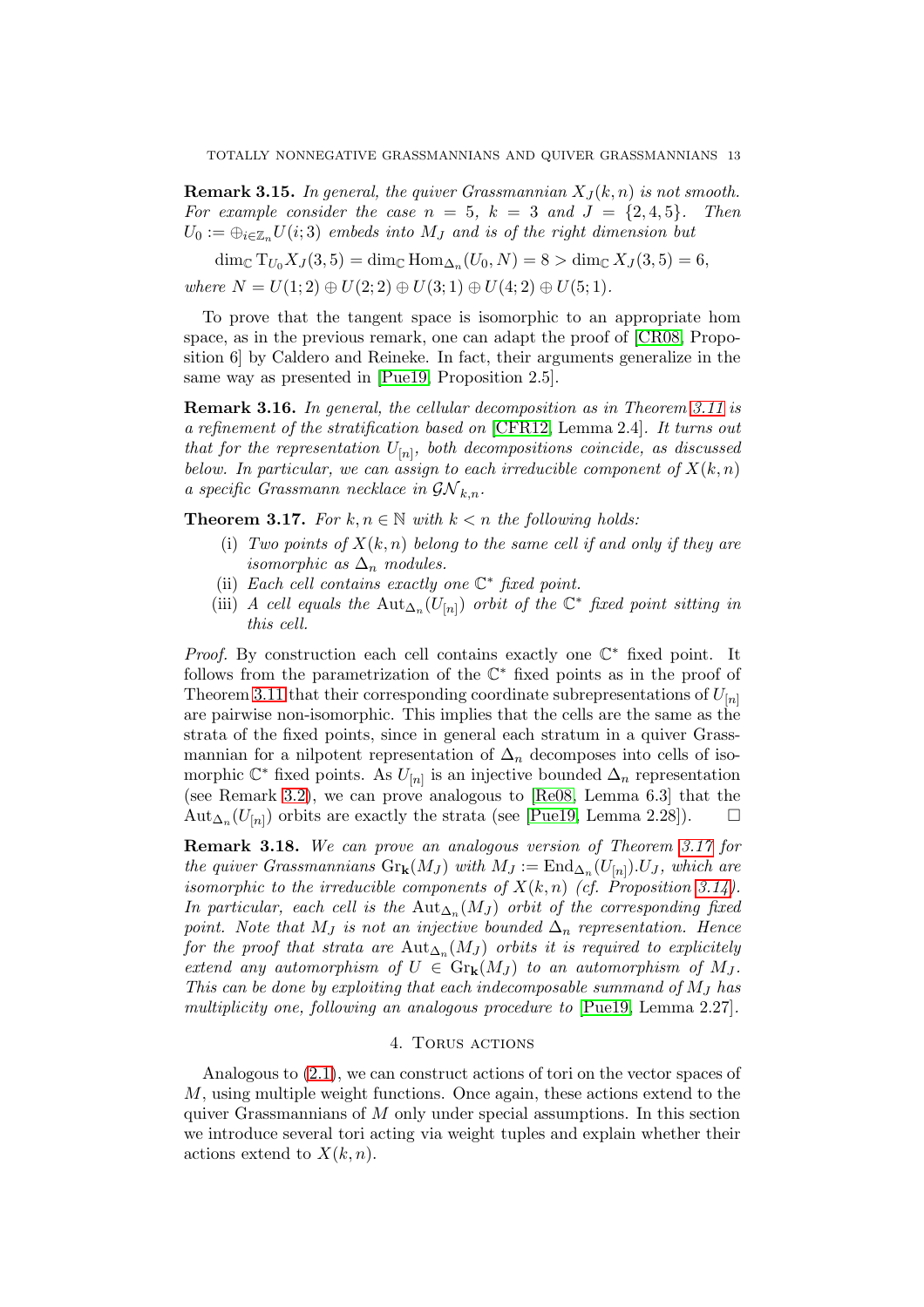**Remark 3.15.** *In general, the quiver Grassmannian $X_J(k,n)$ is not smooth. For example consider the case $n = 5$, $k = 3$ and $J = \{2,4,5\}$. Then $U_0 := \oplus_{i\in\mathbb{Z}_n} U(i;3)$ embeds into $M_J$ and is of the right dimension but*

$$\dim_{\mathbb{C}} \mathrm{T}_{U_0} X_J(3,5) = \dim_{\mathbb{C}} \mathrm{Hom}_{\Delta_n}(U_0, N) = 8 > \dim_{\mathbb{C}} X_J(3,5) = 6,$$

*where $N = U(1;2) \oplus U(2;2) \oplus U(3;1) \oplus U(4;2) \oplus U(5;1)$.*

To prove that the tangent space is isomorphic to an appropriate hom space, as in the previous remark, one can adapt the proof of [CR08, Proposition 6] by Caldero and Reineke. In fact, their arguments generalize in the same way as presented in [Pue19, Proposition 2.5].

**Remark 3.16.** *In general, the cellular decomposition as in Theorem 3.11 is a refinement of the stratification based on* [CFR12, Lemma 2.4]*. It turns out that for the representation $U_{[n]}$, both decompositions coincide, as discussed below. In particular, we can assign to each irreducible component of $X(k,n)$ a specific Grassmann necklace in $\mathcal{GN}_{k,n}$.*

**Theorem 3.17.** *For $k,n \in \mathbb{N}$ with $k < n$ the following holds:*

- (i) *Two points of $X(k,n)$ belong to the same cell if and only if they are isomorphic as $\Delta_n$ modules.*
- (ii) *Each cell contains exactly one $\mathbb{C}^*$ fixed point.*
- (iii) *A cell equals the $\mathrm{Aut}_{\Delta_n}(U_{[n]})$ orbit of the $\mathbb{C}^*$ fixed point sitting in this cell.*

*Proof.* By construction each cell contains exactly one $\mathbb{C}^*$ fixed point. It follows from the parametrization of the $\mathbb{C}^*$ fixed points as in the proof of Theorem 3.11 that their corresponding coordinate subrepresentations of $U_{[n]}$ are pairwise non-isomorphic. This implies that the cells are the same as the strata of the fixed points, since in general each stratum in a quiver Grassmannian for a nilpotent representation of $\Delta_n$ decomposes into cells of isomorphic $\mathbb{C}^*$ fixed points. As $U_{[n]}$ is an injective bounded $\Delta_n$ representation (see Remark 3.2), we can prove analogous to [Re08, Lemma 6.3] that the $\mathrm{Aut}_{\Delta_n}(U_{[n]})$ orbits are exactly the strata (see [Pue19, Lemma 2.28]). □

**Remark 3.18.** *We can prove an analogous version of Theorem 3.17 for the quiver Grassmannians $\mathrm{Gr}_{\mathbf{k}}(M_J)$ with $M_J := \mathrm{End}_{\Delta_n}(U_{[n]}).U_J$, which are isomorphic to the irreducible components of $X(k,n)$ (cf. Proposition 3.14). In particular, each cell is the $\mathrm{Aut}_{\Delta_n}(M_J)$ orbit of the corresponding fixed point. Note that $M_J$ is not an injective bounded $\Delta_n$ representation. Hence for the proof that strata are $\mathrm{Aut}_{\Delta_n}(M_J)$ orbits it is required to explicitely extend any automorphism of $U \in \mathrm{Gr}_{\mathbf{k}}(M_J)$ to an automorphism of $M_J$. This can be done by exploiting that each indecomposable summand of $M_J$ has multiplicity one, following an analogous procedure to* [Pue19, Lemma 2.27].

## 4. Torus actions

Analogous to (2.1), we can construct actions of tori on the vector spaces of $M$, using multiple weight functions. Once again, these actions extend to the quiver Grassmannians of $M$ only under special assumptions. In this section we introduce several tori acting via weight tuples and explain whether their actions extend to $X(k,n)$.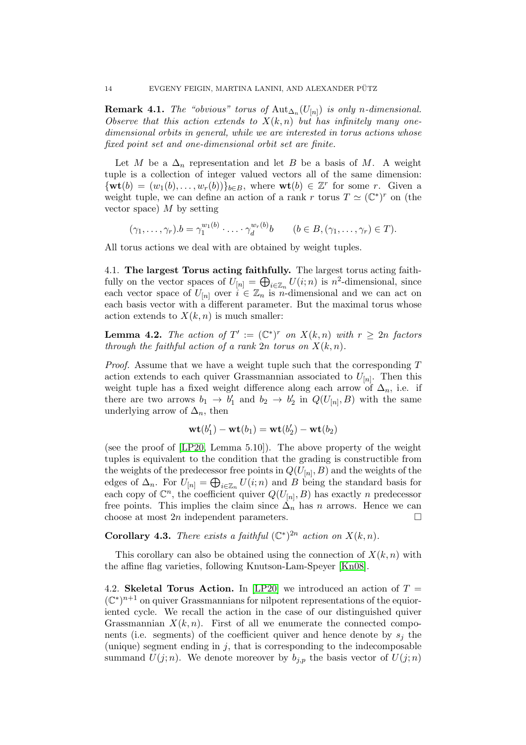**Remark 4.1.** *The "obvious" torus of $\mathrm{Aut}_{\Delta_n}(U_{[n]})$ is only $n$-dimensional. Observe that this action extends to $X(k,n)$ but has infinitely many one-dimensional orbits in general, while we are interested in torus actions whose fixed point set and one-dimensional orbit set are finite.*

Let $M$ be a $\Delta_n$ representation and let $B$ be a basis of $M$. A weight tuple is a collection of integer valued vectors all of the same dimension: $\{\mathbf{wt}(b) = (w_1(b), \dots, w_r(b))\}_{b \in B}$, where $\mathbf{wt}(b) \in \mathbb{Z}^r$ for some $r$. Given a weight tuple, we can define an action of a rank $r$ torus $T \simeq (\mathbb{C}^*)^r$ on (the vector space) $M$ by setting

$$(\gamma_1, \dots, \gamma_r).b = \gamma_1^{w_1(b)} \cdot \dots \cdot \gamma_d^{w_r(b)} b \qquad (b \in B, (\gamma_1, \dots, \gamma_r) \in T).$$

All torus actions we deal with are obtained by weight tuples.

4.1. **The largest Torus acting faithfully.** The largest torus acting faithfully on the vector spaces of $U_{[n]} = \bigoplus_{i \in \mathbb{Z}_n} U(i;n)$ is $n^2$-dimensional, since each vector space of $U_{[n]}$ over $i \in \mathbb{Z}_n$ is $n$-dimensional and we can act on each basis vector with a different parameter. But the maximal torus whose action extends to $X(k,n)$ is much smaller:

**Lemma 4.2.** *The action of $T' := (\mathbb{C}^*)^r$ on $X(k,n)$ with $r \geq 2n$ factors through the faithful action of a rank $2n$ torus on $X(k,n)$.*

*Proof.* Assume that we have a weight tuple such that the corresponding $T$ action extends to each quiver Grassmannian associated to $U_{[n]}$. Then this weight tuple has a fixed weight difference along each arrow of $\Delta_n$, i.e. if there are two arrows $b_1 \to b_1'$ and $b_2 \to b_2'$ in $Q(U_{[n]}, B)$ with the same underlying arrow of $\Delta_n$, then

$$\mathbf{wt}(b_1') - \mathbf{wt}(b_1) = \mathbf{wt}(b_2') - \mathbf{wt}(b_2)$$

(see the proof of [LP20, Lemma 5.10]). The above property of the weight tuples is equivalent to the condition that the grading is constructible from the weights of the predecessor free points in $Q(U_{[n]}, B)$ and the weights of the edges of $\Delta_n$. For $U_{[n]} = \bigoplus_{i \in \mathbb{Z}_n} U(i;n)$ and $B$ being the standard basis for each copy of $\mathbb{C}^n$, the coefficient quiver $Q(U_{[n]}, B)$ has exactly $n$ predecessor free points. This implies the claim since $\Delta_n$ has $n$ arrows. Hence we can choose at most $2n$ independent parameters. $\square$

**Corollary 4.3.** *There exists a faithful $(\mathbb{C}^*)^{2n}$ action on $X(k,n)$.*

This corollary can also be obtained using the connection of $X(k,n)$ with the affine flag varieties, following Knutson-Lam-Speyer [Kn08].

4.2. **Skeletal Torus Action.** In [LP20] we introduced an action of $T = (\mathbb{C}^*)^{n+1}$ on quiver Grassmannians for nilpotent representations of the equioriented cycle. We recall the action in the case of our distinguished quiver Grassmannian $X(k,n)$. First of all we enumerate the connected components (i.e. segments) of the coefficient quiver and hence denote by $s_j$ the (unique) segment ending in $j$, that is corresponding to the indecomposable summand $U(j;n)$. We denote moreover by $b_{j,p}$ the basis vector of $U(j;n)$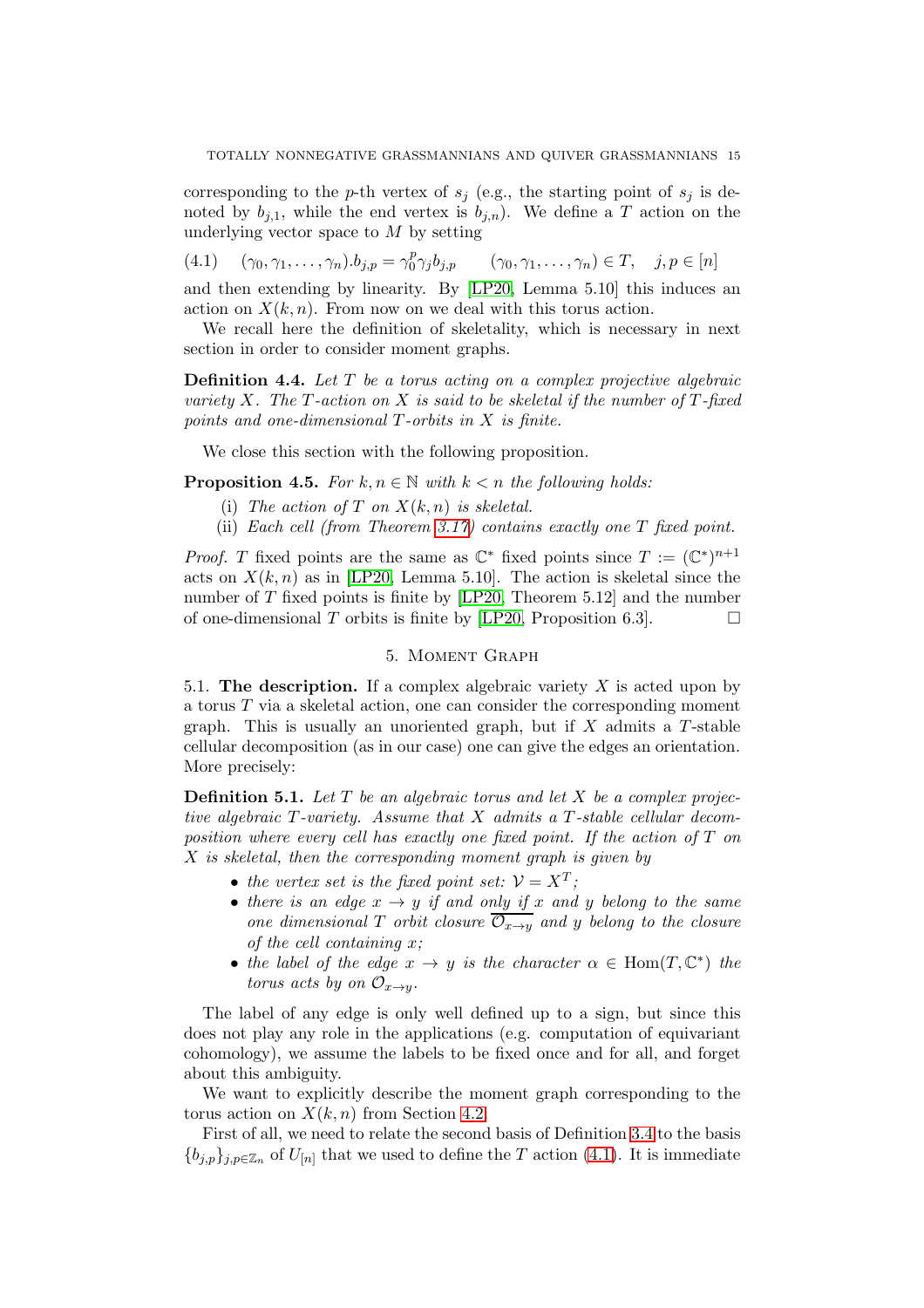corresponding to the $p$-th vertex of $s_j$ (e.g., the starting point of $s_j$ is denoted by $b_{j,1}$, while the end vertex is $b_{j,n}$). We define a $T$ action on the underlying vector space to $M$ by setting

$$(\gamma_0, \gamma_1, \dots, \gamma_n).b_{j,p} = \gamma_0^p \gamma_j b_{j,p} \qquad (\gamma_0, \gamma_1, \dots, \gamma_n) \in T, \quad j, p \in [n] \tag{4.1}$$

and then extending by linearity. By [LP20, Lemma 5.10] this induces an action on $X(k,n)$. From now on we deal with this torus action.

We recall here the definition of skeletality, which is necessary in next section in order to consider moment graphs.

**Definition 4.4.** *Let $T$ be a torus acting on a complex projective algebraic variety $X$. The $T$-action on $X$ is said to be skeletal if the number of $T$-fixed points and one-dimensional $T$-orbits in $X$ is finite.*

We close this section with the following proposition.

**Proposition 4.5.** *For $k, n \in \mathbb{N}$ with $k < n$ the following holds:*

- (i) *The action of $T$ on $X(k,n)$ is skeletal.*
- (ii) *Each cell (from Theorem 3.17) contains exactly one $T$ fixed point.*

*Proof.* $T$ fixed points are the same as $\mathbb{C}^*$ fixed points since $T := (\mathbb{C}^*)^{n+1}$ acts on $X(k,n)$ as in [LP20, Lemma 5.10]. The action is skeletal since the number of $T$ fixed points is finite by [LP20, Theorem 5.12] and the number of one-dimensional $T$ orbits is finite by [LP20, Proposition 6.3]. □

## 5. Moment Graph

5.1. **The description.** If a complex algebraic variety $X$ is acted upon by a torus $T$ via a skeletal action, one can consider the corresponding moment graph. This is usually an unoriented graph, but if $X$ admits a $T$-stable cellular decomposition (as in our case) one can give the edges an orientation. More precisely:

**Definition 5.1.** *Let $T$ be an algebraic torus and let $X$ be a complex projective algebraic $T$-variety. Assume that $X$ admits a $T$-stable cellular decomposition where every cell has exactly one fixed point. If the action of $T$ on $X$ is skeletal, then the corresponding moment graph is given by*

- *the vertex set is the fixed point set: $\mathcal{V} = X^T$;*
- *there is an edge $x \to y$ if and only if $x$ and $y$ belong to the same one dimensional $T$ orbit closure $\overline{\mathcal{O}_{x \to y}}$ and $y$ belong to the closure of the cell containing $x$;*
- *the label of the edge $x \to y$ is the character $\alpha \in \mathrm{Hom}(T, \mathbb{C}^*)$ the torus acts by on $\mathcal{O}_{x \to y}$.*

The label of any edge is only well defined up to a sign, but since this does not play any role in the applications (e.g. computation of equivariant cohomology), we assume the labels to be fixed once and for all, and forget about this ambiguity.

We want to explicitly describe the moment graph corresponding to the torus action on $X(k,n)$ from Section 4.2.

First of all, we need to relate the second basis of Definition 3.4 to the basis $\{b_{j,p}\}_{j,p \in \mathbb{Z}_n}$ of $U_{[n]}$ that we used to define the $T$ action (4.1). It is immediate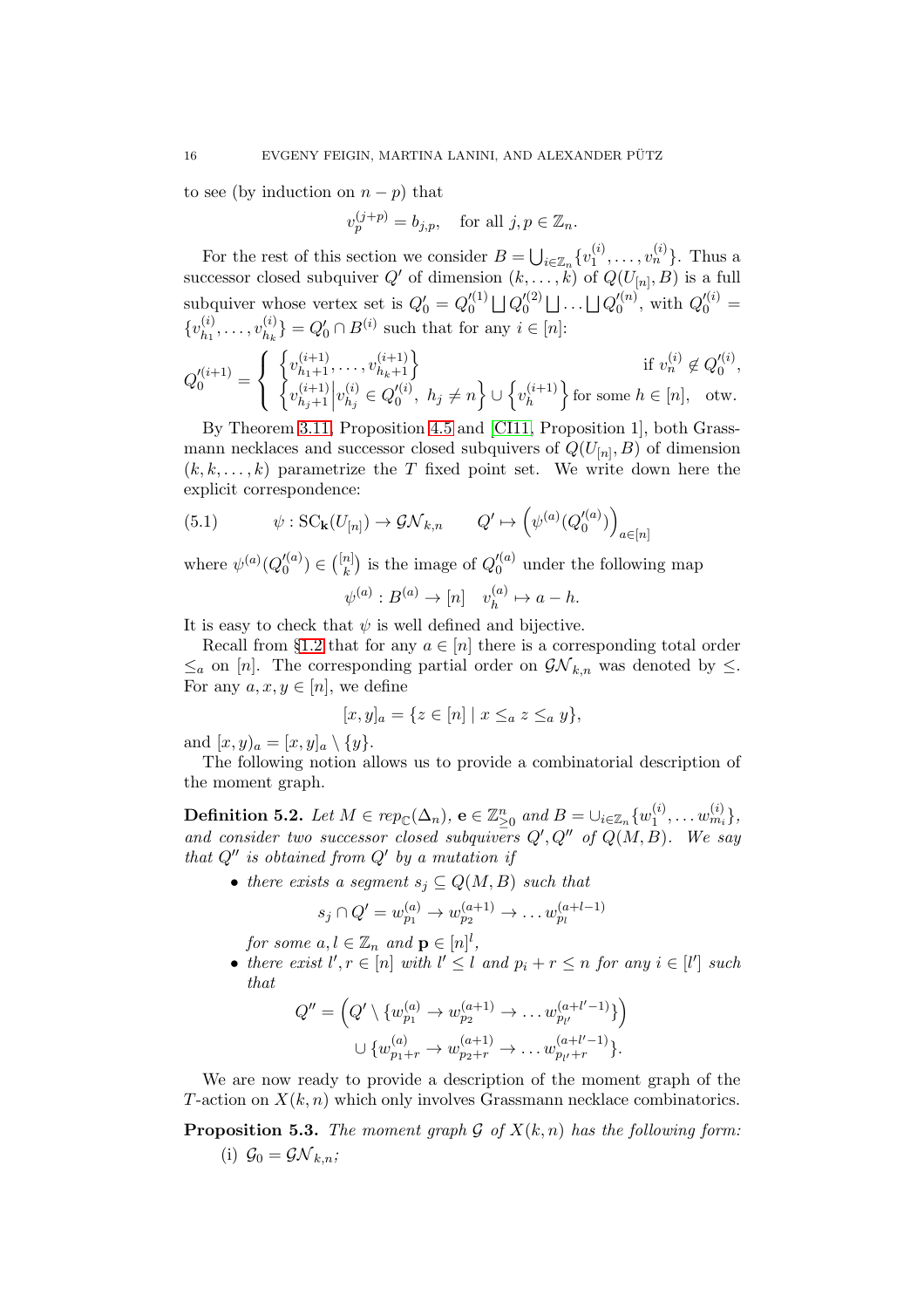to see (by induction on $n-p$) that

$$v_p^{(j+p)} = b_{j,p}, \quad \text{for all } j,p \in \mathbb{Z}_n.$$

For the rest of this section we consider $B = \bigcup_{i\in\mathbb{Z}_n}\{v_1^{(i)},\dots,v_n^{(i)}\}$. Thus a successor closed subquiver $Q'$ of dimension $(k,\dots,k)$ of $Q(U_{[n]},B)$ is a full subquiver whose vertex set is $Q'_0 = Q_0'^{(1)} \bigsqcup Q_0'^{(2)} \bigsqcup \dots \bigsqcup Q_0'^{(n)}$, with $Q_0'^{(i)} = \{v_{h_1}^{(i)},\dots,v_{h_k}^{(i)}\} = Q'_0 \cap B^{(i)}$ such that for any $i \in [n]$:

$$Q_0'^{(i+1)} = \begin{cases} \left\{v_{h_1+1}^{(i+1)},\dots,v_{h_k+1}^{(i+1)}\right\} & \text{if } v_n^{(i)} \notin Q_0'^{(i)}, \\ \left\{v_{h_j+1}^{(i+1)} \middle| v_{h_j}^{(i)} \in Q_0'^{(i)},\ h_j \neq n\right\} \cup \left\{v_h^{(i+1)}\right\} \text{for some } h \in [n], & \text{otw.}\end{cases}$$

By Theorem 3.11, Proposition 4.5 and [CI11, Proposition 1], both Grassmann necklaces and successor closed subquivers of $Q(U_{[n]},B)$ of dimension $(k,k,\dots,k)$ parametrize the $T$ fixed point set. We write down here the explicit correspondence:

$$\psi : \mathrm{SC}_{\mathbf{k}}(U_{[n]}) \to \mathcal{GN}_{k,n} \qquad Q' \mapsto \left(\psi^{(a)}(Q_0'^{(a)})\right)_{a\in[n]} \tag{5.1}$$

where $\psi^{(a)}(Q_0'^{(a)}) \in \binom{[n]}{k}$ is the image of $Q_0'^{(a)}$ under the following map

$$\psi^{(a)} : B^{(a)} \to [n] \quad v_h^{(a)} \mapsto a-h.$$

It is easy to check that $\psi$ is well defined and bijective.

Recall from §1.2 that for any $a \in [n]$ there is a corresponding total order $\leq_a$ on $[n]$. The corresponding partial order on $\mathcal{GN}_{k,n}$ was denoted by $\leq$. For any $a,x,y \in [n]$, we define

$$[x,y]_a = \{z \in [n] \mid x \leq_a z \leq_a y\},$$

and $[x,y)_a = [x,y]_a \setminus \{y\}$.

The following notion allows us to provide a combinatorial description of the moment graph.

**Definition 5.2.** *Let $M \in rep_{\mathbb{C}}(\Delta_n)$, $\mathbf{e} \in \mathbb{Z}^n_{\geq 0}$ and $B = \cup_{i\in\mathbb{Z}_n}\{w_1^{(i)},\dots w_{m_i}^{(i)}\}$, and consider two successor closed subquivers $Q', Q''$ of $Q(M,B)$. We say that $Q''$ is obtained from $Q'$ by a mutation if*

- *there exists a segment $s_j \subseteq Q(M,B)$ such that*
$$s_j \cap Q' = w_{p_1}^{(a)} \to w_{p_2}^{(a+1)} \to \dots w_{p_l}^{(a+l-1)}$$
*for some $a,l \in \mathbb{Z}_n$ and $\mathbf{p} \in [n]^l$,*
- *there exist $l', r \in [n]$ with $l' \leq l$ and $p_i + r \leq n$ for any $i \in [l']$ such that*
$$Q'' = \left(Q' \setminus \{w_{p_1}^{(a)} \to w_{p_2}^{(a+1)} \to \dots w_{p_{l'}}^{(a+l'-1)}\}\right) \cup \{w_{p_1+r}^{(a)} \to w_{p_2+r}^{(a+1)} \to \dots w_{p_{l'}+r}^{(a+l'-1)}\}.$$

We are now ready to provide a description of the moment graph of the $T$-action on $X(k,n)$ which only involves Grassmann necklace combinatorics.

**Proposition 5.3.** *The moment graph $\mathcal{G}$ of $X(k,n)$ has the following form:*

(i) *$\mathcal{G}_0 = \mathcal{GN}_{k,n}$;*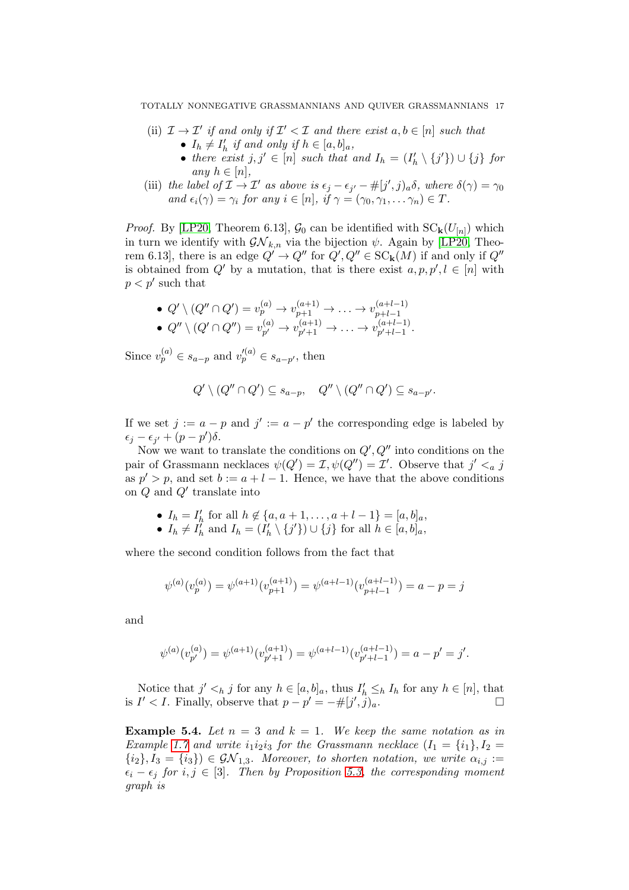(ii) $\mathcal{I} \to \mathcal{I}'$ *if and only if* $\mathcal{I}' < \mathcal{I}$ *and there exist* $a, b \in [n]$ *such that*
  - $I_h \neq I'_h$ *if and only if* $h \in [a, b]_a$,
  - *there exist* $j, j' \in [n]$ *such that and* $I_h = (I'_h \setminus \{j'\}) \cup \{j\}$ *for any* $h \in [n]$,

(iii) *the label of* $\mathcal{I} \to \mathcal{I}'$ *as above is* $\epsilon_j - \epsilon_{j'} - \#[j', j)_a \delta$, *where* $\delta(\gamma) = \gamma_0$ *and* $\epsilon_i(\gamma) = \gamma_i$ *for any* $i \in [n]$, *if* $\gamma = (\gamma_0, \gamma_1, \dots \gamma_n) \in T$.

*Proof.* By [LP20, Theorem 6.13], $\mathcal{G}_0$ can be identified with $\mathrm{SC}_{\mathbf{k}}(U_{[n]})$ which in turn we identify with $\mathcal{GN}_{k,n}$ via the bijection $\psi$. Again by [LP20, Theorem 6.13], there is an edge $Q' \to Q''$ for $Q', Q'' \in \mathrm{SC}_{\mathbf{k}}(M)$ if and only if $Q''$ is obtained from $Q'$ by a mutation, that is there exist $a, p, p', l \in [n]$ with $p < p'$ such that

- $Q' \setminus (Q'' \cap Q') = v_p^{(a)} \to v_{p+1}^{(a+1)} \to \dots \to v_{p+l-1}^{(a+l-1)}$
- $Q'' \setminus (Q' \cap Q'') = v_{p'}^{(a)} \to v_{p'+1}^{(a+1)} \to \dots \to v_{p'+l-1}^{(a+l-1)}$.

Since $v_p^{(a)} \in s_{a-p}$ and $v_p'^{(a)} \in s_{a-p'}$, then

$$Q' \setminus (Q'' \cap Q') \subseteq s_{a-p}, \quad Q'' \setminus (Q'' \cap Q') \subseteq s_{a-p'}.$$

If we set $j := a - p$ and $j' := a - p'$ the corresponding edge is labeled by $\epsilon_j - \epsilon_{j'} + (p - p')\delta$.

Now we want to translate the conditions on $Q', Q''$ into conditions on the pair of Grassmann necklaces $\psi(Q') = \mathcal{I}, \psi(Q'') = \mathcal{I}'$. Observe that $j' <_a j$ as $p' > p$, and set $b := a + l - 1$. Hence, we have that the above conditions on $Q$ and $Q'$ translate into

- $I_h = I'_h$ for all $h \notin \{a, a+1, \dots, a+l-1\} = [a, b]_a$,
- $I_h \neq I'_h$ and $I_h = (I'_h \setminus \{j'\}) \cup \{j\}$ for all $h \in [a, b]_a$,

where the second condition follows from the fact that

$$\psi^{(a)}(v_p^{(a)}) = \psi^{(a+1)}(v_{p+1}^{(a+1)}) = \psi^{(a+l-1)}(v_{p+l-1}^{(a+l-1)}) = a - p = j$$

and

$$\psi^{(a)}(v_{p'}^{(a)}) = \psi^{(a+1)}(v_{p'+1}^{(a+1)}) = \psi^{(a+l-1)}(v_{p'+l-1}^{(a+l-1)}) = a - p' = j'.$$

Notice that $j' <_h j$ for any $h \in [a, b]_a$, thus $I'_h \leq_h I_h$ for any $h \in [n]$, that is $I' < I$. Finally, observe that $p - p' = -\#[j', j)_a$. $\square$

**Example 5.4.** *Let* $n = 3$ *and* $k = 1$. *We keep the same notation as in Example 1.7 and write* $i_1 i_2 i_3$ *for the Grassmann necklace* $(I_1 = \{i_1\}, I_2 = \{i_2\}, I_3 = \{i_3\}) \in \mathcal{GN}_{1,3}$. *Moreover, to shorten notation, we write* $\alpha_{i,j} := \epsilon_i - \epsilon_j$ *for* $i, j \in [3]$. *Then by Proposition 5.3, the corresponding moment graph is*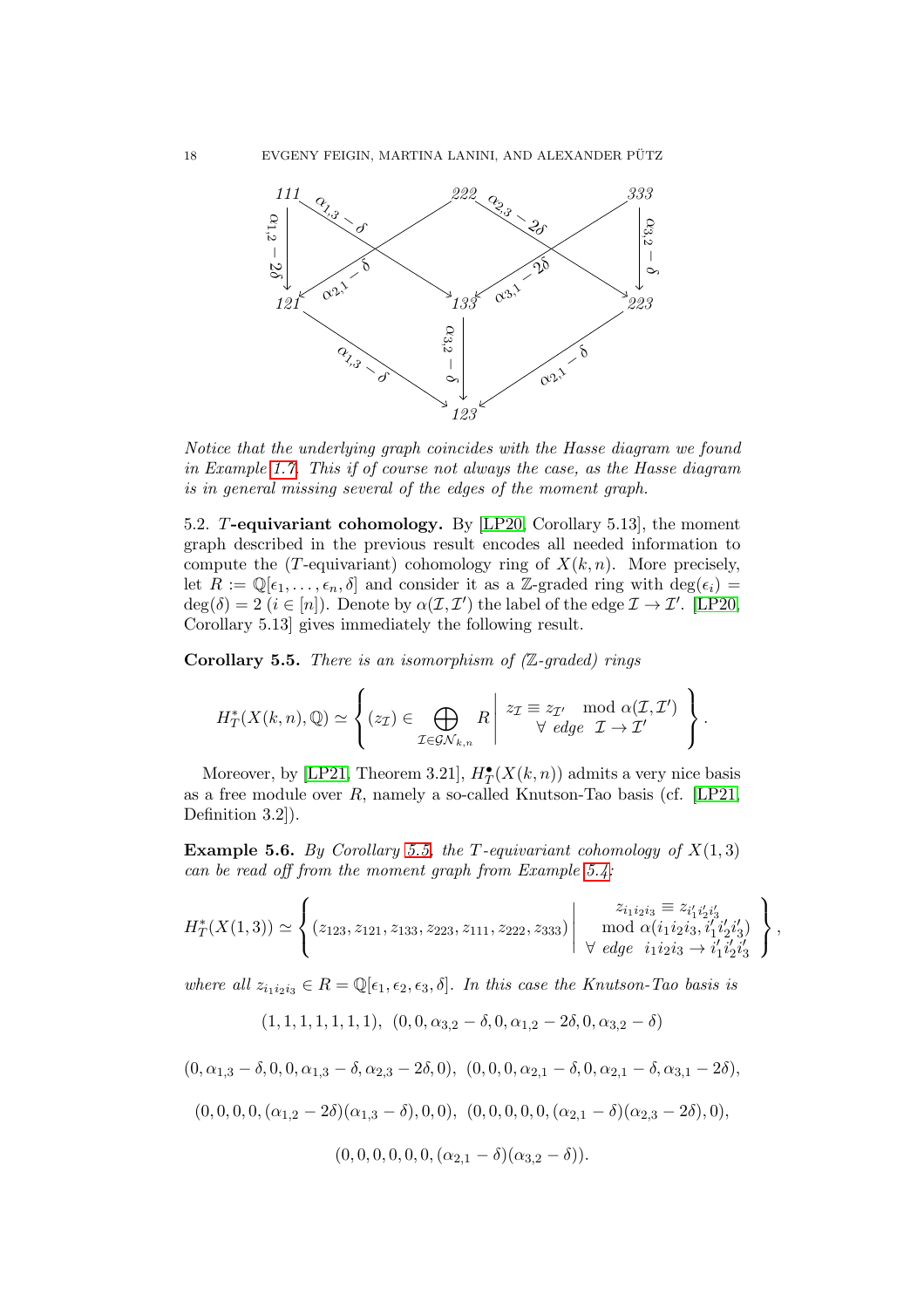111 $\xrightarrow{\alpha_{1,2}-2\delta}$ 121, 111 $\xrightarrow{\alpha_{1,3}-\delta}$ 133, 222 $\xrightarrow{\alpha_{2,1}-\delta}$ 121, 222 $\xrightarrow{\alpha_{2,3}-2\delta}$ 223, 333 $\xrightarrow{\alpha_{3,1}-2\delta}$ 133, 333 $\xrightarrow{\alpha_{3,2}-\delta}$ 223, 121 $\xrightarrow{\alpha_{1,3}-\delta}$ 123, 133 $\xrightarrow{\alpha_{3,2}-\delta}$ 123, 223 $\xrightarrow{\alpha_{2,1}-\delta}$ 123

*Notice that the underlying graph coincides with the Hasse diagram we found in Example 1.7. This if of course not always the case, as the Hasse diagram is in general missing several of the edges of the moment graph.*

5.2. **$T$-equivariant cohomology.** By [LP20, Corollary 5.13], the moment graph described in the previous result encodes all needed information to compute the ($T$-equivariant) cohomology ring of $X(k,n)$. More precisely, let $R := \mathbb{Q}[\epsilon_1, \dots, \epsilon_n, \delta]$ and consider it as a $\mathbb{Z}$-graded ring with $\deg(\epsilon_i) = \deg(\delta) = 2$ ($i \in [n]$). Denote by $\alpha(\mathcal{I}, \mathcal{I}')$ the label of the edge $\mathcal{I} \to \mathcal{I}'$. [LP20, Corollary 5.13] gives immediately the following result.

**Corollary 5.5.** *There is an isomorphism of ($\mathbb{Z}$-graded) rings*

$$H_T^*(X(k,n), \mathbb{Q}) \simeq \left\{ (z_\mathcal{I}) \in \bigoplus_{\mathcal{I} \in \mathcal{GN}_{k,n}} R \;\middle|\; \begin{array}{c} z_\mathcal{I} \equiv z_{\mathcal{I}'} \mod \alpha(\mathcal{I}, \mathcal{I}') \\ \forall \text{ edge } \mathcal{I} \to \mathcal{I}' \end{array} \right\}.$$

Moreover, by [LP21, Theorem 3.21], $H_T^\bullet(X(k,n))$ admits a very nice basis as a free module over $R$, namely a so-called Knutson-Tao basis (cf. [LP21, Definition 3.2]).

**Example 5.6.** *By Corollary 5.5, the $T$-equivariant cohomology of $X(1,3)$ can be read off from the moment graph from Example 5.4:*

$$H_T^*(X(1,3)) \simeq \left\{ (z_{123}, z_{121}, z_{133}, z_{223}, z_{111}, z_{222}, z_{333}) \;\middle|\; \begin{array}{c} z_{i_1 i_2 i_3} \equiv z_{i_1' i_2' i_3'} \\ \mod \alpha(i_1 i_2 i_3, i_1' i_2' i_3') \\ \forall \text{ edge } i_1 i_2 i_3 \to i_1' i_2' i_3' \end{array} \right\},$$

*where all $z_{i_1 i_2 i_3} \in R = \mathbb{Q}[\epsilon_1, \epsilon_2, \epsilon_3, \delta]$. In this case the Knutson-Tao basis is*

$$(1,1,1,1,1,1,1), \; (0,0,\alpha_{3,2}-\delta, 0, \alpha_{1,2}-2\delta, 0, \alpha_{3,2}-\delta)$$

$$(0, \alpha_{1,3}-\delta, 0, 0, \alpha_{1,3}-\delta, \alpha_{2,3}-2\delta, 0), \; (0,0,0,\alpha_{2,1}-\delta, 0, \alpha_{2,1}-\delta, \alpha_{3,1}-2\delta),$$

$$(0,0,0,0,(\alpha_{1,2}-2\delta)(\alpha_{1,3}-\delta), 0, 0), \; (0,0,0,0,0,(\alpha_{2,1}-\delta)(\alpha_{2,3}-2\delta), 0),$$

$$(0,0,0,0,0,0,(\alpha_{2,1}-\delta)(\alpha_{3,2}-\delta)).$$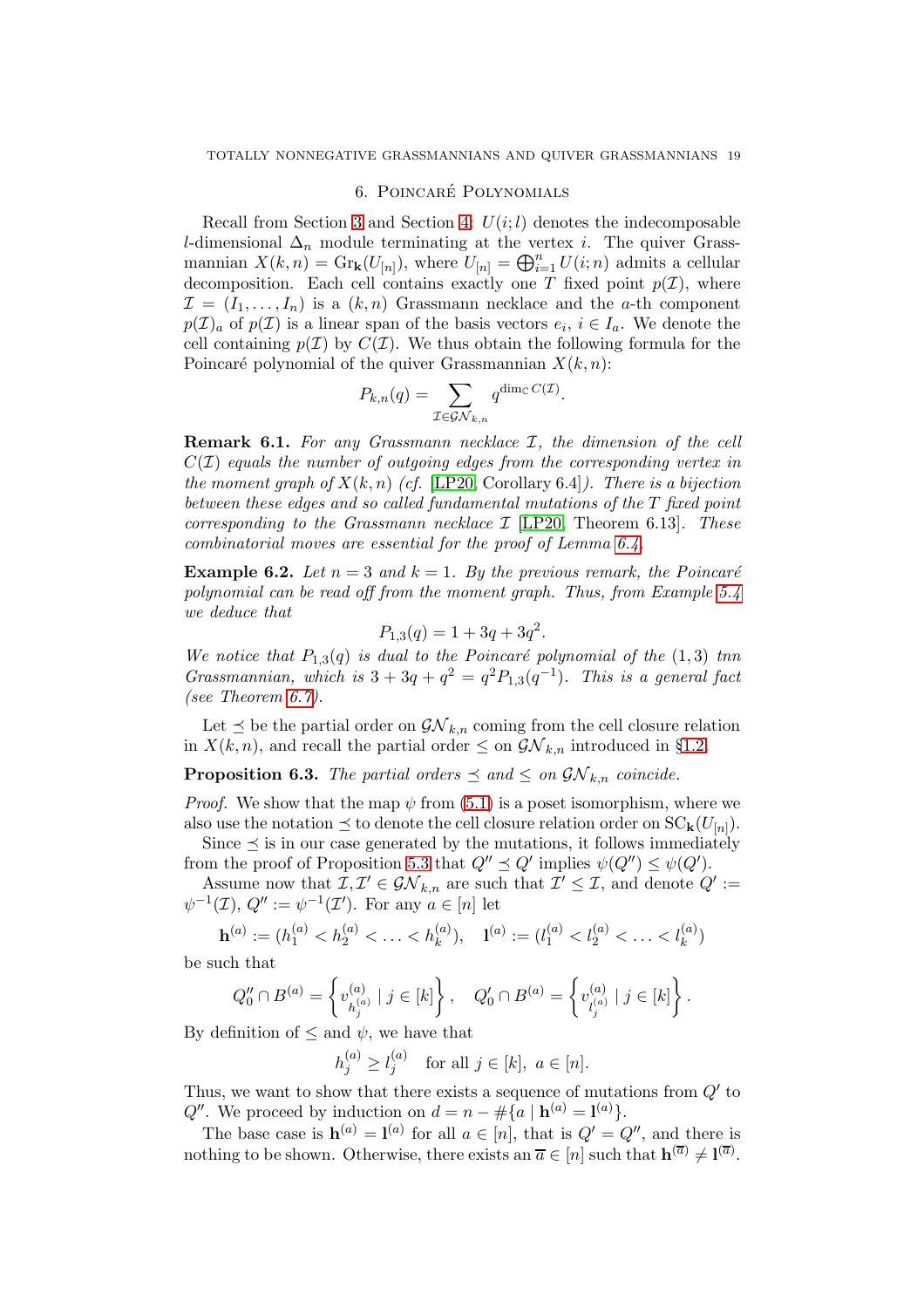## 6. Poincaré Polynomials

Recall from Section 3 and Section 4: $U(i;l)$ denotes the indecomposable $l$-dimensional $\Delta_n$ module terminating at the vertex $i$. The quiver Grassmannian $X(k,n) = \mathrm{Gr}_{\mathbf{k}}(U_{[n]})$, where $U_{[n]} = \bigoplus_{i=1}^n U(i;n)$ admits a cellular decomposition. Each cell contains exactly one $T$ fixed point $p(\mathcal{I})$, where $\mathcal{I} = (I_1, \ldots, I_n)$ is a $(k,n)$ Grassmann necklace and the $a$-th component $p(\mathcal{I})_a$ of $p(\mathcal{I})$ is a linear span of the basis vectors $e_i$, $i \in I_a$. We denote the cell containing $p(\mathcal{I})$ by $C(\mathcal{I})$. We thus obtain the following formula for the Poincaré polynomial of the quiver Grassmannian $X(k,n)$:

$$P_{k,n}(q) = \sum_{\mathcal{I} \in \mathcal{GN}_{k,n}} q^{\dim_{\mathbb{C}} C(\mathcal{I})}.$$

**Remark 6.1.** *For any Grassmann necklace $\mathcal{I}$, the dimension of the cell $C(\mathcal{I})$ equals the number of outgoing edges from the corresponding vertex in the moment graph of $X(k,n)$ (cf. [LP20, Corollary 6.4]). There is a bijection between these edges and so called fundamental mutations of the $T$ fixed point corresponding to the Grassmann necklace $\mathcal{I}$ [LP20, Theorem 6.13]. These combinatorial moves are essential for the proof of Lemma 6.4.*

**Example 6.2.** *Let $n = 3$ and $k = 1$. By the previous remark, the Poincaré polynomial can be read off from the moment graph. Thus, from Example 5.4 we deduce that*

$$P_{1,3}(q) = 1 + 3q + 3q^2.$$

*We notice that $P_{1,3}(q)$ is dual to the Poincaré polynomial of the $(1,3)$ tnn Grassmannian, which is $3 + 3q + q^2 = q^2 P_{1,3}(q^{-1})$. This is a general fact (see Theorem 6.7).*

Let $\preceq$ be the partial order on $\mathcal{GN}_{k,n}$ coming from the cell closure relation in $X(k,n)$, and recall the partial order $\leq$ on $\mathcal{GN}_{k,n}$ introduced in §1.2.

**Proposition 6.3.** *The partial orders $\preceq$ and $\leq$ on $\mathcal{GN}_{k,n}$ coincide.*

*Proof.* We show that the map $\psi$ from (5.1) is a poset isomorphism, where we also use the notation $\preceq$ to denote the cell closure relation order on $\mathrm{SC}_{\mathbf{k}}(U_{[n]})$.

Since $\preceq$ is in our case generated by the mutations, it follows immediately from the proof of Proposition 5.3 that $Q'' \preceq Q'$ implies $\psi(Q'') \leq \psi(Q')$.

Assume now that $\mathcal{I}, \mathcal{I}' \in \mathcal{GN}_{k,n}$ are such that $\mathcal{I}' \leq \mathcal{I}$, and denote $Q' := \psi^{-1}(\mathcal{I})$, $Q'' := \psi^{-1}(\mathcal{I}')$. For any $a \in [n]$ let

$$\mathbf{h}^{(a)} := (h_1^{(a)} < h_2^{(a)} < \ldots < h_k^{(a)}), \quad \mathbf{l}^{(a)} := (l_1^{(a)} < l_2^{(a)} < \ldots < l_k^{(a)})$$

be such that

$$Q_0'' \cap B^{(a)} = \left\{ v_{h_j^{(a)}}^{(a)} \mid j \in [k] \right\}, \quad Q_0' \cap B^{(a)} = \left\{ v_{l_j^{(a)}}^{(a)} \mid j \in [k] \right\}.$$

By definition of $\leq$ and $\psi$, we have that

$$h_j^{(a)} \geq l_j^{(a)} \quad \text{for all } j \in [k],\ a \in [n].$$

Thus, we want to show that there exists a sequence of mutations from $Q'$ to $Q''$. We proceed by induction on $d = n - \#\{a \mid \mathbf{h}^{(a)} = \mathbf{l}^{(a)}\}$.

The base case is $\mathbf{h}^{(a)} = \mathbf{l}^{(a)}$ for all $a \in [n]$, that is $Q' = Q''$, and there is nothing to be shown. Otherwise, there exists an $\overline{a} \in [n]$ such that $\mathbf{h}^{(\overline{a})} \neq \mathbf{l}^{(\overline{a})}$.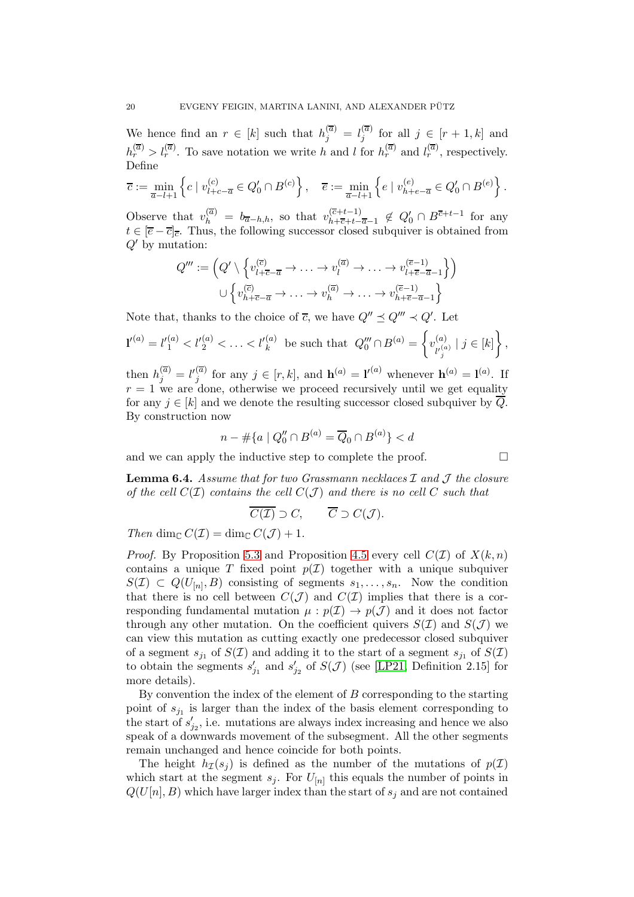We hence find an $r \in [k]$ such that $h_j^{(\overline{a})} = l_j^{(\overline{a})}$ for all $j \in [r+1, k]$ and $h_r^{(\overline{a})} > l_r^{(\overline{a})}$. To save notation we write $h$ and $l$ for $h_r^{(\overline{a})}$ and $l_r^{(\overline{a})}$, respectively. Define

$$\overline{c} := \min_{\overline{a}-l+1} \left\{ c \mid v^{(c)}_{l+c-\overline{a}} \in Q'_0 \cap B^{(c)} \right\}, \quad \overline{e} := \min_{\overline{a}-l+1} \left\{ e \mid v^{(e)}_{h+e-\overline{a}} \in Q'_0 \cap B^{(e)} \right\}.$$

Observe that $v_h^{(\overline{a})} = b_{\overline{a}-h,h}$, so that $v^{(\overline{c}+t-1)}_{h+\overline{c}+t-\overline{a}-1} \notin Q'_0 \cap B^{\overline{c}+t-1}$ for any $t \in [\overline{e}-\overline{c}]_{\overline{c}}$. Thus, the following successor closed subquiver is obtained from $Q'$ by mutation:

$$\begin{aligned} Q''' := \Big( Q' \setminus \Big\{ v^{(\overline{c})}_{l+\overline{c}-\overline{a}} \to \ldots \to v^{(\overline{a})}_{l} \to \ldots \to v^{(\overline{e}-1)}_{l+\overline{e}-\overline{a}-1} \Big\} \Big) \\ \cup \Big\{ v^{(\overline{c})}_{h+\overline{c}-\overline{a}} \to \ldots \to v^{(\overline{a})}_{h} \to \ldots \to v^{(\overline{e}-1)}_{h+\overline{e}-\overline{a}-1} \Big\} \end{aligned}$$

Note that, thanks to the choice of $\overline{c}$, we have $Q'' \preceq Q''' \prec Q'$. Let

$$\mathbf{l}'^{(a)} = l'^{(a)}_1 < l'^{(a)}_2 < \ldots < l'^{(a)}_k \ \text{ be such that } \ Q'''_0 \cap B^{(a)} = \left\{ v^{(a)}_{l'^{(a)}_j} \mid j \in [k] \right\},$$

then $h_j^{(\overline{a})} = l'^{(\overline{a})}_j$ for any $j \in [r, k]$, and $\mathbf{h}^{(a)} = \mathbf{l}'^{(a)}$ whenever $\mathbf{h}^{(a)} = \mathbf{l}^{(a)}$. If $r = 1$ we are done, otherwise we proceed recursively until we get equality for any $j \in [k]$ and we denote the resulting successor closed subquiver by $\overline{Q}$. By construction now

$$n - \#\{a \mid Q''_0 \cap B^{(a)} = \overline{Q}_0 \cap B^{(a)}\} < d$$

and we can apply the inductive step to complete the proof. $\square$

**Lemma 6.4.** *Assume that for two Grassmann necklaces $\mathcal{I}$ and $\mathcal{J}$ the closure of the cell $C(\mathcal{I})$ contains the cell $C(\mathcal{J})$ and there is no cell $C$ such that*

$$\overline{C(\mathcal{I})} \supset C, \qquad \overline{C} \supset C(\mathcal{J}).$$

*Then* $\dim_{\mathbb{C}} C(\mathcal{I}) = \dim_{\mathbb{C}} C(\mathcal{J}) + 1$.

*Proof.* By Proposition 5.3 and Proposition 4.5 every cell $C(\mathcal{I})$ of $X(k,n)$ contains a unique $T$ fixed point $p(\mathcal{I})$ together with a unique subquiver $S(\mathcal{I}) \subset Q(U_{[n]}, B)$ consisting of segments $s_1, \ldots, s_n$. Now the condition that there is no cell between $C(\mathcal{J})$ and $C(\mathcal{I})$ implies that there is a corresponding fundamental mutation $\mu : p(\mathcal{I}) \to p(\mathcal{J})$ and it does not factor through any other mutation. On the coefficient quivers $S(\mathcal{I})$ and $S(\mathcal{J})$ we can view this mutation as cutting exactly one predecessor closed subquiver of a segment $s_{j_1}$ of $S(\mathcal{I})$ and adding it to the start of a segment $s_{j_1}$ of $S(\mathcal{I})$ to obtain the segments $s'_{j_1}$ and $s'_{j_2}$ of $S(\mathcal{J})$ (see [LP21, Definition 2.15] for more details).

By convention the index of the element of $B$ corresponding to the starting point of $s_{j_1}$ is larger than the index of the basis element corresponding to the start of $s'_{j_2}$, i.e. mutations are always index increasing and hence we also speak of a downwards movement of the subsegment. All the other segments remain unchanged and hence coincide for both points.

The height $h_{\mathcal{I}}(s_j)$ is defined as the number of the mutations of $p(\mathcal{I})$ which start at the segment $s_j$. For $U_{[n]}$ this equals the number of points in $Q(U[n], B)$ which have larger index than the start of $s_j$ and are not contained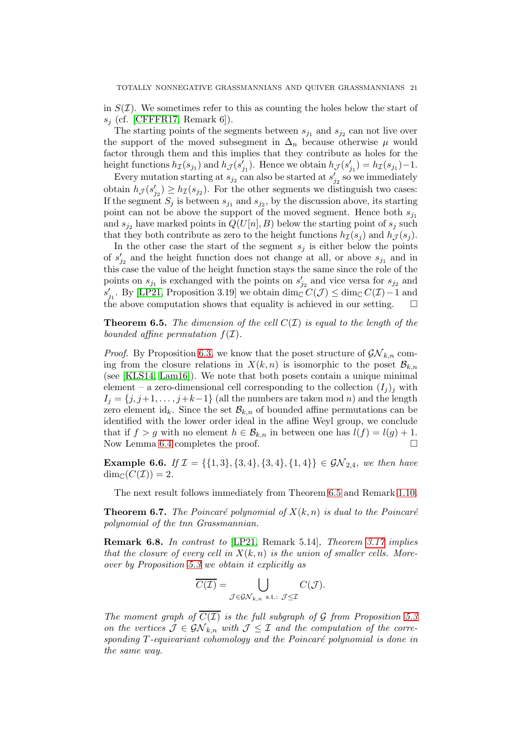in $S(\mathcal{I})$. We sometimes refer to this as counting the holes below the start of $s_j$ (cf. [CFFFR17, Remark 6]).

The starting points of the segments between $s_{j_1}$ and $s_{j_2}$ can not live over the support of the moved subsegment in $\Delta_n$ because otherwise $\mu$ would factor through them and this implies that they contribute as holes for the height functions $h_{\mathcal{I}}(s_{j_1})$ and $h_{\mathcal{J}}(s'_{j_1})$. Hence we obtain $h_{\mathcal{J}}(s'_{j_1}) = h_{\mathcal{I}}(s_{j_1}) - 1$.

Every mutation starting at $s_{j_2}$ can also be started at $s'_{j_2}$ so we immediately obtain $h_{\mathcal{J}}(s'_{j_2}) \geq h_{\mathcal{I}}(s_{j_2})$. For the other segments we distinguish two cases: If the segment $S_j$ is between $s_{j_1}$ and $s_{j_2}$, by the discussion above, its starting point can not be above the support of the moved segment. Hence both $s_{j_1}$ and $s_{j_2}$ have marked points in $Q(U[n], B)$ below the starting point of $s_j$ such that they both contribute as zero to the height functions $h_{\mathcal{I}}(s_j)$ and $h_{\mathcal{J}}(s_j)$.

In the other case the start of the segment $s_j$ is either below the points of $s'_{j_2}$ and the height function does not change at all, or above $s_{j_1}$ and in this case the value of the height function stays the same since the role of the points on $s_{j_1}$ is exchanged with the points on $s'_{j_2}$ and vice versa for $s_{j_2}$ and $s'_{j_1}$. By [LP21, Proposition 3.19] we obtain $\dim_{\mathbb{C}} C(\mathcal{J}) \leq \dim_{\mathbb{C}} C(\mathcal{I}) - 1$ and the above computation shows that equality is achieved in our setting. $\square$

**Theorem 6.5.** *The dimension of the cell $C(\mathcal{I})$ is equal to the length of the bounded affine permutation $f(\mathcal{I})$.*

*Proof.* By Proposition 6.3, we know that the poset structure of $\mathcal{GN}_{k,n}$ coming from the closure relations in $X(k,n)$ is isomorphic to the poset $\mathcal{B}_{k,n}$ (see [KLS14, Lam16]). We note that both posets contain a unique minimal element – a zero-dimensional cell corresponding to the collection $(I_j)_j$ with $I_j = \{j, j+1, \ldots, j+k-1\}$ (all the numbers are taken mod $n$) and the length zero element $\mathrm{id}_k$. Since the set $\mathcal{B}_{k,n}$ of bounded affine permutations can be identified with the lower order ideal in the affine Weyl group, we conclude that if $f > g$ with no element $h \in \mathcal{B}_{k,n}$ in between one has $l(f) = l(g) + 1$. Now Lemma 6.4 completes the proof. $\square$

**Example 6.6.** *If $\mathcal{I} = \{\{1,3\},\{3,4\},\{3,4\},\{1,4\}\} \in \mathcal{GN}_{2,4}$, we then have $\dim_{\mathbb{C}}(C(\mathcal{I})) = 2$.*

The next result follows immediately from Theorem 6.5 and Remark 1.10.

**Theorem 6.7.** *The Poincaré polynomial of $X(k,n)$ is dual to the Poincaré polynomial of the tnn Grassmannian.*

**Remark 6.8.** *In contrast to [LP21, Remark 5.14], Theorem 3.17 implies that the closure of every cell in $X(k,n)$ is the union of smaller cells. Moreover by Proposition 5.3 we obtain it explicitly as*

$$\overline{C(\mathcal{I})} = \bigcup_{\mathcal{J} \in \mathcal{GN}_{k,n} \text{ s.t.: } \mathcal{J} \leq \mathcal{I}} C(\mathcal{J}).$$

*The moment graph of $\overline{C(\mathcal{I})}$ is the full subgraph of $\mathcal{G}$ from Proposition 5.3 on the vertices $\mathcal{J} \in \mathcal{GN}_{k,n}$ with $\mathcal{J} \leq \mathcal{I}$ and the computation of the corresponding $T$-equivariant cohomology and the Poincaré polynomial is done in the same way.*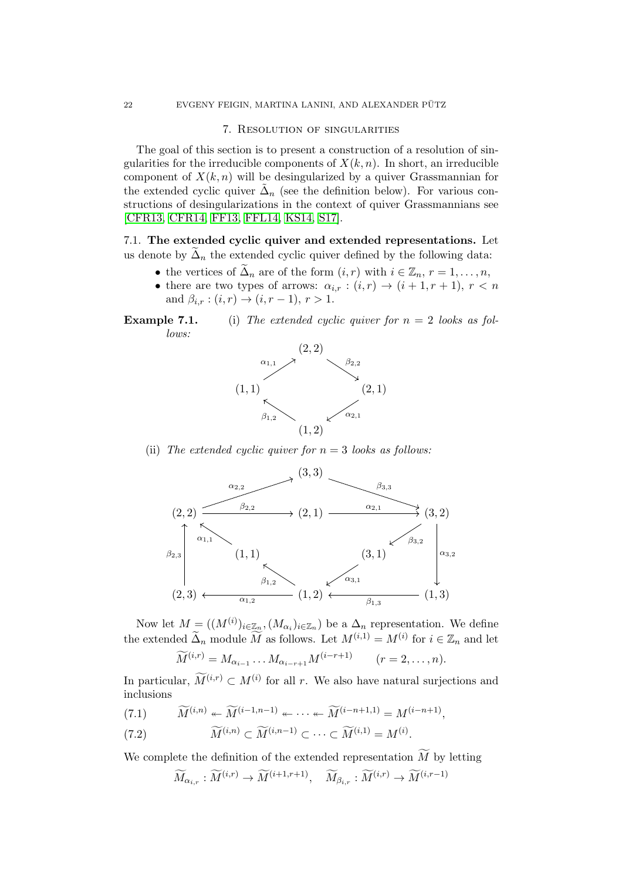## 7. Resolution of singularities

The goal of this section is to present a construction of a resolution of singularities for the irreducible components of $X(k,n)$. In short, an irreducible component of $X(k,n)$ will be desingularized by a quiver Grassmannian for the extended cyclic quiver $\tilde{\Delta}_n$ (see the definition below). For various constructions of desingularizations in the context of quiver Grassmannians see [CFR13, CFR14, FF13, FFL14, KS14, S17].

**7.1. The extended cyclic quiver and extended representations.** Let us denote by $\widetilde{\Delta}_n$ the extended cyclic quiver defined by the following data:

- the vertices of $\widetilde{\Delta}_n$ are of the form $(i,r)$ with $i \in \mathbb{Z}_n$, $r = 1, \dots, n$,
- there are two types of arrows: $\alpha_{i,r} : (i,r) \to (i+1, r+1)$, $r < n$ and $\beta_{i,r} : (i,r) \to (i, r-1)$, $r > 1$.

**Example 7.1.** (i) *The extended cyclic quiver for $n = 2$ looks as follows:*

$$
\begin{array}{ccccc}
 & & (2,2) & & \\
 & \overset{\alpha_{1,1}}{\nearrow} & & \overset{\beta_{2,2}}{\searrow} & \\
(1,1) & & & & (2,1) \\
 & \underset{\beta_{1,2}}{\nwarrow} & & \underset{\alpha_{2,1}}{\swarrow} & \\
 & & (1,2) & &
\end{array}
$$

(ii) *The extended cyclic quiver for $n = 3$ looks as follows:*

Arrows: $\alpha_{2,2}: (2,2) \to (3,3)$, $\beta_{3,3}: (3,3) \to (3,2)$, $\beta_{2,2}: (2,2) \to (2,1)$, $\alpha_{2,1}: (2,1) \to (3,2)$, $\alpha_{1,1}: (1,1) \to (2,2)$, $\beta_{3,2}: (3,2) \to (3,1)$, $\alpha_{3,2}: (3,2) \to (1,3)$, $\beta_{2,3}: (2,3) \to (2,2)$, $\beta_{1,2}: (1,2) \to (1,1)$, $\alpha_{3,1}: (3,1) \to (1,2)$, $\alpha_{1,2}: (1,2) \to (2,3)$, $\beta_{1,3}: (1,3) \to (1,2)$.

Now let $M = ((M^{(i)})_{i \in \mathbb{Z}_n}, (M_{\alpha_i})_{i \in \mathbb{Z}_n})$ be a $\Delta_n$ representation. We define the extended $\widetilde{\Delta}_n$ module $\widetilde{M}$ as follows. Let $M^{(i,1)} = M^{(i)}$ for $i \in \mathbb{Z}_n$ and let

$$\widetilde{M}^{(i,r)} = M_{\alpha_{i-1}} \dots M_{\alpha_{i-r+1}} M^{(i-r+1)} \qquad (r = 2, \dots, n).$$

In particular, $\widetilde{M}^{(i,r)} \subset M^{(i)}$ for all $r$. We also have natural surjections and inclusions

$$\widetilde{M}^{(i,n)} \twoheadleftarrow \widetilde{M}^{(i-1,n-1)} \twoheadleftarrow \dots \twoheadleftarrow \widetilde{M}^{(i-n+1,1)} = M^{(i-n+1)}, \tag{7.1}$$

$$\widetilde{M}^{(i,n)} \subset \widetilde{M}^{(i,n-1)} \subset \dots \subset \widetilde{M}^{(i,1)} = M^{(i)}. \tag{7.2}$$

We complete the definition of the extended representation $\widetilde{M}$ by letting

$$\widetilde{M}_{\alpha_{i,r}} : \widetilde{M}^{(i,r)} \to \widetilde{M}^{(i+1,r+1)}, \quad \widetilde{M}_{\beta_{i,r}} : \widetilde{M}^{(i,r)} \to \widetilde{M}^{(i,r-1)}$$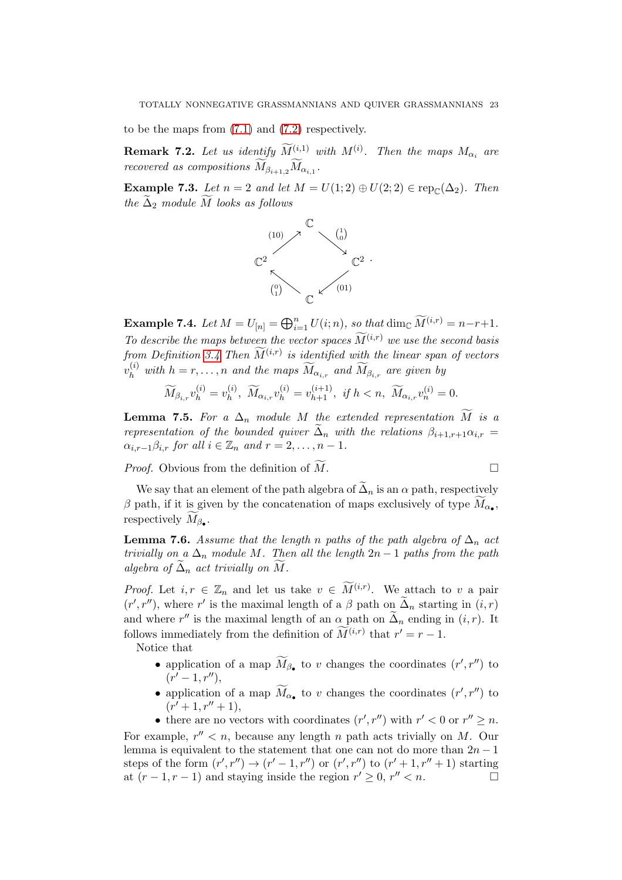to be the maps from (7.1) and (7.2) respectively.

**Remark 7.2.** *Let us identify $\widetilde{M}^{(i,1)}$ with $M^{(i)}$. Then the maps $M_{\alpha_i}$ are recovered as compositions $\widetilde{M}_{\beta_{i+1,2}}\widetilde{M}_{\alpha_{i,1}}$.*

**Example 7.3.** *Let $n = 2$ and let $M = U(1;2) \oplus U(2;2) \in \mathrm{rep}_{\mathbb{C}}(\Delta_2)$. Then the $\widetilde{\Delta}_2$ module $\widetilde{M}$ looks as follows*

$$\begin{array}{ccccc} & & \mathbb{C} & & \\ & {\scriptstyle (10)} \nearrow & & \searrow {\scriptstyle \binom{1}{0}} & \\ \mathbb{C}^2 & & & & \mathbb{C}^2 \\ & {\scriptstyle \binom{0}{1}} \nwarrow & & \swarrow {\scriptstyle (01)} & \\ & & \mathbb{C} & & \end{array}$$

**Example 7.4.** *Let $M = U_{[n]} = \bigoplus_{i=1}^{n} U(i;n)$, so that $\dim_{\mathbb{C}} \widetilde{M}^{(i,r)} = n-r+1$. To describe the maps between the vector spaces $\widetilde{M}^{(i,r)}$ we use the second basis from Definition 3.4 Then $\widetilde{M}^{(i,r)}$ is identified with the linear span of vectors $v_h^{(i)}$ with $h = r, \dots, n$ and the maps $\widetilde{M}_{\alpha_{i,r}}$ and $\widetilde{M}_{\beta_{i,r}}$ are given by*

$$\widetilde{M}_{\beta_{i,r}} v_h^{(i)} = v_h^{(i)},\ \widetilde{M}_{\alpha_{i,r}} v_h^{(i)} = v_{h+1}^{(i+1)},\ \text{if } h < n,\ \widetilde{M}_{\alpha_{i,r}} v_n^{(i)} = 0.$$

**Lemma 7.5.** *For a $\Delta_n$ module $M$ the extended representation $\widetilde{M}$ is a representation of the bounded quiver $\widetilde{\Delta}_n$ with the relations $\beta_{i+1,r+1}\alpha_{i,r} = \alpha_{i,r-1}\beta_{i,r}$ for all $i \in \mathbb{Z}_n$ and $r = 2, \dots, n-1$.*

*Proof.* Obvious from the definition of $\widetilde{M}$. □

We say that an element of the path algebra of $\widetilde{\Delta}_n$ is an $\alpha$ path, respectively $\beta$ path, if it is given by the concatenation of maps exclusively of type $\widetilde{M}_{\alpha_\bullet}$, respectively $\widetilde{M}_{\beta_\bullet}$.

**Lemma 7.6.** *Assume that the length $n$ paths of the path algebra of $\Delta_n$ act trivially on a $\Delta_n$ module $M$. Then all the length $2n-1$ paths from the path algebra of $\widetilde{\Delta}_n$ act trivially on $\widetilde{M}$.*

*Proof.* Let $i, r \in \mathbb{Z}_n$ and let us take $v \in \widetilde{M}^{(i,r)}$. We attach to $v$ a pair $(r', r'')$, where $r'$ is the maximal length of a $\beta$ path on $\widetilde{\Delta}_n$ starting in $(i,r)$ and where $r''$ is the maximal length of an $\alpha$ path on $\widetilde{\Delta}_n$ ending in $(i,r)$. It follows immediately from the definition of $\widetilde{M}^{(i,r)}$ that $r' = r-1$.

Notice that

- application of a map $\widetilde{M}_{\beta_\bullet}$ to $v$ changes the coordinates $(r', r'')$ to $(r'-1, r'')$,
- application of a map $\widetilde{M}_{\alpha_\bullet}$ to $v$ changes the coordinates $(r', r'')$ to $(r'+1, r''+1)$,
- there are no vectors with coordinates $(r', r'')$ with $r' < 0$ or $r'' \geq n$.

For example, $r'' < n$, because any length $n$ path acts trivially on $M$. Our lemma is equivalent to the statement that one can not do more than $2n-1$ steps of the form $(r', r'') \to (r'-1, r'')$ or $(r', r'')$ to $(r'+1, r''+1)$ starting at $(r-1, r-1)$ and staying inside the region $r' \geq 0$, $r'' < n$. □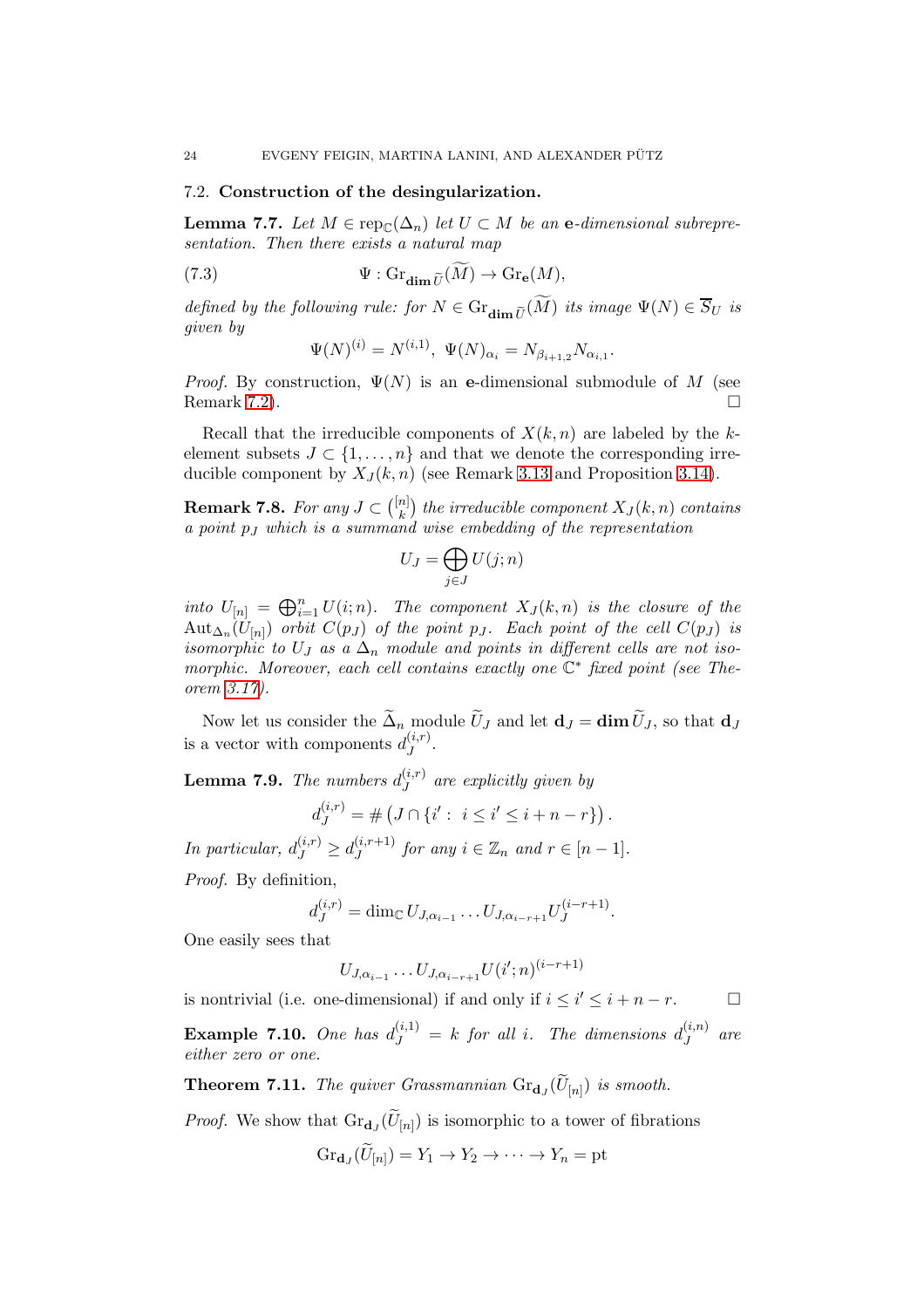### 7.2. Construction of the desingularization.

**Lemma 7.7.** *Let $M \in \mathrm{rep}_{\mathbb{C}}(\Delta_n)$ let $U \subset M$ be an $\mathbf{e}$-dimensional subrepresentation. Then there exists a natural map*

$$\Psi : \mathrm{Gr}_{\mathbf{dim}\,\widetilde{U}}(\widetilde{M}) \to \mathrm{Gr}_{\mathbf{e}}(M), \tag{7.3}$$

*defined by the following rule: for $N \in \mathrm{Gr}_{\mathbf{dim}\,\widetilde{U}}(\widetilde{M})$ its image $\Psi(N) \in \overline{S}_U$ is given by*

$$\Psi(N)^{(i)} = N^{(i,1)},\ \Psi(N)_{\alpha_i} = N_{\beta_{i+1,2}} N_{\alpha_{i,1}}.$$

*Proof.* By construction, $\Psi(N)$ is an $\mathbf{e}$-dimensional submodule of $M$ (see Remark 7.2). □

Recall that the irreducible components of $X(k,n)$ are labeled by the $k$-element subsets $J \subset \{1,\dots,n\}$ and that we denote the corresponding irreducible component by $X_J(k,n)$ (see Remark 3.13 and Proposition 3.14).

**Remark 7.8.** *For any $J \subset \binom{[n]}{k}$ the irreducible component $X_J(k,n)$ contains a point $p_J$ which is a summand wise embedding of the representation*

$$U_J = \bigoplus_{j \in J} U(j;n)$$

*into $U_{[n]} = \bigoplus_{i=1}^n U(i;n)$. The component $X_J(k,n)$ is the closure of the $\mathrm{Aut}_{\Delta_n}(U_{[n]})$ orbit $C(p_J)$ of the point $p_J$. Each point of the cell $C(p_J)$ is isomorphic to $U_J$ as a $\Delta_n$ module and points in different cells are not isomorphic. Moreover, each cell contains exactly one $\mathbb{C}^*$ fixed point (see Theorem 3.17).*

Now let us consider the $\widetilde{\Delta}_n$ module $\widetilde{U}_J$ and let $\mathbf{d}_J = \mathbf{dim}\,\widetilde{U}_J$, so that $\mathbf{d}_J$ is a vector with components $d_J^{(i,r)}$.

**Lemma 7.9.** *The numbers $d_J^{(i,r)}$ are explicitly given by*

$$d_J^{(i,r)} = \#\left(J \cap \{i' :\ i \le i' \le i+n-r\}\right).$$

*In particular, $d_J^{(i,r)} \ge d_J^{(i,r+1)}$ for any $i \in \mathbb{Z}_n$ and $r \in [n-1]$.*

*Proof.* By definition,

$$d_J^{(i,r)} = \dim_{\mathbb{C}} U_{J,\alpha_{i-1}} \dots U_{J,\alpha_{i-r+1}} U_J^{(i-r+1)}.$$

One easily sees that

$$U_{J,\alpha_{i-1}} \dots U_{J,\alpha_{i-r+1}} U(i';n)^{(i-r+1)}$$

is nontrivial (i.e. one-dimensional) if and only if $i \le i' \le i+n-r$. □

**Example 7.10.** *One has $d_J^{(i,1)} = k$ for all $i$. The dimensions $d_J^{(i,n)}$ are either zero or one.*

**Theorem 7.11.** *The quiver Grassmannian $\mathrm{Gr}_{\mathbf{d}_J}(\widetilde{U}_{[n]})$ is smooth.*

*Proof.* We show that $\mathrm{Gr}_{\mathbf{d}_J}(\widetilde{U}_{[n]})$ is isomorphic to a tower of fibrations

$$\mathrm{Gr}_{\mathbf{d}_J}(\widetilde{U}_{[n]}) = Y_1 \to Y_2 \to \dots \to Y_n = \mathrm{pt}$$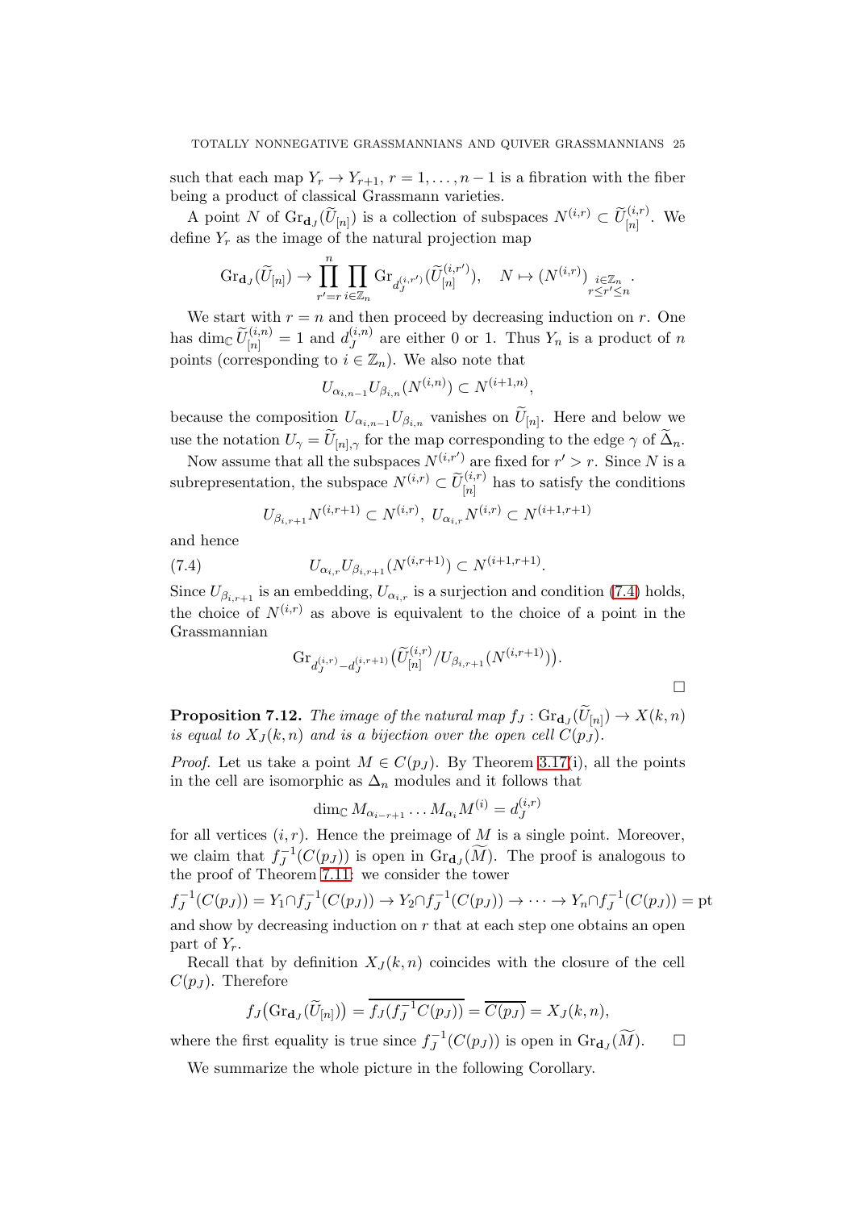such that each map $Y_r \to Y_{r+1}$, $r = 1, \dots, n-1$ is a fibration with the fiber being a product of classical Grassmann varieties.

A point $N$ of $\mathrm{Gr}_{\mathbf{d}_J}(\widetilde{U}_{[n]})$ is a collection of subspaces $N^{(i,r)} \subset \widetilde{U}_{[n]}^{(i,r)}$. We define $Y_r$ as the image of the natural projection map

$$\mathrm{Gr}_{\mathbf{d}_J}(\widetilde{U}_{[n]}) \to \prod_{r'=r}^{n} \prod_{i \in \mathbb{Z}_n} \mathrm{Gr}_{d_J^{(i,r')}}(\widetilde{U}_{[n]}^{(i,r')}), \quad N \mapsto (N^{(i,r)})_{\substack{i \in \mathbb{Z}_n \\ r \le r' \le n}}.$$

We start with $r = n$ and then proceed by decreasing induction on $r$. One has $\dim_{\mathbb{C}} \widetilde{U}_{[n]}^{(i,n)} = 1$ and $d_J^{(i,n)}$ are either 0 or 1. Thus $Y_n$ is a product of $n$ points (corresponding to $i \in \mathbb{Z}_n$). We also note that

$$U_{\alpha_{i,n-1}} U_{\beta_{i,n}}(N^{(i,n)}) \subset N^{(i+1,n)},$$

because the composition $U_{\alpha_{i,n-1}} U_{\beta_{i,n}}$ vanishes on $\widetilde{U}_{[n]}$. Here and below we use the notation $U_\gamma = \widetilde{U}_{[n],\gamma}$ for the map corresponding to the edge $\gamma$ of $\widetilde{\Delta}_n$.

Now assume that all the subspaces $N^{(i,r')}$ are fixed for $r' > r$. Since $N$ is a subrepresentation, the subspace $N^{(i,r)} \subset \widetilde{U}_{[n]}^{(i,r)}$ has to satisfy the conditions

$$U_{\beta_{i,r+1}} N^{(i,r+1)} \subset N^{(i,r)}, \; U_{\alpha_{i,r}} N^{(i,r)} \subset N^{(i+1,r+1)}$$

and hence

$$U_{\alpha_{i,r}} U_{\beta_{i,r+1}}(N^{(i,r+1)}) \subset N^{(i+1,r+1)}. \tag{7.4}$$

Since $U_{\beta_{i,r+1}}$ is an embedding, $U_{\alpha_{i,r}}$ is a surjection and condition (7.4) holds, the choice of $N^{(i,r)}$ as above is equivalent to the choice of a point in the Grassmannian

$$\mathrm{Gr}_{d_J^{(i,r)} - d_J^{(i,r+1)}}\big(\widetilde{U}_{[n]}^{(i,r)} / U_{\beta_{i,r+1}}(N^{(i,r+1)})\big).$$

□

**Proposition 7.12.** *The image of the natural map $f_J : \mathrm{Gr}_{\mathbf{d}_J}(\widetilde{U}_{[n]}) \to X(k,n)$ is equal to $X_J(k,n)$ and is a bijection over the open cell $C(p_J)$.*

*Proof.* Let us take a point $M \in C(p_J)$. By Theorem 3.17(i), all the points in the cell are isomorphic as $\Delta_n$ modules and it follows that

$$\dim_{\mathbb{C}} M_{\alpha_{i-r+1}} \dots M_{\alpha_i} M^{(i)} = d_J^{(i,r)}$$

for all vertices $(i,r)$. Hence the preimage of $M$ is a single point. Moreover, we claim that $f_J^{-1}(C(p_J))$ is open in $\mathrm{Gr}_{\mathbf{d}_J}(\widetilde{M})$. The proof is analogous to the proof of Theorem 7.11: we consider the tower

$$f_J^{-1}(C(p_J)) = Y_1 \cap f_J^{-1}(C(p_J)) \to Y_2 \cap f_J^{-1}(C(p_J)) \to \dots \to Y_n \cap f_J^{-1}(C(p_J)) = \mathrm{pt}$$

and show by decreasing induction on $r$ that at each step one obtains an open part of $Y_r$.

Recall that by definition $X_J(k,n)$ coincides with the closure of the cell $C(p_J)$. Therefore

$$f_J\big(\mathrm{Gr}_{\mathbf{d}_J}(\widetilde{U}_{[n]})\big) = \overline{f_J(f_J^{-1} C(p_J))} = \overline{C(p_J)} = X_J(k,n),$$

where the first equality is true since $f_J^{-1}(C(p_J))$ is open in $\mathrm{Gr}_{\mathbf{d}_J}(\widetilde{M})$. □

We summarize the whole picture in the following Corollary.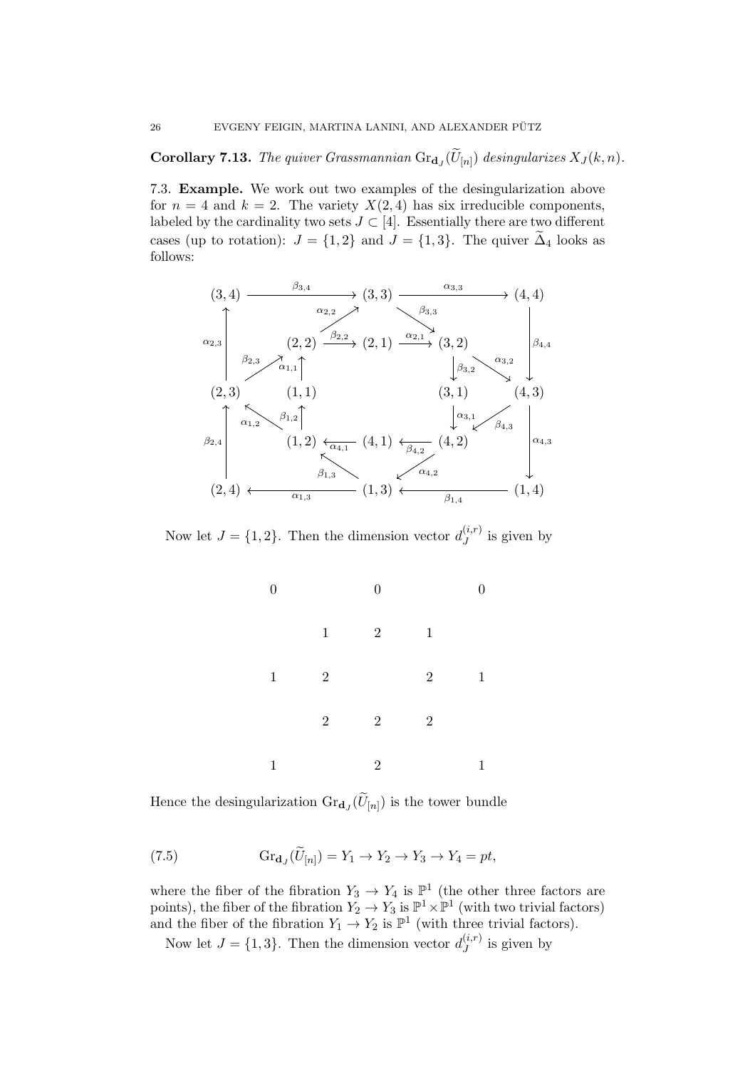**Corollary 7.13.** *The quiver Grassmannian* $\mathrm{Gr}_{\mathbf{d}_J}(\widetilde{U}_{[n]})$ *desingularizes* $X_J(k,n)$.

### 7.3. Example.

We work out two examples of the desingularization above for $n = 4$ and $k = 2$. The variety $X(2,4)$ has six irreducible components, labeled by the cardinality two sets $J \subset [4]$. Essentially there are two different cases (up to rotation): $J = \{1,2\}$ and $J = \{1,3\}$. The quiver $\widetilde{\Delta}_4$ looks as follows:

$$
\begin{array}{ccccccc}
(3,4) & \xrightarrow{\beta_{3,4}} & & (3,3) & & \xrightarrow{\alpha_{3,3}} & (4,4) \\
\uparrow{\scriptstyle \alpha_{2,3}} & & \nearrow{\scriptstyle \alpha_{2,2}} & & \searrow{\scriptstyle \beta_{3,3}} & & \downarrow{\scriptstyle \beta_{4,4}} \\
 & (2,2) & \xrightarrow{\beta_{2,2}} & (2,1) & \xrightarrow{\alpha_{2,1}} & (3,2) & \\
 & \nearrow{\scriptstyle \beta_{2,3}} \; \uparrow{\scriptstyle \alpha_{1,1}} & & & & \downarrow{\scriptstyle \beta_{3,2}} \; \searrow{\scriptstyle \alpha_{3,2}} & \\
(2,3) & (1,1) & & & & (3,1) & (4,3) \\
\uparrow{\scriptstyle \beta_{2,4}} \; \nwarrow{\scriptstyle \alpha_{1,2}} & \uparrow{\scriptstyle \beta_{1,2}} & & & & \downarrow{\scriptstyle \alpha_{3,1}} \; \swarrow{\scriptstyle \beta_{4,3}} & \downarrow{\scriptstyle \alpha_{4,3}} \\
 & (1,2) & \xleftarrow{\alpha_{4,1}} & (4,1) & \xleftarrow{\beta_{4,2}} & (4,2) & \\
 & & \nwarrow{\scriptstyle \beta_{1,3}} & & \swarrow{\scriptstyle \alpha_{4,2}} & & \\
(2,4) & \xleftarrow{\alpha_{1,3}} & & (1,3) & & \xleftarrow{\beta_{1,4}} & (1,4)
\end{array}
$$

Now let $J = \{1,2\}$. Then the dimension vector $d_J^{(i,r)}$ is given by

$$
\begin{array}{ccccc}
0 & & 0 & & 0 \\
 & 1 & 2 & 1 & \\
1 & 2 & & 2 & 1 \\
 & 2 & 2 & 2 & \\
1 & & 2 & & 1
\end{array}
$$

Hence the desingularization $\mathrm{Gr}_{\mathbf{d}_J}(\widetilde{U}_{[n]})$ is the tower bundle

$$
\mathrm{Gr}_{\mathbf{d}_J}(\widetilde{U}_{[n]}) = Y_1 \to Y_2 \to Y_3 \to Y_4 = pt, \tag{7.5}
$$

where the fiber of the fibration $Y_3 \to Y_4$ is $\mathbb{P}^1$ (the other three factors are points), the fiber of the fibration $Y_2 \to Y_3$ is $\mathbb{P}^1 \times \mathbb{P}^1$ (with two trivial factors) and the fiber of the fibration $Y_1 \to Y_2$ is $\mathbb{P}^1$ (with three trivial factors).

Now let $J = \{1,3\}$. Then the dimension vector $d_J^{(i,r)}$ is given by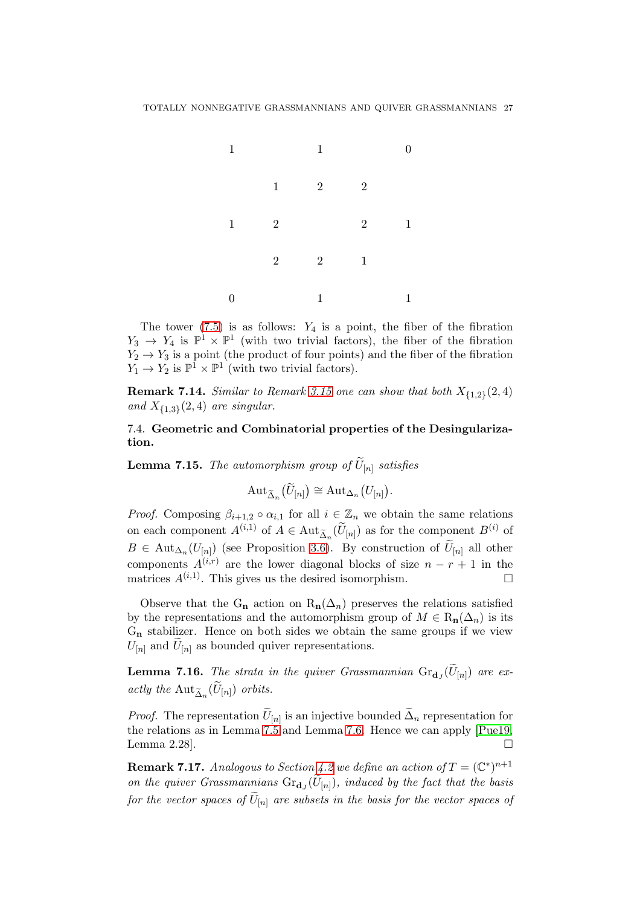$$
\begin{array}{ccccccc}
1 & & & 1 & & & 0 \\
& 1 & & 2 & & 2 & \\
1 & & 2 & & 2 & & 1 \\
& 2 & & 2 & & 1 & \\
0 & & & 1 & & & 1
\end{array}
$$

The tower (7.5) is as follows: $Y_4$ is a point, the fiber of the fibration $Y_3 \to Y_4$ is $\mathbb{P}^1 \times \mathbb{P}^1$ (with two trivial factors), the fiber of the fibration $Y_2 \to Y_3$ is a point (the product of four points) and the fiber of the fibration $Y_1 \to Y_2$ is $\mathbb{P}^1 \times \mathbb{P}^1$ (with two trivial factors).

**Remark 7.14.** *Similar to Remark 3.15 one can show that both $X_{\{1,2\}}(2,4)$ and $X_{\{1,3\}}(2,4)$ are singular.*

### 7.4. Geometric and Combinatorial properties of the Desingularization.

**Lemma 7.15.** *The automorphism group of $\widetilde{U}_{[n]}$ satisfies*

$$
\mathrm{Aut}_{\widetilde{\Delta}_n}\big(\widetilde{U}_{[n]}\big) \cong \mathrm{Aut}_{\Delta_n}\big(U_{[n]}\big).
$$

*Proof.* Composing $\beta_{i+1,2} \circ \alpha_{i,1}$ for all $i \in \mathbb{Z}_n$ we obtain the same relations on each component $A^{(i,1)}$ of $A \in \mathrm{Aut}_{\widetilde{\Delta}_n}(\widetilde{U}_{[n]})$ as for the component $B^{(i)}$ of $B \in \mathrm{Aut}_{\Delta_n}(U_{[n]})$ (see Proposition 3.6). By construction of $\widetilde{U}_{[n]}$ all other components $A^{(i,r)}$ are the lower diagonal blocks of size $n-r+1$ in the matrices $A^{(i,1)}$. This gives us the desired isomorphism. $\square$

Observe that the $\mathrm{G}_{\mathbf{n}}$ action on $\mathrm{R}_{\mathbf{n}}(\Delta_n)$ preserves the relations satisfied by the representations and the automorphism group of $M \in \mathrm{R}_{\mathbf{n}}(\Delta_n)$ is its $\mathrm{G}_{\mathbf{n}}$ stabilizer. Hence on both sides we obtain the same groups if we view $U_{[n]}$ and $\widetilde{U}_{[n]}$ as bounded quiver representations.

**Lemma 7.16.** *The strata in the quiver Grassmannian $\mathrm{Gr}_{\mathbf{d}_J}(\widetilde{U}_{[n]})$ are exactly the $\mathrm{Aut}_{\widetilde{\Delta}_n}(\widetilde{U}_{[n]})$ orbits.*

*Proof.* The representation $\widetilde{U}_{[n]}$ is an injective bounded $\widetilde{\Delta}_n$ representation for the relations as in Lemma 7.5 and Lemma 7.6. Hence we can apply [Pue19, Lemma 2.28]. $\square$

**Remark 7.17.** *Analogous to Section 4.2 we define an action of $T = (\mathbb{C}^*)^{n+1}$ on the quiver Grassmannians $\mathrm{Gr}_{\mathbf{d}_J}(\widetilde{U}_{[n]})$, induced by the fact that the basis for the vector spaces of $\widetilde{U}_{[n]}$ are subsets in the basis for the vector spaces of*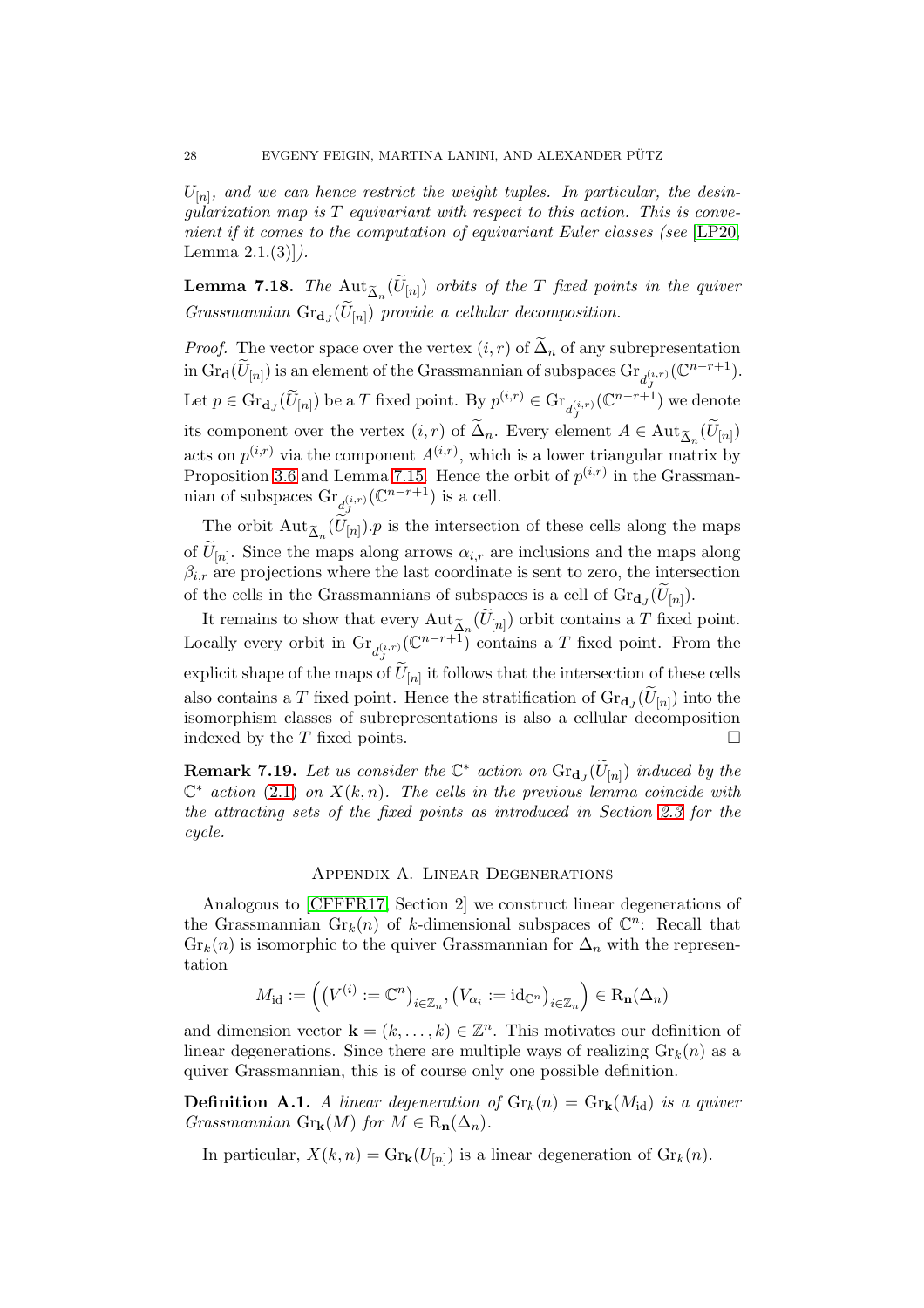$U_{[n]}$, *and we can hence restrict the weight tuples. In particular, the desingularization map is* $T$ *equivariant with respect to this action. This is convenient if it comes to the computation of equivariant Euler classes (see* [LP20, Lemma 2.1.(3)]*).*

**Lemma 7.18.** *The* $\mathrm{Aut}_{\widetilde{\Delta}_n}(\widetilde{U}_{[n]})$ *orbits of the* $T$ *fixed points in the quiver Grassmannian* $\mathrm{Gr}_{\mathbf{d}_J}(\widetilde{U}_{[n]})$ *provide a cellular decomposition.*

*Proof.* The vector space over the vertex $(i,r)$ of $\widetilde{\Delta}_n$ of any subrepresentation in $\mathrm{Gr}_{\mathbf{d}}(\widetilde{U}_{[n]})$ is an element of the Grassmannian of subspaces $\mathrm{Gr}_{d_J^{(i,r)}}(\mathbb{C}^{n-r+1})$. Let $p \in \mathrm{Gr}_{\mathbf{d}_J}(\widetilde{U}_{[n]})$ be a $T$ fixed point. By $p^{(i,r)} \in \mathrm{Gr}_{d_J^{(i,r)}}(\mathbb{C}^{n-r+1})$ we denote its component over the vertex $(i,r)$ of $\widetilde{\Delta}_n$. Every element $A \in \mathrm{Aut}_{\widetilde{\Delta}_n}(\widetilde{U}_{[n]})$ acts on $p^{(i,r)}$ via the component $A^{(i,r)}$, which is a lower triangular matrix by Proposition 3.6 and Lemma 7.15. Hence the orbit of $p^{(i,r)}$ in the Grassmannian of subspaces $\mathrm{Gr}_{d_J^{(i,r)}}(\mathbb{C}^{n-r+1})$ is a cell.

The orbit $\mathrm{Aut}_{\widetilde{\Delta}_n}(\widetilde{U}_{[n]}).p$ is the intersection of these cells along the maps of $\widetilde{U}_{[n]}$. Since the maps along arrows $\alpha_{i,r}$ are inclusions and the maps along $\beta_{i,r}$ are projections where the last coordinate is sent to zero, the intersection of the cells in the Grassmannians of subspaces is a cell of $\mathrm{Gr}_{\mathbf{d}_J}(\widetilde{U}_{[n]})$.

It remains to show that every $\mathrm{Aut}_{\widetilde{\Delta}_n}(\widetilde{U}_{[n]})$ orbit contains a $T$ fixed point. Locally every orbit in $\mathrm{Gr}_{d_J^{(i,r)}}(\mathbb{C}^{n-r+1})$ contains a $T$ fixed point. From the explicit shape of the maps of $\widetilde{U}_{[n]}$ it follows that the intersection of these cells also contains a $T$ fixed point. Hence the stratification of $\mathrm{Gr}_{\mathbf{d}_J}(\widetilde{U}_{[n]})$ into the isomorphism classes of subrepresentations is also a cellular decomposition indexed by the $T$ fixed points. □

**Remark 7.19.** *Let us consider the* $\mathbb{C}^*$ *action on* $\mathrm{Gr}_{\mathbf{d}_J}(\widetilde{U}_{[n]})$ *induced by the* $\mathbb{C}^*$ *action* (2.1) *on* $X(k,n)$*. The cells in the previous lemma coincide with the attracting sets of the fixed points as introduced in Section 2.3 for the cycle.*

## Appendix A. Linear Degenerations

Analogous to [CFFFR17, Section 2] we construct linear degenerations of the Grassmannian $\mathrm{Gr}_k(n)$ of $k$-dimensional subspaces of $\mathbb{C}^n$: Recall that $\mathrm{Gr}_k(n)$ is isomorphic to the quiver Grassmannian for $\Delta_n$ with the representation

$$M_{\mathrm{id}} := \Big( \big(V^{(i)} := \mathbb{C}^n\big)_{i\in\mathbb{Z}_n}, \big(V_{\alpha_i} := \mathrm{id}_{\mathbb{C}^n}\big)_{i\in\mathbb{Z}_n} \Big) \in \mathrm{R}_{\mathbf{n}}(\Delta_n)$$

and dimension vector $\mathbf{k} = (k,\dots,k) \in \mathbb{Z}^n$. This motivates our definition of linear degenerations. Since there are multiple ways of realizing $\mathrm{Gr}_k(n)$ as a quiver Grassmannian, this is of course only one possible definition.

**Definition A.1.** *A linear degeneration of* $\mathrm{Gr}_k(n) = \mathrm{Gr}_{\mathbf{k}}(M_{\mathrm{id}})$ *is a quiver Grassmannian* $\mathrm{Gr}_{\mathbf{k}}(M)$ *for* $M \in \mathrm{R}_{\mathbf{n}}(\Delta_n)$*.*

In particular, $X(k,n) = \mathrm{Gr}_{\mathbf{k}}(U_{[n]})$ is a linear degeneration of $\mathrm{Gr}_k(n)$.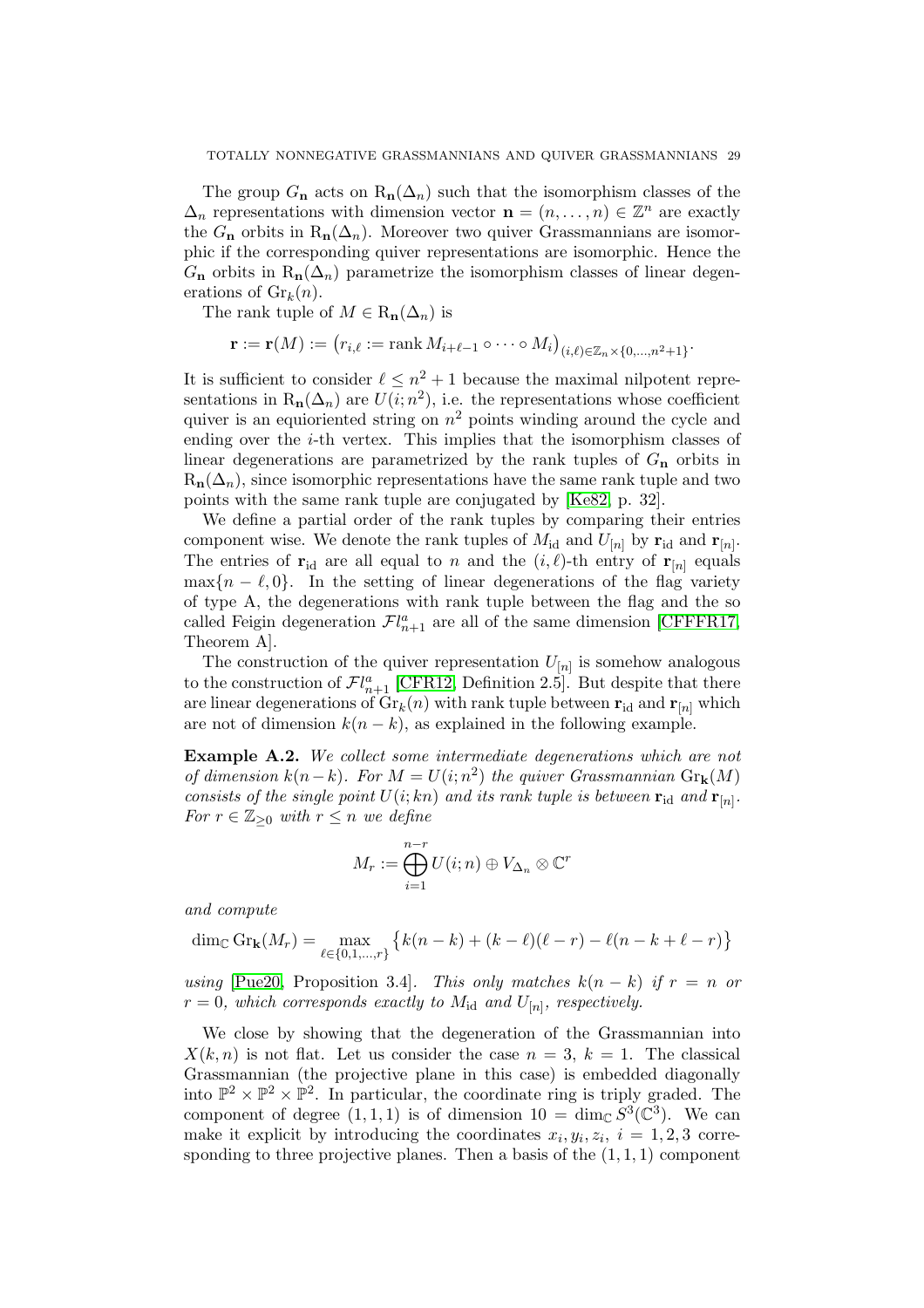The group $G_{\mathbf{n}}$ acts on $\mathrm{R}_{\mathbf{n}}(\Delta_n)$ such that the isomorphism classes of the $\Delta_n$ representations with dimension vector $\mathbf{n} = (n, \dots, n) \in \mathbb{Z}^n$ are exactly the $G_{\mathbf{n}}$ orbits in $\mathrm{R}_{\mathbf{n}}(\Delta_n)$. Moreover two quiver Grassmannians are isomorphic if the corresponding quiver representations are isomorphic. Hence the $G_{\mathbf{n}}$ orbits in $\mathrm{R}_{\mathbf{n}}(\Delta_n)$ parametrize the isomorphism classes of linear degenerations of $\mathrm{Gr}_k(n)$.

The rank tuple of $M \in \mathrm{R}_{\mathbf{n}}(\Delta_n)$ is

$$\mathbf{r} := \mathbf{r}(M) := \big(r_{i,\ell} := \operatorname{rank} M_{i+\ell-1} \circ \cdots \circ M_i\big)_{(i,\ell) \in \mathbb{Z}_n \times \{0,\dots,n^2+1\}}.$$

It is sufficient to consider $\ell \leq n^2 + 1$ because the maximal nilpotent representations in $\mathrm{R}_{\mathbf{n}}(\Delta_n)$ are $U(i; n^2)$, i.e. the representations whose coefficient quiver is an equioriented string on $n^2$ points winding around the cycle and ending over the $i$-th vertex. This implies that the isomorphism classes of linear degenerations are parametrized by the rank tuples of $G_{\mathbf{n}}$ orbits in $\mathrm{R}_{\mathbf{n}}(\Delta_n)$, since isomorphic representations have the same rank tuple and two points with the same rank tuple are conjugated by [Ke82, p. 32].

We define a partial order of the rank tuples by comparing their entries component wise. We denote the rank tuples of $M_{\mathrm{id}}$ and $U_{[n]}$ by $\mathbf{r}_{\mathrm{id}}$ and $\mathbf{r}_{[n]}$. The entries of $\mathbf{r}_{\mathrm{id}}$ are all equal to $n$ and the $(i,\ell)$-th entry of $\mathbf{r}_{[n]}$ equals $\max\{n - \ell, 0\}$. In the setting of linear degenerations of the flag variety of type A, the degenerations with rank tuple between the flag and the so called Feigin degeneration $\mathcal{F}l^a_{n+1}$ are all of the same dimension [CFFFR17, Theorem A].

The construction of the quiver representation $U_{[n]}$ is somehow analogous to the construction of $\mathcal{F}l^a_{n+1}$ [CFR12, Definition 2.5]. But despite that there are linear degenerations of $\mathrm{Gr}_k(n)$ with rank tuple between $\mathbf{r}_{\mathrm{id}}$ and $\mathbf{r}_{[n]}$ which are not of dimension $k(n-k)$, as explained in the following example.

**Example A.2.** *We collect some intermediate degenerations which are not of dimension $k(n-k)$. For $M = U(i;n^2)$ the quiver Grassmannian $\mathrm{Gr}_{\mathbf{k}}(M)$ consists of the single point $U(i;kn)$ and its rank tuple is between $\mathbf{r}_{\mathrm{id}}$ and $\mathbf{r}_{[n]}$. For $r \in \mathbb{Z}_{\geq 0}$ with $r \leq n$ we define*

$$M_r := \bigoplus_{i=1}^{n-r} U(i;n) \oplus V_{\Delta_n} \otimes \mathbb{C}^r$$

*and compute*

$$\dim_{\mathbb{C}} \mathrm{Gr}_{\mathbf{k}}(M_r) = \max_{\ell \in \{0,1,\dots,r\}} \big\{ k(n-k) + (k-\ell)(\ell - r) - \ell(n-k+\ell-r) \big\}$$

*using* [Pue20, Proposition 3.4]. *This only matches $k(n-k)$ if $r = n$ or $r = 0$, which corresponds exactly to $M_{\mathrm{id}}$ and $U_{[n]}$, respectively.*

We close by showing that the degeneration of the Grassmannian into $X(k,n)$ is not flat. Let us consider the case $n = 3$, $k = 1$. The classical Grassmannian (the projective plane in this case) is embedded diagonally into $\mathbb{P}^2 \times \mathbb{P}^2 \times \mathbb{P}^2$. In particular, the coordinate ring is triply graded. The component of degree $(1,1,1)$ is of dimension $10 = \dim_{\mathbb{C}} S^3(\mathbb{C}^3)$. We can make it explicit by introducing the coordinates $x_i, y_i, z_i$, $i = 1,2,3$ corresponding to three projective planes. Then a basis of the $(1,1,1)$ component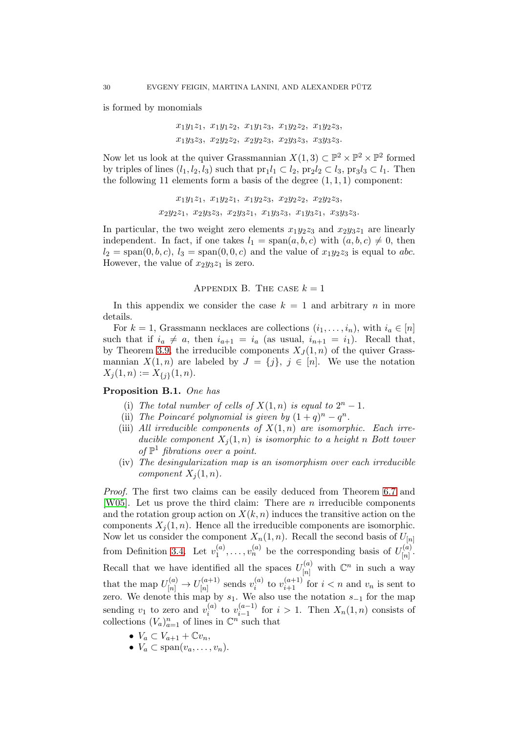is formed by monomials

$$x_1y_1z_1,\ x_1y_1z_2,\ x_1y_1z_3,\ x_1y_2z_2,\ x_1y_2z_3,$$
$$x_1y_3z_3,\ x_2y_2z_2,\ x_2y_2z_3,\ x_2y_3z_3,\ x_3y_3z_3.$$

Now let us look at the quiver Grassmannian $X(1,3) \subset \mathbb{P}^2 \times \mathbb{P}^2 \times \mathbb{P}^2$ formed by triples of lines $(l_1, l_2, l_3)$ such that $\mathrm{pr}_1 l_1 \subset l_2$, $\mathrm{pr}_2 l_2 \subset l_3$, $\mathrm{pr}_3 l_3 \subset l_1$. Then the following 11 elements form a basis of the degree $(1,1,1)$ component:

$$x_1y_1z_1,\ x_1y_2z_1,\ x_1y_2z_3,\ x_2y_2z_2,\ x_2y_2z_3,$$
$$x_2y_2z_1,\ x_2y_3z_3,\ x_2y_3z_1,\ x_1y_3z_3,\ x_1y_3z_1,\ x_3y_3z_3.$$

In particular, the two weight zero elements $x_1y_2z_3$ and $x_2y_3z_1$ are linearly independent. In fact, if one takes $l_1 = \mathrm{span}(a,b,c)$ with $(a,b,c) \neq 0$, then $l_2 = \mathrm{span}(0,b,c)$, $l_3 = \mathrm{span}(0,0,c)$ and the value of $x_1y_2z_3$ is equal to $abc$. However, the value of $x_2y_3z_1$ is zero.

## Appendix B. The case $k = 1$

In this appendix we consider the case $k = 1$ and arbitrary $n$ in more details.

For $k = 1$, Grassmann necklaces are collections $(i_1, \ldots, i_n)$, with $i_a \in [n]$ such that if $i_a \neq a$, then $i_{a+1} = i_a$ (as usual, $i_{n+1} = i_1$). Recall that, by Theorem 3.9, the irreducible components $X_J(1,n)$ of the quiver Grassmannian $X(1,n)$ are labeled by $J = \{j\}$, $j \in [n]$. We use the notation $X_j(1,n) := X_{\{j\}}(1,n)$.

**Proposition B.1.** *One has*

(i) *The total number of cells of $X(1,n)$ is equal to $2^n - 1$.*
(ii) *The Poincaré polynomial is given by $(1+q)^n - q^n$.*
(iii) *All irreducible components of $X(1,n)$ are isomorphic. Each irreducible component $X_j(1,n)$ is isomorphic to a height $n$ Bott tower of $\mathbb{P}^1$ fibrations over a point.*
(iv) *The desingularization map is an isomorphism over each irreducible component $X_j(1,n)$.*

*Proof.* The first two claims can be easily deduced from Theorem 6.7 and [W05]. Let us prove the third claim: There are $n$ irreducible components and the rotation group action on $X(k,n)$ induces the transitive action on the components $X_j(1,n)$. Hence all the irreducible components are isomorphic. Now let us consider the component $X_n(1,n)$. Recall the second basis of $U_{[n]}$ from Definition 3.4. Let $v_1^{(a)}, \ldots, v_n^{(a)}$ be the corresponding basis of $U_{[n]}^{(a)}$. Recall that we have identified all the spaces $U_{[n]}^{(a)}$ with $\mathbb{C}^n$ in such a way that the map $U_{[n]}^{(a)} \to U_{[n]}^{(a+1)}$ sends $v_i^{(a)}$ to $v_{i+1}^{(a+1)}$ for $i < n$ and $v_n$ is sent to zero. We denote this map by $s_1$. We also use the notation $s_{-1}$ for the map sending $v_1$ to zero and $v_i^{(a)}$ to $v_{i-1}^{(a-1)}$ for $i > 1$. Then $X_n(1,n)$ consists of collections $(V_a)_{a=1}^n$ of lines in $\mathbb{C}^n$ such that

- $V_a \subset V_{a+1} + \mathbb{C}v_n$,
- $V_a \subset \mathrm{span}(v_a, \ldots, v_n)$.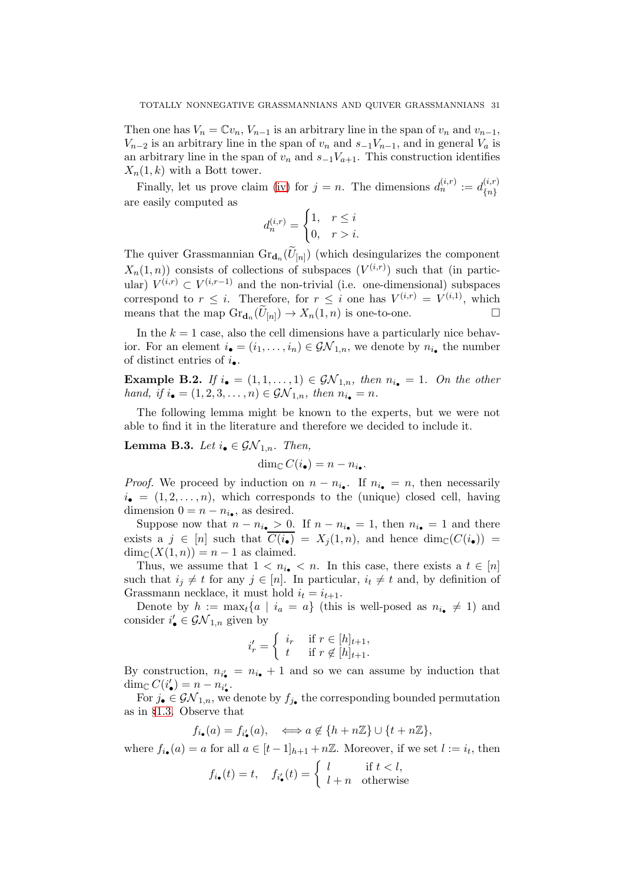Then one has $V_n = \mathbb{C}v_n$, $V_{n-1}$ is an arbitrary line in the span of $v_n$ and $v_{n-1}$, $V_{n-2}$ is an arbitrary line in the span of $v_n$ and $s_{-1}V_{n-1}$, and in general $V_a$ is an arbitrary line in the span of $v_n$ and $s_{-1}V_{a+1}$. This construction identifies $X_n(1,k)$ with a Bott tower.

Finally, let us prove claim (iv) for $j = n$. The dimensions $d_n^{(i,r)} := d_{\{n\}}^{(i,r)}$ are easily computed as

$$d_n^{(i,r)} = \begin{cases} 1, & r \leq i \\ 0, & r > i. \end{cases}$$

The quiver Grassmannian $\mathrm{Gr}_{\mathbf{d}_n}(\widetilde{U}_{[n]})$ (which desingularizes the component $X_n(1,n)$) consists of collections of subspaces $(V^{(i,r)})$ such that (in particular) $V^{(i,r)} \subset V^{(i,r-1)}$ and the non-trivial (i.e. one-dimensional) subspaces correspond to $r \leq i$. Therefore, for $r \leq i$ one has $V^{(i,r)} = V^{(i,1)}$, which means that the map $\mathrm{Gr}_{\mathbf{d}_n}(\widetilde{U}_{[n]}) \to X_n(1,n)$ is one-to-one. $\square$

In the $k = 1$ case, also the cell dimensions have a particularly nice behavior. For an element $i_\bullet = (i_1, \ldots, i_n) \in \mathcal{GN}_{1,n}$, we denote by $n_{i_\bullet}$ the number of distinct entries of $i_\bullet$.

**Example B.2.** *If $i_\bullet = (1, 1, \ldots, 1) \in \mathcal{GN}_{1,n}$, then $n_{i_\bullet} = 1$. On the other hand, if $i_\bullet = (1, 2, 3, \ldots, n) \in \mathcal{GN}_{1,n}$, then $n_{i_\bullet} = n$.*

The following lemma might be known to the experts, but we were not able to find it in the literature and therefore we decided to include it.

**Lemma B.3.** *Let $i_\bullet \in \mathcal{GN}_{1,n}$. Then,*

$$\dim_{\mathbb{C}} C(i_\bullet) = n - n_{i_\bullet}.$$

*Proof.* We proceed by induction on $n - n_{i_\bullet}$. If $n_{i_\bullet} = n$, then necessarily $i_\bullet = (1, 2, \ldots, n)$, which corresponds to the (unique) closed cell, having dimension $0 = n - n_{i_\bullet}$, as desired.

Suppose now that $n - n_{i_\bullet} > 0$. If $n - n_{i_\bullet} = 1$, then $n_{i_\bullet} = 1$ and there exists a $j \in [n]$ such that $\overline{C(i_\bullet)} = X_j(1,n)$, and hence $\dim_{\mathbb{C}}(C(i_\bullet)) = \dim_{\mathbb{C}}(X(1,n)) = n - 1$ as claimed.

Thus, we assume that $1 < n_{i_\bullet} < n$. In this case, there exists a $t \in [n]$ such that $i_j \neq t$ for any $j \in [n]$. In particular, $i_t \neq t$ and, by definition of Grassmann necklace, it must hold $i_t = i_{t+1}$.

Denote by $h := \max_t\{a \mid i_a = a\}$ (this is well-posed as $n_{i_\bullet} \neq 1$) and consider $i'_\bullet \in \mathcal{GN}_{1,n}$ given by

$$i'_r = \begin{cases} i_r & \text{if } r \in [h]_{t+1}, \\ t & \text{if } r \notin [h]_{t+1}. \end{cases}$$

By construction, $n_{i'_\bullet} = n_{i_\bullet} + 1$ and so we can assume by induction that $\dim_{\mathbb{C}} C(i'_\bullet) = n - n_{i'_\bullet}$.

For $j_\bullet \in \mathcal{GN}_{1,n}$, we denote by $f_{j_\bullet}$ the corresponding bounded permutation as in §1.3. Observe that

$$f_{i_\bullet}(a) = f_{i'_\bullet}(a), \quad \Longleftrightarrow a \notin \{h + n\mathbb{Z}\} \cup \{t + n\mathbb{Z}\},$$

where $f_{i_\bullet}(a) = a$ for all $a \in [t-1]_{h+1} + n\mathbb{Z}$. Moreover, if we set $l := i_t$, then

$$f_{i_\bullet}(t) = t, \quad f_{i'_\bullet}(t) = \begin{cases} l & \text{if } t < l, \\ l + n & \text{otherwise} \end{cases}$$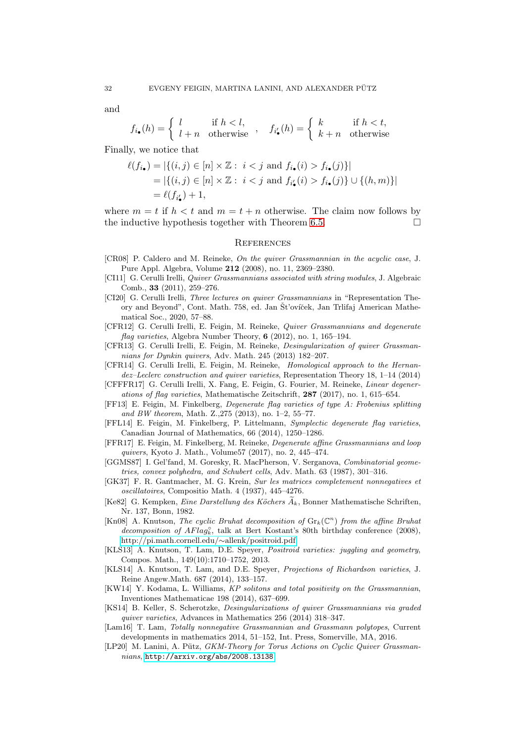and

$$f_{i_\bullet}(h) = \begin{cases} l & \text{if } h < l, \\ l+n & \text{otherwise} \end{cases}, \quad f_{i'_\bullet}(h) = \begin{cases} k & \text{if } h < t, \\ k+n & \text{otherwise} \end{cases}$$

Finally, we notice that

$$\begin{aligned} \ell(f_{i_\bullet}) &= |\{(i,j) \in [n] \times \mathbb{Z} :\ i < j \text{ and } f_{i_\bullet}(i) > f_{i_\bullet}(j)\}| \\ &= |\{(i,j) \in [n] \times \mathbb{Z} :\ i < j \text{ and } f_{i'_\bullet}(i) > f_{i_\bullet}(j)\} \cup \{(h,m)\}| \\ &= \ell(f_{i'_\bullet}) + 1, \end{aligned}$$

where $m = t$ if $h < t$ and $m = t + n$ otherwise. The claim now follows by the inductive hypothesis together with Theorem 6.5. □

## References

- [CR08] P. Caldero and M. Reineke, *On the quiver Grassmannian in the acyclic case*, J. Pure Appl. Algebra, Volume **212** (2008), no. 11, 2369–2380.
- [CI11] G. Cerulli Irelli, *Quiver Grassmannians associated with string modules*, J. Algebraic Comb., **33** (2011), 259–276.
- [CI20] G. Cerulli Irelli, *Three lectures on quiver Grassmannians* in "Representation Theory and Beyond", Cont. Math. 758, ed. Jan Šťovíček, Jan Trlifaj American Mathematical Soc., 2020, 57–88.
- [CFR12] G. Cerulli Irelli, E. Feigin, M. Reineke, *Quiver Grassmannians and degenerate flag varieties*, Algebra Number Theory, **6** (2012), no. 1, 165–194.
- [CFR13] G. Cerulli Irelli, E. Feigin, M. Reineke, *Desingularization of quiver Grassmannians for Dynkin quivers*, Adv. Math. 245 (2013) 182–207.
- [CFR14] G. Cerulli Irelli, E. Feigin, M. Reineke, *Homological approach to the Hernandez–Leclerc construction and quiver varieties*, Representation Theory 18, 1–14 (2014)
- [CFFFR17] G. Cerulli Irelli, X. Fang, E. Feigin, G. Fourier, M. Reineke, *Linear degenerations of flag varieties*, Mathematische Zeitschrift, **287** (2017), no. 1, 615–654.
- [FF13] E. Feigin, M. Finkelberg, *Degenerate flag varieties of type A: Frobenius splitting and BW theorem*, Math. Z.,275 (2013), no. 1–2, 55–77.
- [FFL14] E. Feigin, M. Finkelberg, P. Littelmann, *Symplectic degenerate flag varieties*, Canadian Journal of Mathematics, 66 (2014), 1250–1286.
- [FFR17] E. Feigin, M. Finkelberg, M. Reineke, *Degenerate affine Grassmannians and loop quivers*, Kyoto J. Math., Volume57 (2017), no. 2, 445–474.
- [GGMS87] I. Gel'fand, M. Goresky, R. MacPherson, V. Serganova, *Combinatorial geometries, convex polyhedra, and Schubert cells*, Adv. Math. 63 (1987), 301–316.
- [GK37] F. R. Gantmacher, M. G. Krein, *Sur les matrices completement nonnegatives et oscillatoires*, Compositio Math. 4 (1937), 445–4276.
- [Ke82] G. Kempken, *Eine Darstellung des Köchers $\widetilde{A}_k$*, Bonner Mathematische Schriften, Nr. 137, Bonn, 1982.
- [Kn08] A. Knutson, *The cyclic Bruhat decomposition of $\mathrm{Gr}_k(\mathbb{C}^n)$ from the affine Bruhat decomposition of $AFlag_k^\circ$*, talk at Bert Kostant's 80th birthday conference (2008), http://pi.math.cornell.edu/∼allenk/positroid.pdf
- [KLS13] A. Knutson, T. Lam, D.E. Speyer, *Positroid varieties: juggling and geometry*, Compos. Math., 149(10):1710–1752, 2013.
- [KLS14] A. Knutson, T. Lam, and D.E. Speyer, *Projections of Richardson varieties*, J. Reine Angew.Math. 687 (2014), 133–157.
- [KW14] Y. Kodama, L. Williams, *KP solitons and total positivity on the Grassmannian*, Inventiones Mathematicae 198 (2014), 637–699.
- [KS14] B. Keller, S. Scherotzke, *Desingularizations of quiver Grassmannians via graded quiver varieties*, Advances in Mathematics 256 (2014) 318–347.
- [Lam16] T. Lam, *Totally nonnegative Grassmannian and Grassmann polytopes*, Current developments in mathematics 2014, 51–152, Int. Press, Somerville, MA, 2016.
- [LP20] M. Lanini, A. Pütz, *GKM-Theory for Torus Actions on Cyclic Quiver Grassmannians*, http://arxiv.org/abs/2008.13138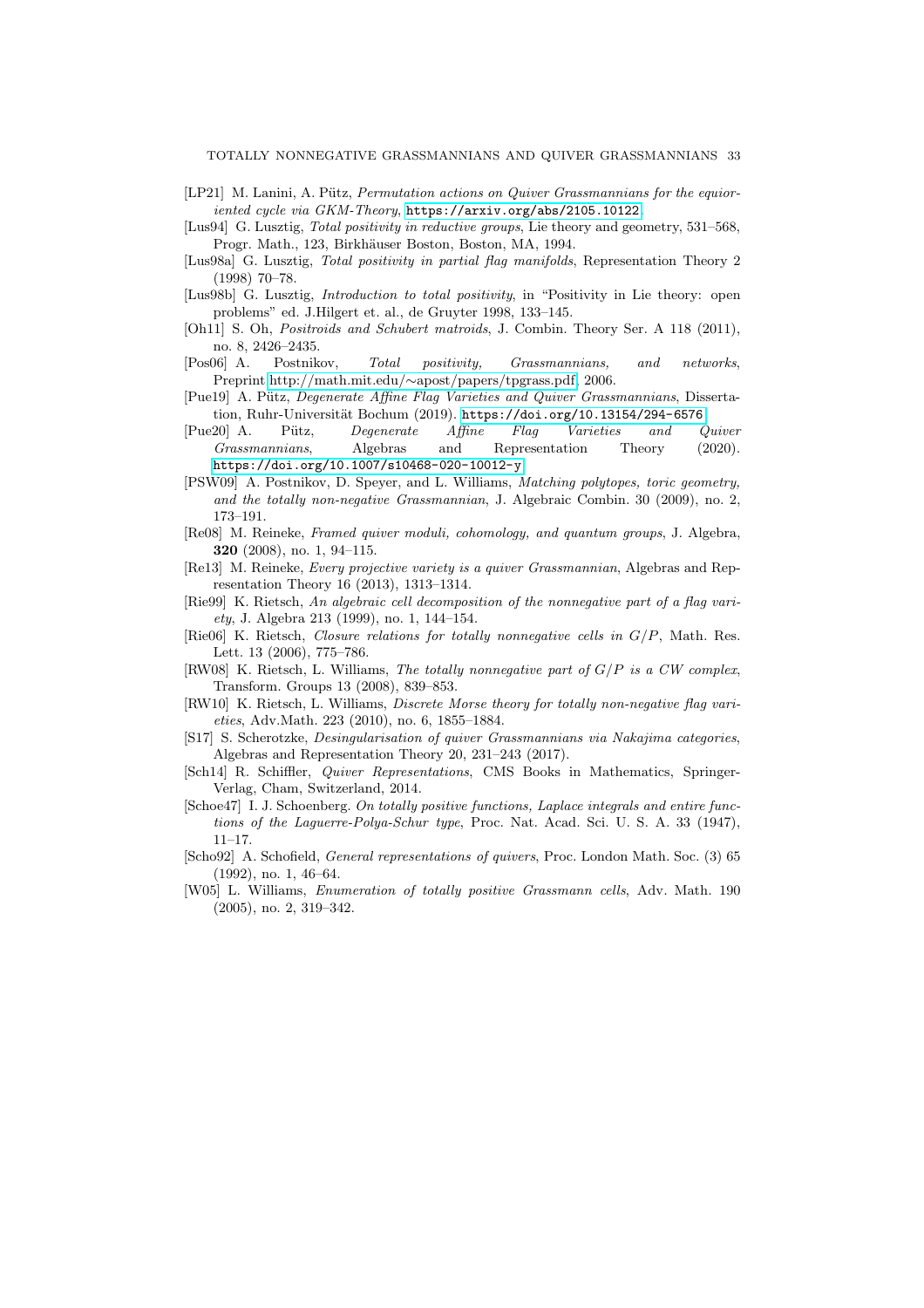- [LP21] M. Lanini, A. Pütz, *Permutation actions on Quiver Grassmannians for the equioriented cycle via GKM-Theory*, https://arxiv.org/abs/2105.10122.
- [Lus94] G. Lusztig, *Total positivity in reductive groups*, Lie theory and geometry, 531–568, Progr. Math., 123, Birkhäuser Boston, Boston, MA, 1994.
- [Lus98a] G. Lusztig, *Total positivity in partial flag manifolds*, Representation Theory 2 (1998) 70–78.
- [Lus98b] G. Lusztig, *Introduction to total positivity*, in "Positivity in Lie theory: open problems" ed. J.Hilgert et. al., de Gruyter 1998, 133–145.
- [Oh11] S. Oh, *Positroids and Schubert matroids*, J. Combin. Theory Ser. A 118 (2011), no. 8, 2426–2435.
- [Pos06] A. Postnikov, *Total positivity, Grassmannians, and networks*, Preprint http://math.mit.edu/∼apost/papers/tpgrass.pdf, 2006.
- [Pue19] A. Pütz, *Degenerate Affine Flag Varieties and Quiver Grassmannians*, Dissertation, Ruhr-Universität Bochum (2019). https://doi.org/10.13154/294-6576.
- [Pue20] A. Pütz, *Degenerate Affine Flag Varieties and Quiver Grassmannians*, Algebras and Representation Theory (2020). https://doi.org/10.1007/s10468-020-10012-y.
- [PSW09] A. Postnikov, D. Speyer, and L. Williams, *Matching polytopes, toric geometry, and the totally non-negative Grassmannian*, J. Algebraic Combin. 30 (2009), no. 2, 173–191.
- [Re08] M. Reineke, *Framed quiver moduli, cohomology, and quantum groups*, J. Algebra, **320** (2008), no. 1, 94–115.
- [Re13] M. Reineke, *Every projective variety is a quiver Grassmannian*, Algebras and Representation Theory 16 (2013), 1313–1314.
- [Rie99] K. Rietsch, *An algebraic cell decomposition of the nonnegative part of a flag variety*, J. Algebra 213 (1999), no. 1, 144–154.
- [Rie06] K. Rietsch, *Closure relations for totally nonnegative cells in $G/P$*, Math. Res. Lett. 13 (2006), 775–786.
- [RW08] K. Rietsch, L. Williams, *The totally nonnegative part of $G/P$ is a CW complex*, Transform. Groups 13 (2008), 839–853.
- [RW10] K. Rietsch, L. Williams, *Discrete Morse theory for totally non-negative flag varieties*, Adv.Math. 223 (2010), no. 6, 1855–1884.
- [S17] S. Scherotzke, *Desingularisation of quiver Grassmannians via Nakajima categories*, Algebras and Representation Theory 20, 231–243 (2017).
- [Sch14] R. Schiffler, *Quiver Representations*, CMS Books in Mathematics, Springer-Verlag, Cham, Switzerland, 2014.
- [Schoe47] I. J. Schoenberg. *On totally positive functions, Laplace integrals and entire functions of the Laguerre-Polya-Schur type*, Proc. Nat. Acad. Sci. U. S. A. 33 (1947), 11–17.
- [Scho92] A. Schofield, *General representations of quivers*, Proc. London Math. Soc. (3) 65 (1992), no. 1, 46–64.
- [W05] L. Williams, *Enumeration of totally positive Grassmann cells*, Adv. Math. 190 (2005), no. 2, 319–342.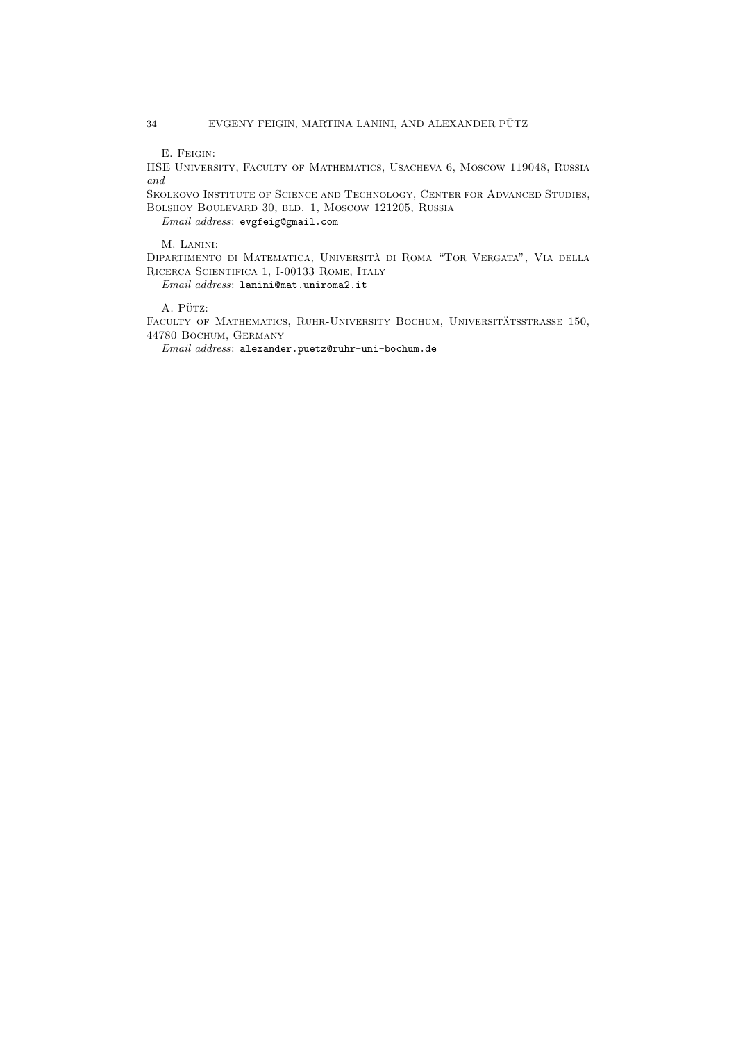E. Feigin:
HSE University, Faculty of Mathematics, Usacheva 6, Moscow 119048, Russia
*and*
Skolkovo Institute of Science and Technology, Center for Advanced Studies, Bolshoy Boulevard 30, bld. 1, Moscow 121205, Russia
*Email address*: evgfeig@gmail.com

M. Lanini:
Dipartimento di Matematica, Università di Roma "Tor Vergata", Via della Ricerca Scientifica 1, I-00133 Rome, Italy
*Email address*: lanini@mat.uniroma2.it

A. Pütz:
Faculty of Mathematics, Ruhr-University Bochum, Universitätsstrasse 150, 44780 Bochum, Germany
*Email address*: alexander.puetz@ruhr-uni-bochum.de